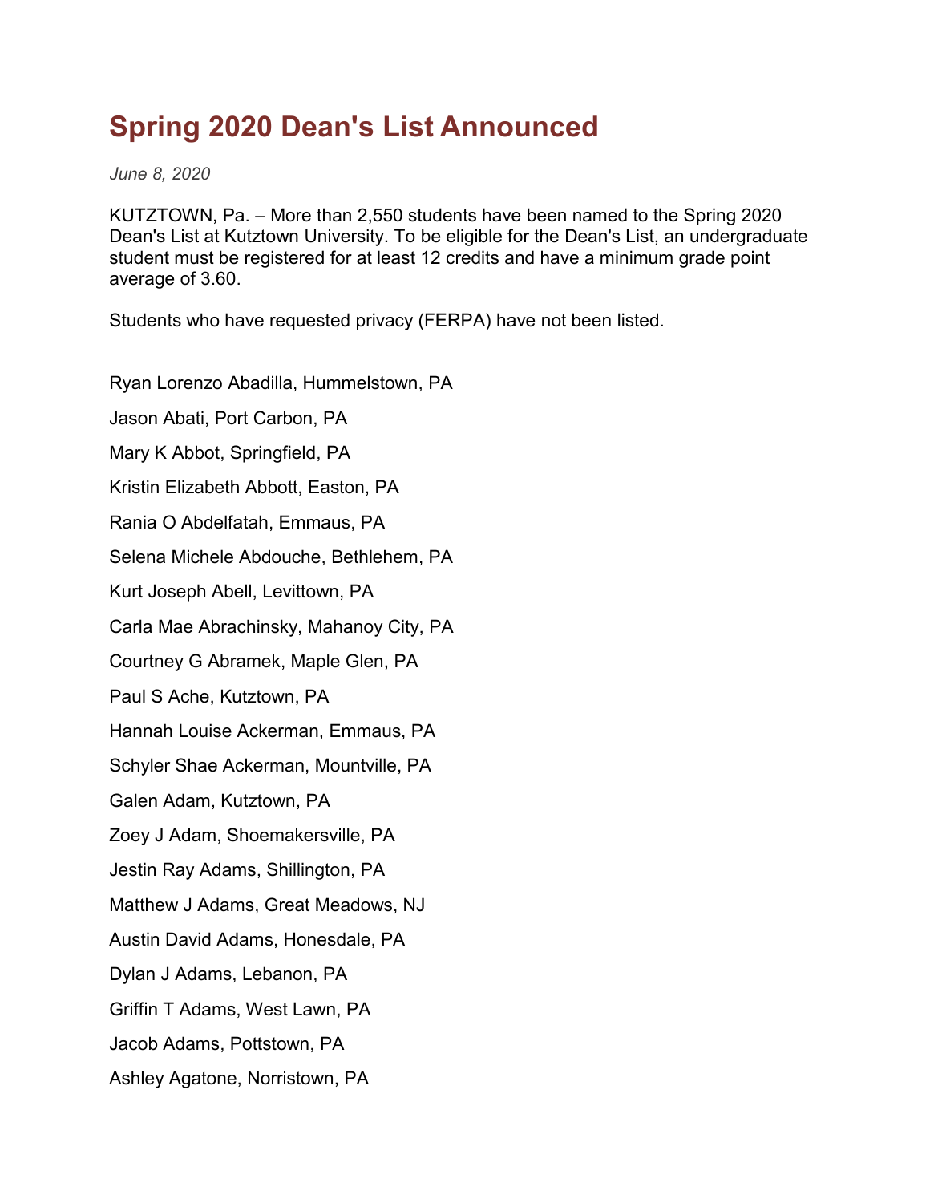# Spring 2020 Dean's List Announced

*June 8, 2020*

KUTZTOWN, Pa. – More than 2,550 students have been named to the Spring 2020 Dean's List at Kutztown University. To be eligible for the Dean's List, an undergraduate student must be registered for at least 12 credits and have a minimum grade point average of 3.60.

Students who have requested privacy (FERPA) have not been listed.

Ryan Lorenzo Abadilla, Hummelstown, PA

Jason Abati, Port Carbon, PA

Mary K Abbot, Springfield, PA

Kristin Elizabeth Abbott, Easton, PA

Rania O Abdelfatah, Emmaus, PA

Selena Michele Abdouche, Bethlehem, PA

Kurt Joseph Abell, Levittown, PA

Carla Mae Abrachinsky, Mahanoy City, PA

Courtney G Abramek, Maple Glen, PA

Paul S Ache, Kutztown, PA

Hannah Louise Ackerman, Emmaus, PA

Schyler Shae Ackerman, Mountville, PA

Galen Adam, Kutztown, PA

Zoey J Adam, Shoemakersville, PA

Jestin Ray Adams, Shillington, PA

Matthew J Adams, Great Meadows, NJ

Austin David Adams, Honesdale, PA

Dylan J Adams, Lebanon, PA

Griffin T Adams, West Lawn, PA

Jacob Adams, Pottstown, PA

Ashley Agatone, Norristown, PA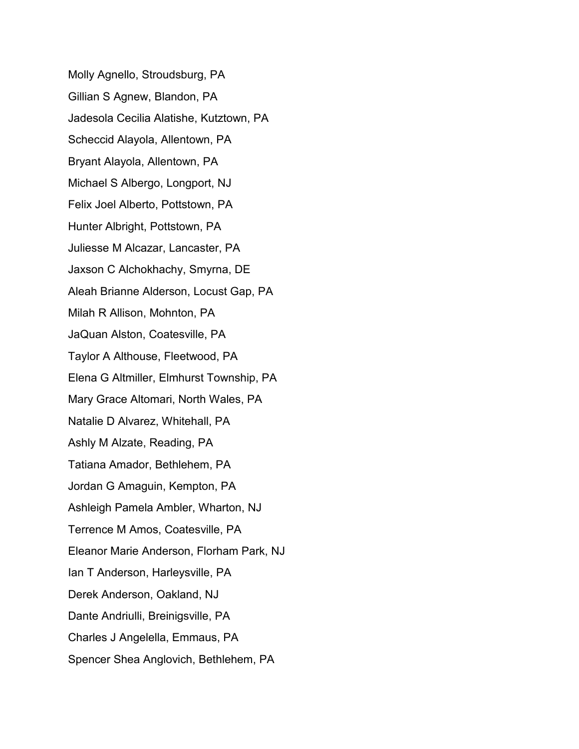Molly Agnello, Stroudsburg, PA

Gillian S Agnew, Blandon, PA

Jadesola Cecilia Alatishe, Kutztown, PA

Scheccid Alayola, Allentown, PA

Bryant Alayola, Allentown, PA

Michael S Albergo, Longport, NJ

Felix Joel Alberto, Pottstown, PA

Hunter Albright, Pottstown, PA

Juliesse M Alcazar, Lancaster, PA

Jaxson C Alchokhachy, Smyrna, DE

Aleah Brianne Alderson, Locust Gap, PA

Milah R Allison, Mohnton, PA

JaQuan Alston, Coatesville, PA

Taylor A Althouse, Fleetwood, PA

Elena G Altmiller, Elmhurst Township, PA

Mary Grace Altomari, North Wales, PA

Natalie D Alvarez, Whitehall, PA

Ashly M Alzate, Reading, PA

Tatiana Amador, Bethlehem, PA

Jordan G Amaguin, Kempton, PA

Ashleigh Pamela Ambler, Wharton, NJ

Terrence M Amos, Coatesville, PA

Eleanor Marie Anderson, Florham Park, NJ

Ian T Anderson, Harleysville, PA

Derek Anderson, Oakland, NJ

Dante Andriulli, Breinigsville, PA

Charles J Angelella, Emmaus, PA

Spencer Shea Anglovich, Bethlehem, PA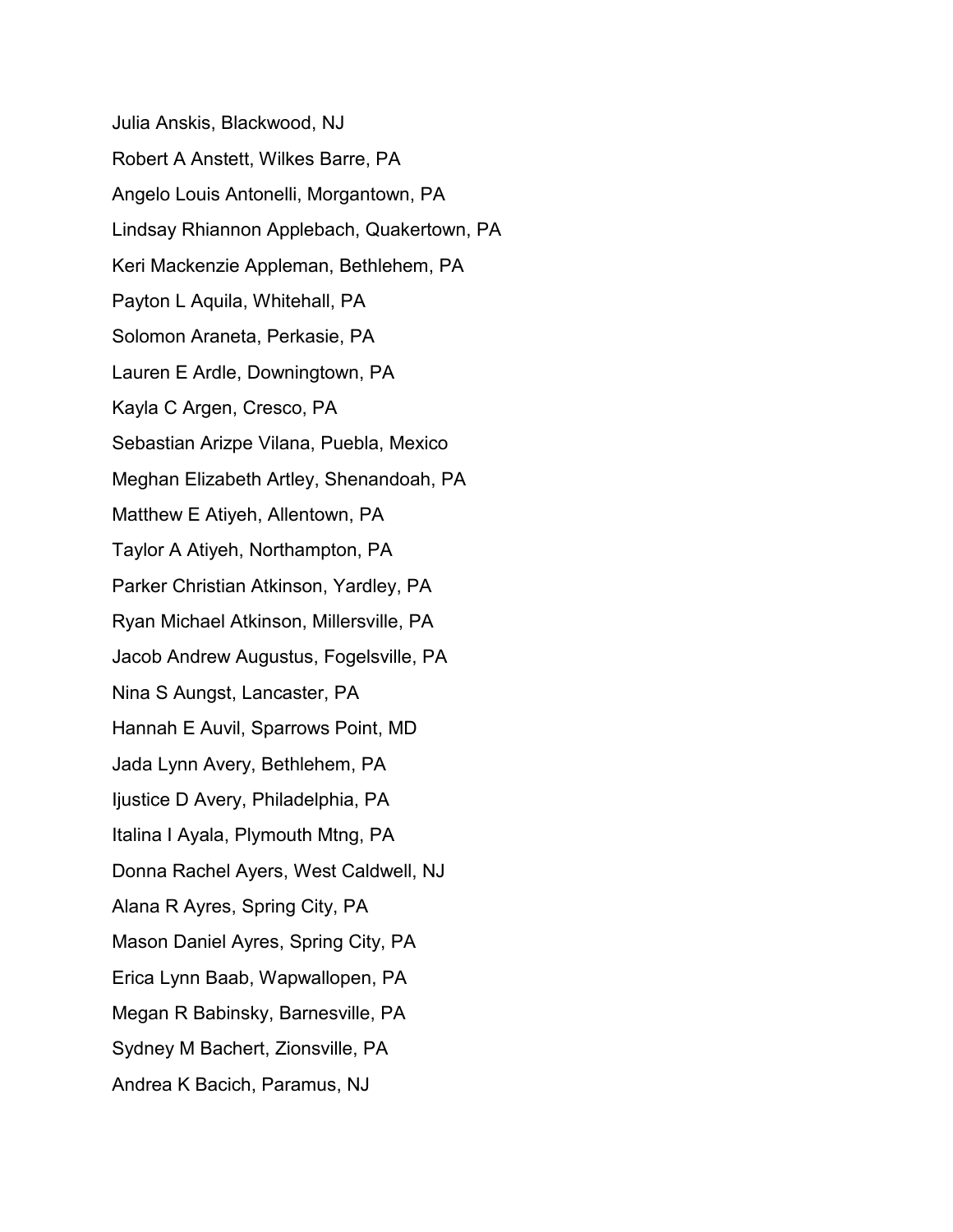Julia Anskis, Blackwood, NJ

Robert A Anstett, Wilkes Barre, PA

Angelo Louis Antonelli, Morgantown, PA

Lindsay Rhiannon Applebach, Quakertown, PA

Keri Mackenzie Appleman, Bethlehem, PA

Payton L Aquila, Whitehall, PA

Solomon Araneta, Perkasie, PA

Lauren E Ardle, Downingtown, PA

Kayla C Argen, Cresco, PA

Sebastian Arizpe Vilana, Puebla, Mexico

Meghan Elizabeth Artley, Shenandoah, PA

Matthew E Atiyeh, Allentown, PA

Taylor A Atiyeh, Northampton, PA

Parker Christian Atkinson, Yardley, PA

Ryan Michael Atkinson, Millersville, PA

Jacob Andrew Augustus, Fogelsville, PA

Nina S Aungst, Lancaster, PA

Hannah E Auvil, Sparrows Point, MD

Jada Lynn Avery, Bethlehem, PA

Ijustice D Avery, Philadelphia, PA

Italina I Ayala, Plymouth Mtng, PA

Donna Rachel Ayers, West Caldwell, NJ

Alana R Ayres, Spring City, PA

Mason Daniel Ayres, Spring City, PA

Erica Lynn Baab, Wapwallopen, PA

Megan R Babinsky, Barnesville, PA

Sydney M Bachert, Zionsville, PA

Andrea K Bacich, Paramus, NJ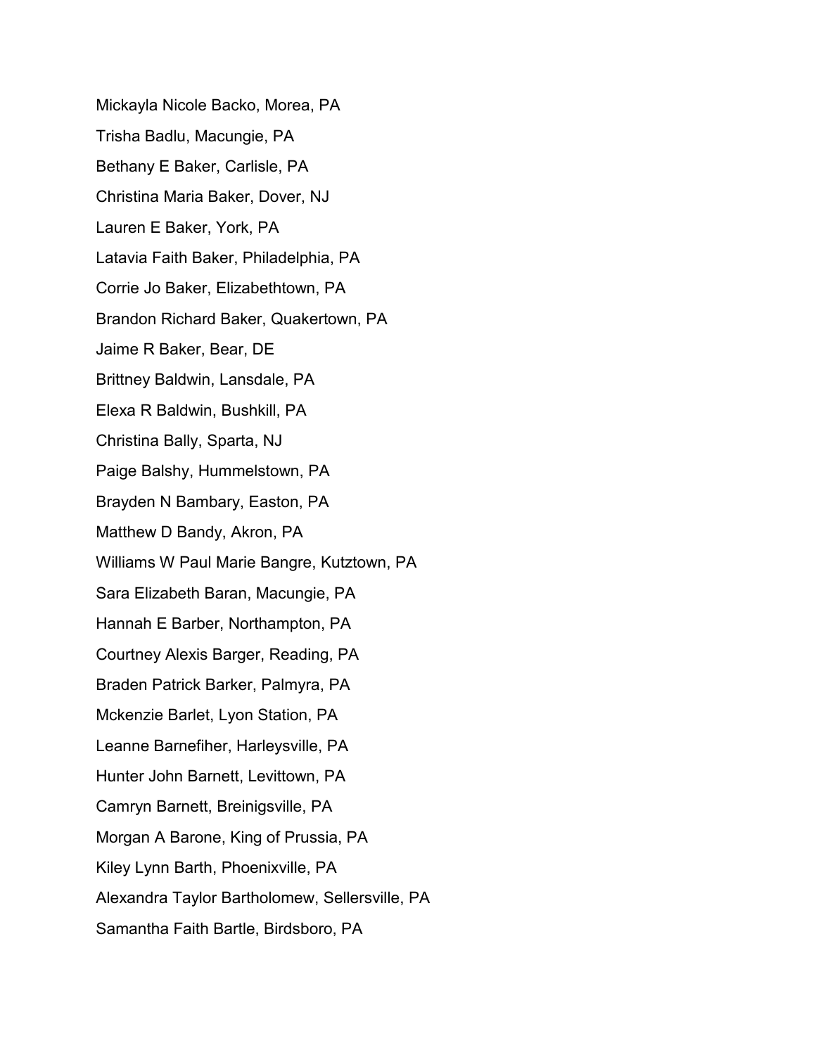Mickayla Nicole Backo, Morea, PA

Trisha Badlu, Macungie, PA

Bethany E Baker, Carlisle, PA

Christina Maria Baker, Dover, NJ

Lauren E Baker, York, PA

Latavia Faith Baker, Philadelphia, PA

Corrie Jo Baker, Elizabethtown, PA

Brandon Richard Baker, Quakertown, PA

Jaime R Baker, Bear, DE

Brittney Baldwin, Lansdale, PA

Elexa R Baldwin, Bushkill, PA

Christina Bally, Sparta, NJ

Paige Balshy, Hummelstown, PA

Brayden N Bambary, Easton, PA

Matthew D Bandy, Akron, PA

Williams W Paul Marie Bangre, Kutztown, PA

Sara Elizabeth Baran, Macungie, PA

Hannah E Barber, Northampton, PA

Courtney Alexis Barger, Reading, PA

Braden Patrick Barker, Palmyra, PA

Mckenzie Barlet, Lyon Station, PA

Leanne Barnefiher, Harleysville, PA

Hunter John Barnett, Levittown, PA

Camryn Barnett, Breinigsville, PA

Morgan A Barone, King of Prussia, PA

Kiley Lynn Barth, Phoenixville, PA

Alexandra Taylor Bartholomew, Sellersville, PA

Samantha Faith Bartle, Birdsboro, PA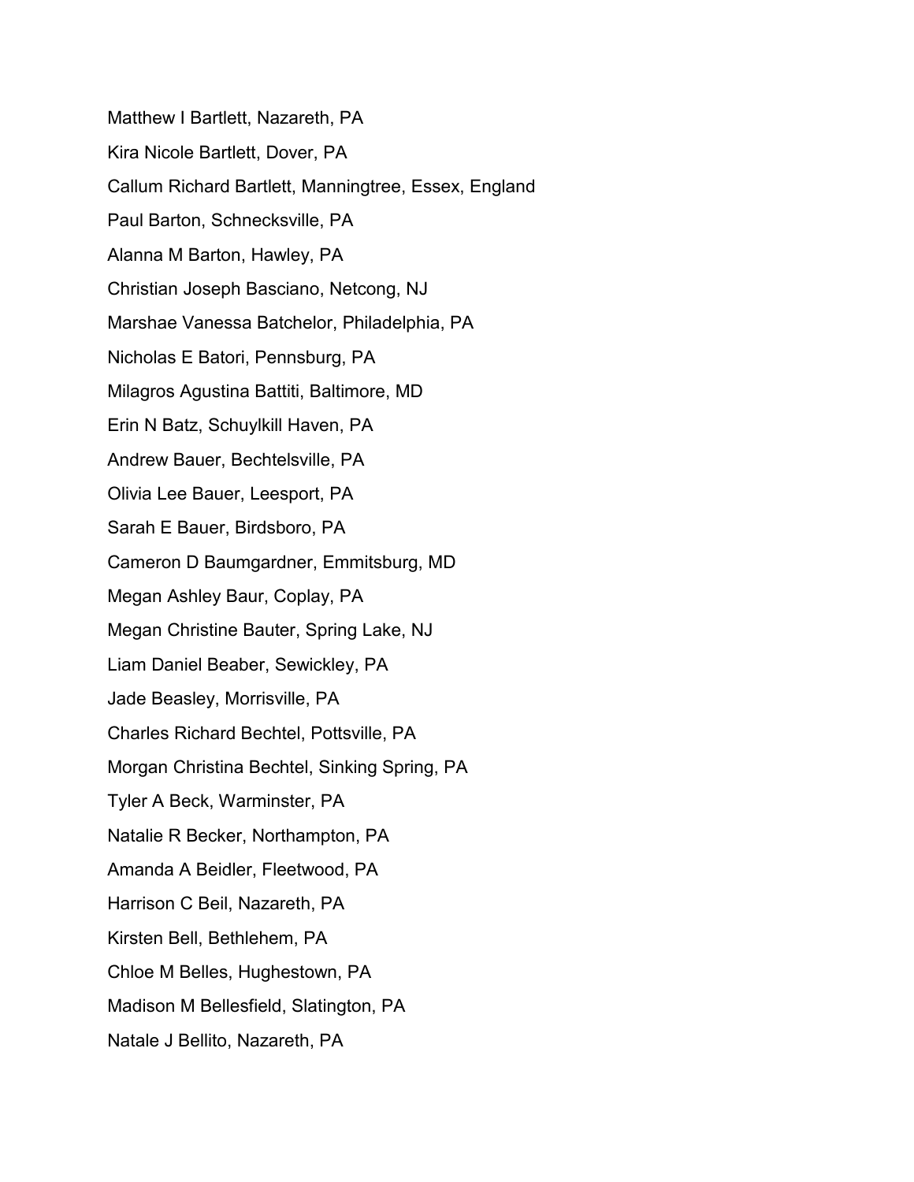Matthew I Bartlett, Nazareth, PA

Kira Nicole Bartlett, Dover, PA

Callum Richard Bartlett, Manningtree, Essex, England

Paul Barton, Schnecksville, PA

Alanna M Barton, Hawley, PA

Christian Joseph Basciano, Netcong, NJ

Marshae Vanessa Batchelor, Philadelphia, PA

Nicholas E Batori, Pennsburg, PA

Milagros Agustina Battiti, Baltimore, MD

Erin N Batz, Schuylkill Haven, PA

Andrew Bauer, Bechtelsville, PA

Olivia Lee Bauer, Leesport, PA

Sarah E Bauer, Birdsboro, PA

Cameron D Baumgardner, Emmitsburg, MD

Megan Ashley Baur, Coplay, PA

Megan Christine Bauter, Spring Lake, NJ

Liam Daniel Beaber, Sewickley, PA

Jade Beasley, Morrisville, PA

Charles Richard Bechtel, Pottsville, PA

Morgan Christina Bechtel, Sinking Spring, PA

Tyler A Beck, Warminster, PA

Natalie R Becker, Northampton, PA

Amanda A Beidler, Fleetwood, PA

Harrison C Beil, Nazareth, PA

Kirsten Bell, Bethlehem, PA

Chloe M Belles, Hughestown, PA

Madison M Bellesfield, Slatington, PA

Natale J Bellito, Nazareth, PA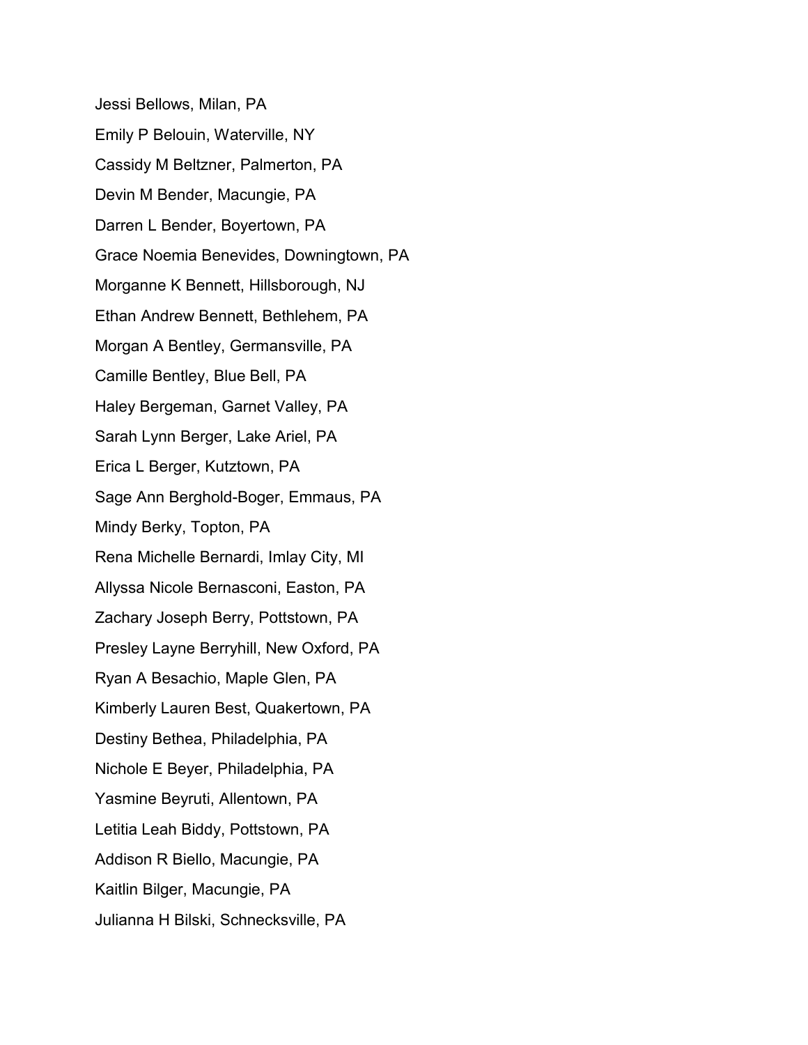Jessi Bellows, Milan, PA

Emily P Belouin, Waterville, NY

Cassidy M Beltzner, Palmerton, PA

Devin M Bender, Macungie, PA

Darren L Bender, Boyertown, PA

Grace Noemia Benevides, Downingtown, PA

Morganne K Bennett, Hillsborough, NJ

Ethan Andrew Bennett, Bethlehem, PA

Morgan A Bentley, Germansville, PA

Camille Bentley, Blue Bell, PA

Haley Bergeman, Garnet Valley, PA

Sarah Lynn Berger, Lake Ariel, PA

Erica L Berger, Kutztown, PA

Sage Ann Berghold-Boger, Emmaus, PA

Mindy Berky, Topton, PA

Rena Michelle Bernardi, Imlay City, MI

Allyssa Nicole Bernasconi, Easton, PA

Zachary Joseph Berry, Pottstown, PA

Presley Layne Berryhill, New Oxford, PA

Ryan A Besachio, Maple Glen, PA

Kimberly Lauren Best, Quakertown, PA

Destiny Bethea, Philadelphia, PA

Nichole E Beyer, Philadelphia, PA

Yasmine Beyruti, Allentown, PA

Letitia Leah Biddy, Pottstown, PA

Addison R Biello, Macungie, PA

Kaitlin Bilger, Macungie, PA

Julianna H Bilski, Schnecksville, PA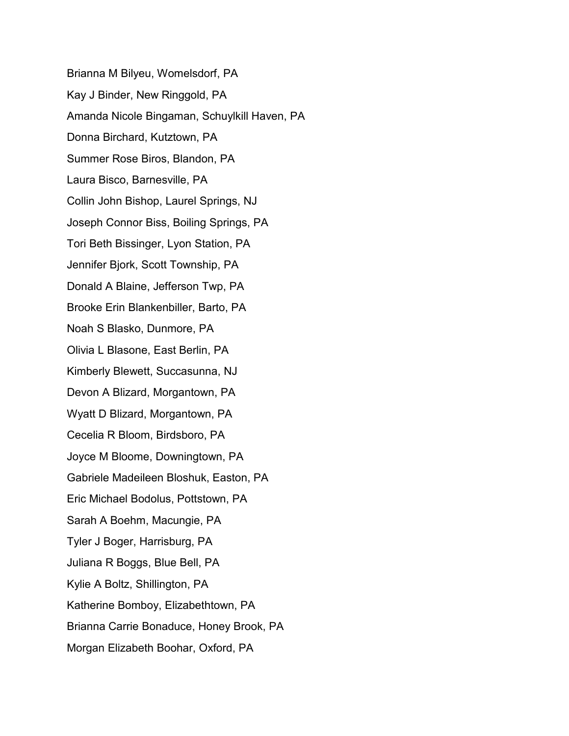Brianna M Bilyeu, Womelsdorf, PA

Kay J Binder, New Ringgold, PA

Amanda Nicole Bingaman, Schuylkill Haven, PA

Donna Birchard, Kutztown, PA

Summer Rose Biros, Blandon, PA

Laura Bisco, Barnesville, PA

Collin John Bishop, Laurel Springs, NJ

Joseph Connor Biss, Boiling Springs, PA

Tori Beth Bissinger, Lyon Station, PA

Jennifer Bjork, Scott Township, PA

Donald A Blaine, Jefferson Twp, PA

Brooke Erin Blankenbiller, Barto, PA

Noah S Blasko, Dunmore, PA

Olivia L Blasone, East Berlin, PA

Kimberly Blewett, Succasunna, NJ

Devon A Blizard, Morgantown, PA

Wyatt D Blizard, Morgantown, PA

Cecelia R Bloom, Birdsboro, PA

Joyce M Bloome, Downingtown, PA

Gabriele Madeileen Bloshuk, Easton, PA

Eric Michael Bodolus, Pottstown, PA

Sarah A Boehm, Macungie, PA

Tyler J Boger, Harrisburg, PA

Juliana R Boggs, Blue Bell, PA

Kylie A Boltz, Shillington, PA

Katherine Bomboy, Elizabethtown, PA

Brianna Carrie Bonaduce, Honey Brook, PA

Morgan Elizabeth Boohar, Oxford, PA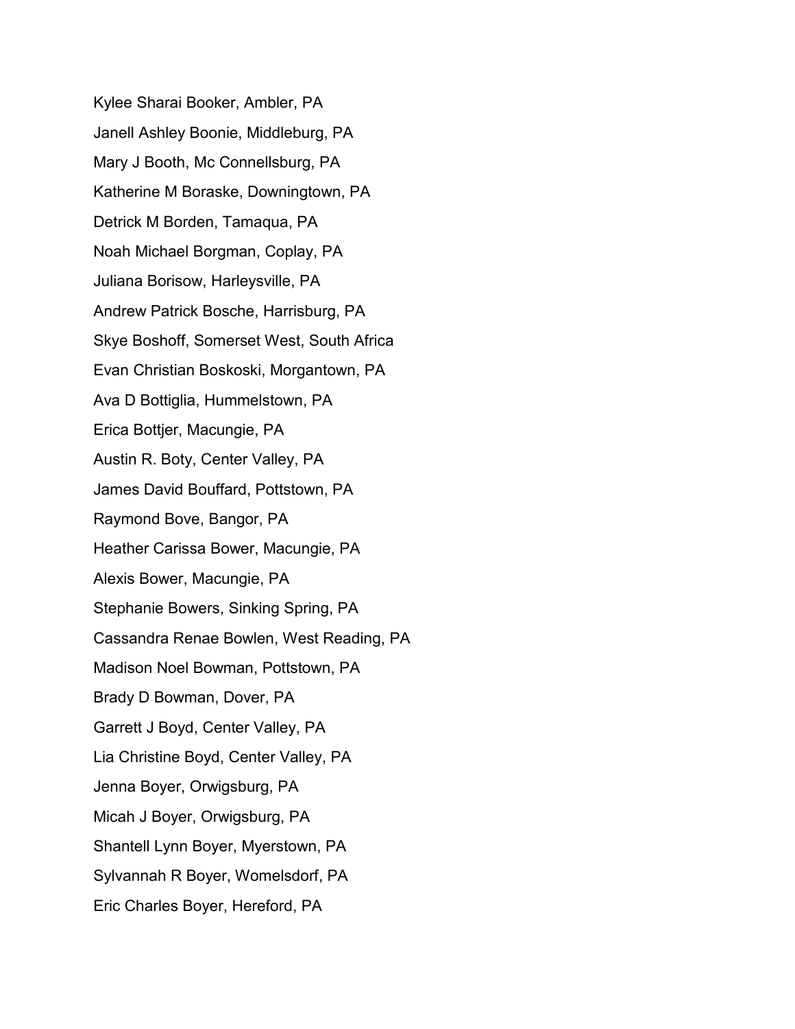Kylee Sharai Booker, Ambler, PA

Janell Ashley Boonie, Middleburg, PA

Mary J Booth, Mc Connellsburg, PA

Katherine M Boraske, Downingtown, PA

Detrick M Borden, Tamaqua, PA

Noah Michael Borgman, Coplay, PA

Juliana Borisow, Harleysville, PA

Andrew Patrick Bosche, Harrisburg, PA

Skye Boshoff, Somerset West, South Africa

Evan Christian Boskoski, Morgantown, PA

Ava D Bottiglia, Hummelstown, PA

Erica Bottjer, Macungie, PA

Austin R. Boty, Center Valley, PA

James David Bouffard, Pottstown, PA

Raymond Bove, Bangor, PA

Heather Carissa Bower, Macungie, PA

Alexis Bower, Macungie, PA

Stephanie Bowers, Sinking Spring, PA

Cassandra Renae Bowlen, West Reading, PA

Madison Noel Bowman, Pottstown, PA

Brady D Bowman, Dover, PA

Garrett J Boyd, Center Valley, PA

Lia Christine Boyd, Center Valley, PA

Jenna Boyer, Orwigsburg, PA

Micah J Boyer, Orwigsburg, PA

Shantell Lynn Boyer, Myerstown, PA

Sylvannah R Boyer, Womelsdorf, PA

Eric Charles Boyer, Hereford, PA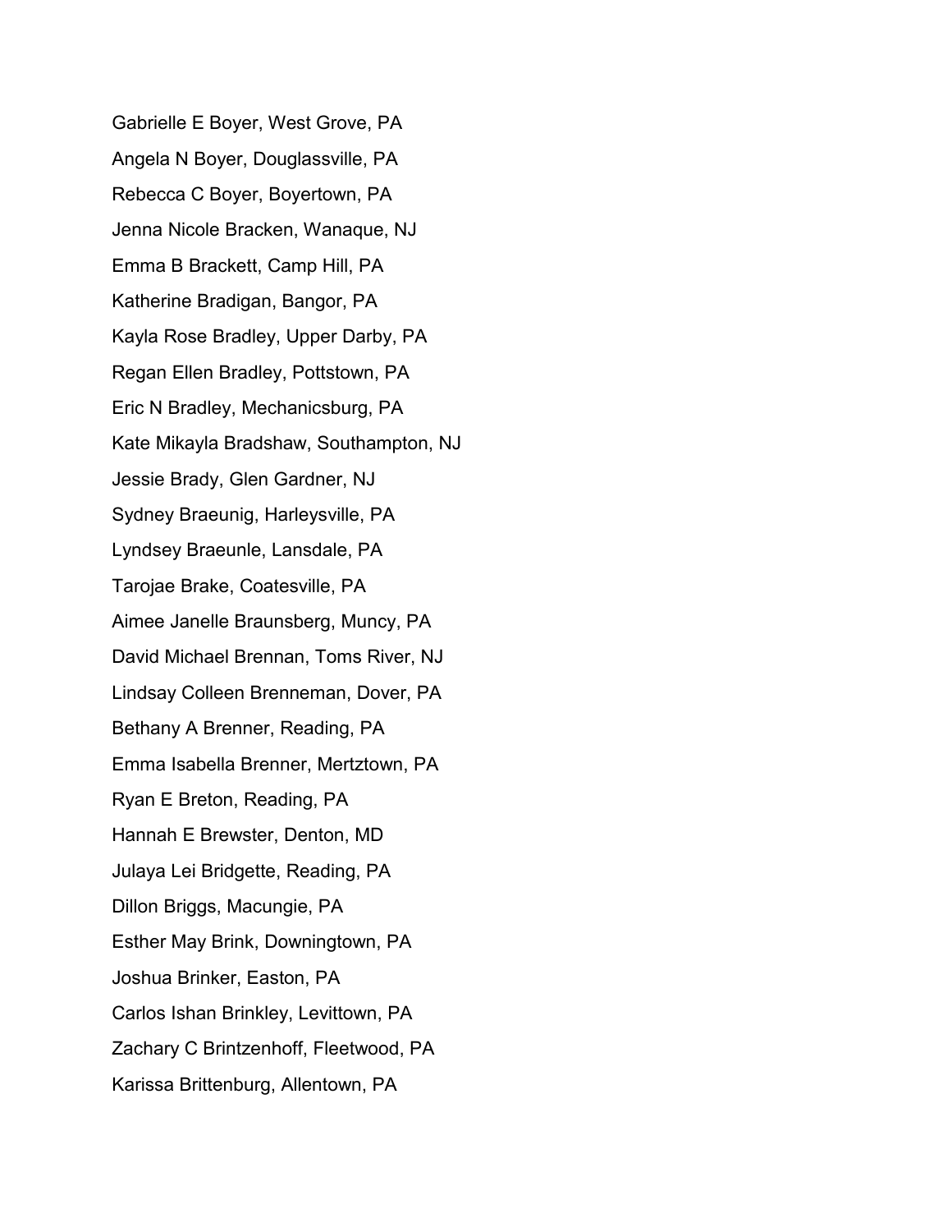Gabrielle E Boyer, West Grove, PA

Angela N Boyer, Douglassville, PA

Rebecca C Boyer, Boyertown, PA

Jenna Nicole Bracken, Wanaque, NJ

Emma B Brackett, Camp Hill, PA

Katherine Bradigan, Bangor, PA

Kayla Rose Bradley, Upper Darby, PA

Regan Ellen Bradley, Pottstown, PA

Eric N Bradley, Mechanicsburg, PA

Kate Mikayla Bradshaw, Southampton, NJ

Jessie Brady, Glen Gardner, NJ

Sydney Braeunig, Harleysville, PA

Lyndsey Braeunle, Lansdale, PA

Tarojae Brake, Coatesville, PA

Aimee Janelle Braunsberg, Muncy, PA

David Michael Brennan, Toms River, NJ

Lindsay Colleen Brenneman, Dover, PA

Bethany A Brenner, Reading, PA

Emma Isabella Brenner, Mertztown, PA

Ryan E Breton, Reading, PA

Hannah E Brewster, Denton, MD

Julaya Lei Bridgette, Reading, PA

Dillon Briggs, Macungie, PA

Esther May Brink, Downingtown, PA

Joshua Brinker, Easton, PA

Carlos Ishan Brinkley, Levittown, PA

Zachary C Brintzenhoff, Fleetwood, PA

Karissa Brittenburg, Allentown, PA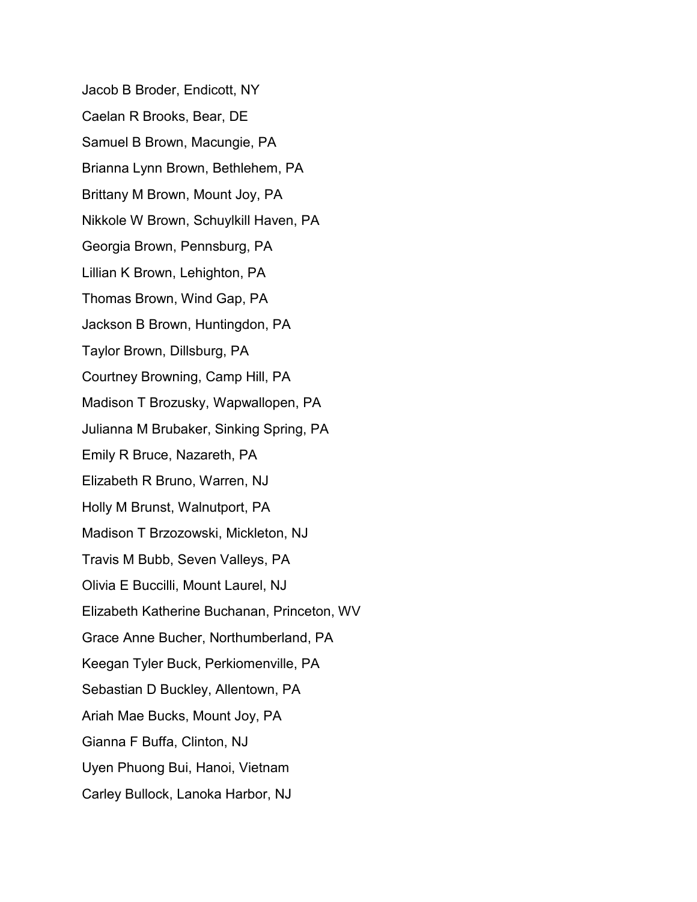Jacob B Broder, Endicott, NY

Caelan R Brooks, Bear, DE

Samuel B Brown, Macungie, PA

Brianna Lynn Brown, Bethlehem, PA

Brittany M Brown, Mount Joy, PA

Nikkole W Brown, Schuylkill Haven, PA

Georgia Brown, Pennsburg, PA

Lillian K Brown, Lehighton, PA

Thomas Brown, Wind Gap, PA

Jackson B Brown, Huntingdon, PA

Taylor Brown, Dillsburg, PA

Courtney Browning, Camp Hill, PA

Madison T Brozusky, Wapwallopen, PA

Julianna M Brubaker, Sinking Spring, PA

Emily R Bruce, Nazareth, PA

Elizabeth R Bruno, Warren, NJ

Holly M Brunst, Walnutport, PA

Madison T Brzozowski, Mickleton, NJ

Travis M Bubb, Seven Valleys, PA

Olivia E Buccilli, Mount Laurel, NJ

Elizabeth Katherine Buchanan, Princeton, WV

Grace Anne Bucher, Northumberland, PA

Keegan Tyler Buck, Perkiomenville, PA

Sebastian D Buckley, Allentown, PA

Ariah Mae Bucks, Mount Joy, PA

Gianna F Buffa, Clinton, NJ

Uyen Phuong Bui, Hanoi, Vietnam

Carley Bullock, Lanoka Harbor, NJ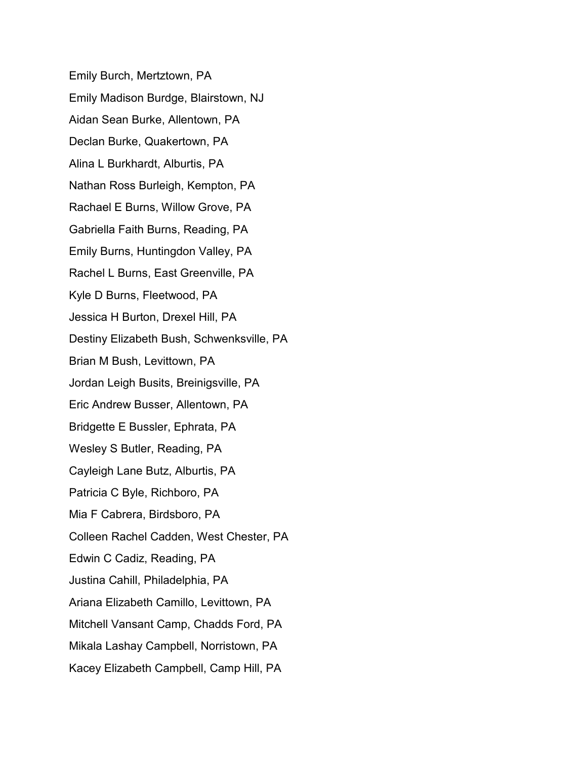Emily Burch, Mertztown, PA

Emily Madison Burdge, Blairstown, NJ

Aidan Sean Burke, Allentown, PA

Declan Burke, Quakertown, PA

Alina L Burkhardt, Alburtis, PA

Nathan Ross Burleigh, Kempton, PA

Rachael E Burns, Willow Grove, PA

Gabriella Faith Burns, Reading, PA

Emily Burns, Huntingdon Valley, PA

Rachel L Burns, East Greenville, PA

Kyle D Burns, Fleetwood, PA

Jessica H Burton, Drexel Hill, PA

Destiny Elizabeth Bush, Schwenksville, PA

Brian M Bush, Levittown, PA

Jordan Leigh Busits, Breinigsville, PA

Eric Andrew Busser, Allentown, PA

Bridgette E Bussler, Ephrata, PA

Wesley S Butler, Reading, PA

Cayleigh Lane Butz, Alburtis, PA

Patricia C Byle, Richboro, PA

Mia F Cabrera, Birdsboro, PA

Colleen Rachel Cadden, West Chester, PA

Edwin C Cadiz, Reading, PA

Justina Cahill, Philadelphia, PA

Ariana Elizabeth Camillo, Levittown, PA

Mitchell Vansant Camp, Chadds Ford, PA

Mikala Lashay Campbell, Norristown, PA

Kacey Elizabeth Campbell, Camp Hill, PA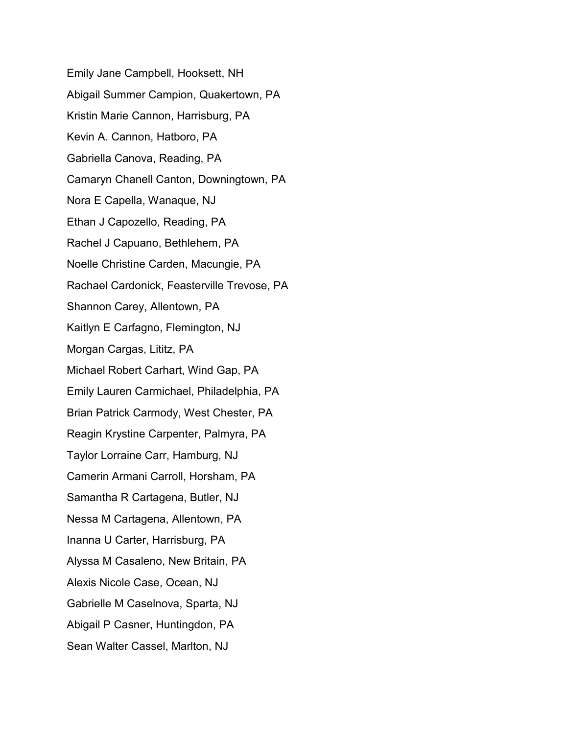Emily Jane Campbell, Hooksett, NH

Abigail Summer Campion, Quakertown, PA

Kristin Marie Cannon, Harrisburg, PA

Kevin A. Cannon, Hatboro, PA

Gabriella Canova, Reading, PA

Camaryn Chanell Canton, Downingtown, PA

Nora E Capella, Wanaque, NJ

Ethan J Capozello, Reading, PA

Rachel J Capuano, Bethlehem, PA

Noelle Christine Carden, Macungie, PA

Rachael Cardonick, Feasterville Trevose, PA

Shannon Carey, Allentown, PA

Kaitlyn E Carfagno, Flemington, NJ

Morgan Cargas, Lititz, PA

Michael Robert Carhart, Wind Gap, PA

Emily Lauren Carmichael, Philadelphia, PA

Brian Patrick Carmody, West Chester, PA

Reagin Krystine Carpenter, Palmyra, PA

Taylor Lorraine Carr, Hamburg, NJ

Camerin Armani Carroll, Horsham, PA

Samantha R Cartagena, Butler, NJ

Nessa M Cartagena, Allentown, PA

Inanna U Carter, Harrisburg, PA

Alyssa M Casaleno, New Britain, PA

Alexis Nicole Case, Ocean, NJ

Gabrielle M Caselnova, Sparta, NJ

Abigail P Casner, Huntingdon, PA

Sean Walter Cassel, Marlton, NJ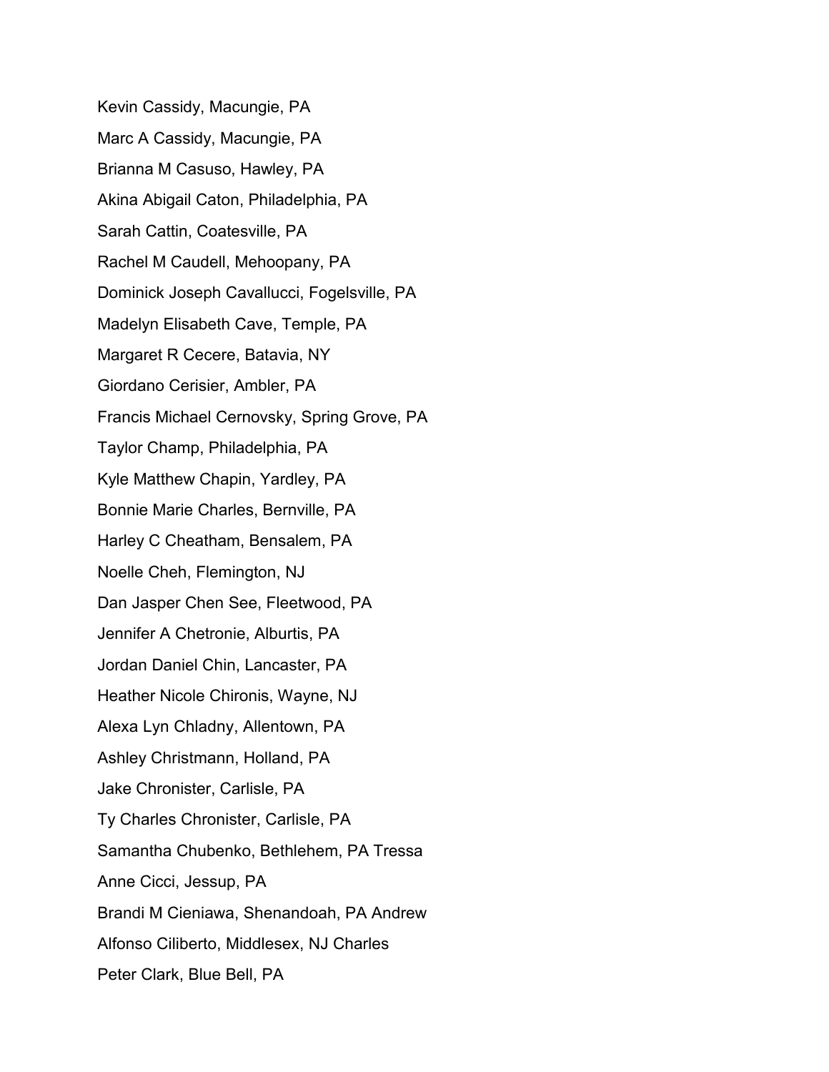Kevin Cassidy, Macungie, PA

Marc A Cassidy, Macungie, PA

Brianna M Casuso, Hawley, PA

Akina Abigail Caton, Philadelphia, PA

Sarah Cattin, Coatesville, PA

Rachel M Caudell, Mehoopany, PA

Dominick Joseph Cavallucci, Fogelsville, PA

Madelyn Elisabeth Cave, Temple, PA

Margaret R Cecere, Batavia, NY

Giordano Cerisier, Ambler, PA

Francis Michael Cernovsky, Spring Grove, PA

Taylor Champ, Philadelphia, PA

Kyle Matthew Chapin, Yardley, PA

Bonnie Marie Charles, Bernville, PA

Harley C Cheatham, Bensalem, PA

Noelle Cheh, Flemington, NJ

Dan Jasper Chen See, Fleetwood, PA

Jennifer A Chetronie, Alburtis, PA

Jordan Daniel Chin, Lancaster, PA

Heather Nicole Chironis, Wayne, NJ

Alexa Lyn Chladny, Allentown, PA

Ashley Christmann, Holland, PA

Jake Chronister, Carlisle, PA

Ty Charles Chronister, Carlisle, PA

Samantha Chubenko, Bethlehem, PA Tressa

Anne Cicci, Jessup, PA

Brandi M Cieniawa, Shenandoah, PA Andrew

Alfonso Ciliberto, Middlesex, NJ Charles

Peter Clark, Blue Bell, PA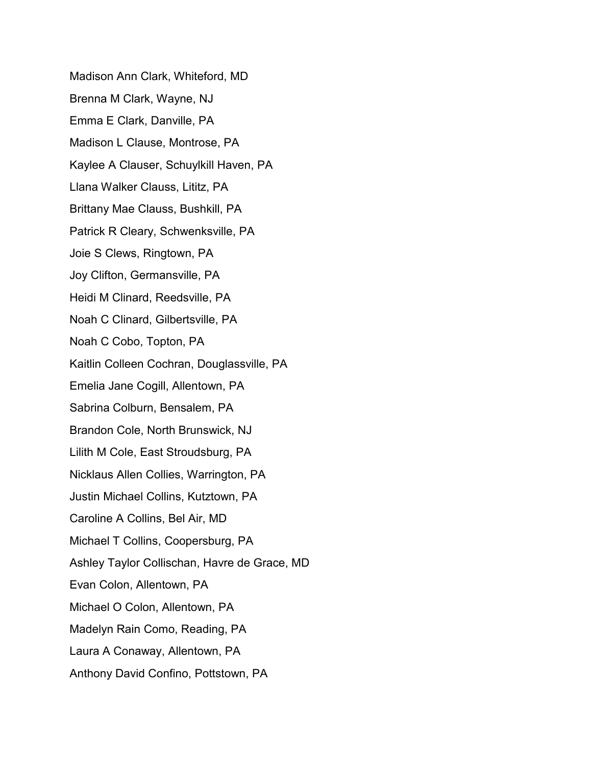Madison Ann Clark, Whiteford, MD

Brenna M Clark, Wayne, NJ

Emma E Clark, Danville, PA

Madison L Clause, Montrose, PA

Kaylee A Clauser, Schuylkill Haven, PA

Llana Walker Clauss, Lititz, PA

Brittany Mae Clauss, Bushkill, PA

Patrick R Cleary, Schwenksville, PA

Joie S Clews, Ringtown, PA

Joy Clifton, Germansville, PA

Heidi M Clinard, Reedsville, PA

Noah C Clinard, Gilbertsville, PA

Noah C Cobo, Topton, PA

Kaitlin Colleen Cochran, Douglassville, PA

Emelia Jane Cogill, Allentown, PA

Sabrina Colburn, Bensalem, PA

Brandon Cole, North Brunswick, NJ

Lilith M Cole, East Stroudsburg, PA

Nicklaus Allen Collies, Warrington, PA

Justin Michael Collins, Kutztown, PA

Caroline A Collins, Bel Air, MD

Michael T Collins, Coopersburg, PA

Ashley Taylor Collischan, Havre de Grace, MD

Evan Colon, Allentown, PA

Michael O Colon, Allentown, PA

Madelyn Rain Como, Reading, PA

Laura A Conaway, Allentown, PA

Anthony David Confino, Pottstown, PA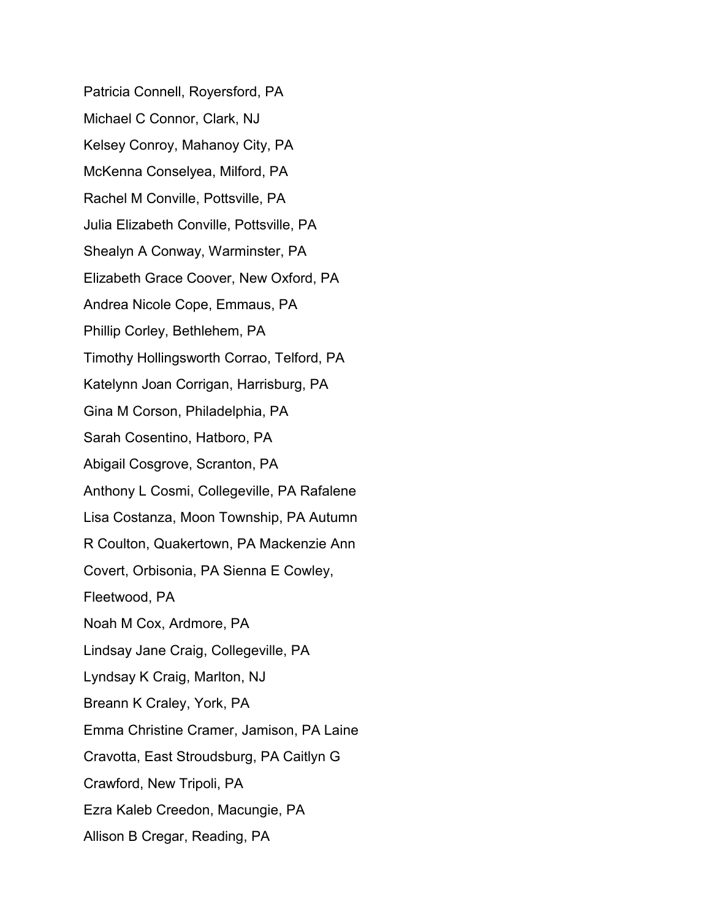Patricia Connell, Royersford, PA

Michael C Connor, Clark, NJ

Kelsey Conroy, Mahanoy City, PA

McKenna Conselyea, Milford, PA

Rachel M Conville, Pottsville, PA

Julia Elizabeth Conville, Pottsville, PA

Shealyn A Conway, Warminster, PA

Elizabeth Grace Coover, New Oxford, PA

Andrea Nicole Cope, Emmaus, PA

Phillip Corley, Bethlehem, PA

Timothy Hollingsworth Corrao, Telford, PA

Katelynn Joan Corrigan, Harrisburg, PA

Gina M Corson, Philadelphia, PA

Sarah Cosentino, Hatboro, PA

Abigail Cosgrove, Scranton, PA

Anthony L Cosmi, Collegeville, PA Rafalene Lisa Costanza, Moon Township, PA Autumn R Coulton, Quakertown, PA Mackenzie Ann Covert, Orbisonia, PA Sienna E Cowley, Fleetwood, PA

Noah M Cox, Ardmore, PA

Lindsay Jane Craig, Collegeville, PA

Lyndsay K Craig, Marlton, NJ

Breann K Craley, York, PA

Emma Christine Cramer, Jamison, PA Laine Cravotta, East Stroudsburg, PA Caitlyn G Crawford, New Tripoli, PA

Ezra Kaleb Creedon, Macungie, PA

Allison B Cregar, Reading, PA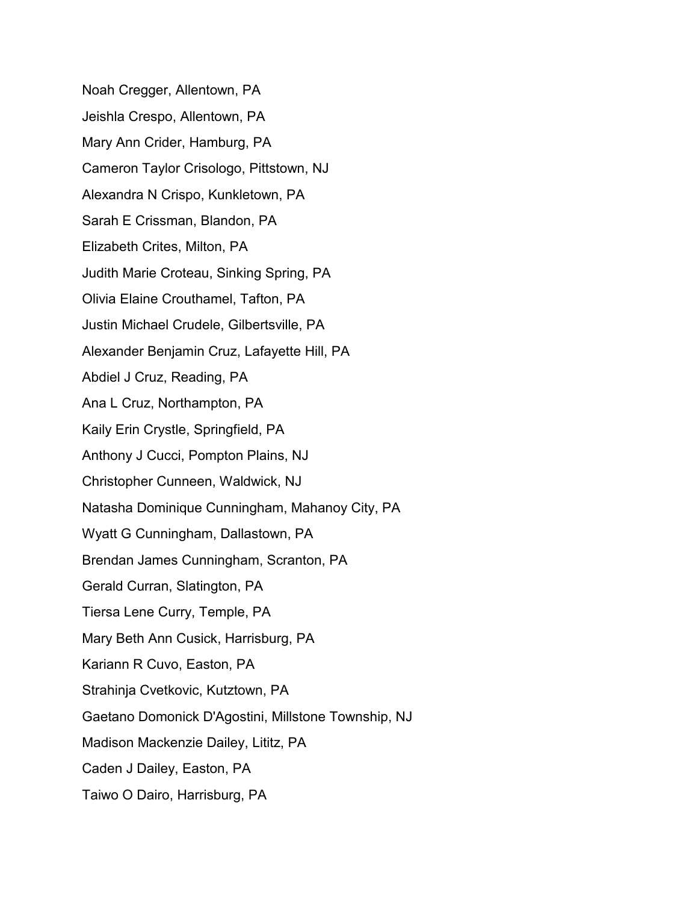Noah Cregger, Allentown, PA

Jeishla Crespo, Allentown, PA

Mary Ann Crider, Hamburg, PA

Cameron Taylor Crisologo, Pittstown, NJ

Alexandra N Crispo, Kunkletown, PA

Sarah E Crissman, Blandon, PA

Elizabeth Crites, Milton, PA

Judith Marie Croteau, Sinking Spring, PA

Olivia Elaine Crouthamel, Tafton, PA

Justin Michael Crudele, Gilbertsville, PA

Alexander Benjamin Cruz, Lafayette Hill, PA

Abdiel J Cruz, Reading, PA

Ana L Cruz, Northampton, PA

Kaily Erin Crystle, Springfield, PA

Anthony J Cucci, Pompton Plains, NJ

Christopher Cunneen, Waldwick, NJ

Natasha Dominique Cunningham, Mahanoy City, PA

Wyatt G Cunningham, Dallastown, PA

Brendan James Cunningham, Scranton, PA

Gerald Curran, Slatington, PA

Tiersa Lene Curry, Temple, PA

Mary Beth Ann Cusick, Harrisburg, PA

Kariann R Cuvo, Easton, PA

Strahinja Cvetkovic, Kutztown, PA

Gaetano Domonick D'Agostini, Millstone Township, NJ

Madison Mackenzie Dailey, Lititz, PA

Caden J Dailey, Easton, PA

Taiwo O Dairo, Harrisburg, PA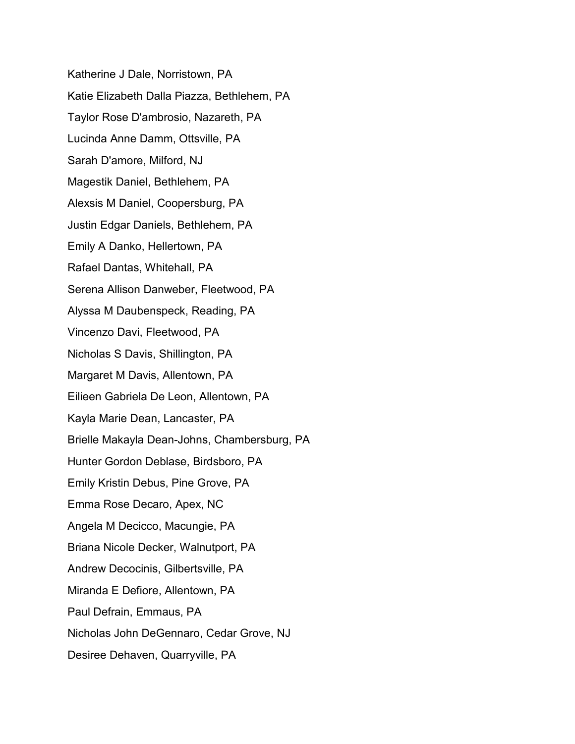Katherine J Dale, Norristown, PA

Katie Elizabeth Dalla Piazza, Bethlehem, PA

Taylor Rose D'ambrosio, Nazareth, PA

Lucinda Anne Damm, Ottsville, PA

Sarah D'amore, Milford, NJ

Magestik Daniel, Bethlehem, PA

Alexsis M Daniel, Coopersburg, PA

Justin Edgar Daniels, Bethlehem, PA

Emily A Danko, Hellertown, PA

Rafael Dantas, Whitehall, PA

Serena Allison Danweber, Fleetwood, PA

Alyssa M Daubenspeck, Reading, PA

Vincenzo Davi, Fleetwood, PA

Nicholas S Davis, Shillington, PA

Margaret M Davis, Allentown, PA

Eilieen Gabriela De Leon, Allentown, PA

Kayla Marie Dean, Lancaster, PA

Brielle Makayla Dean-Johns, Chambersburg, PA

Hunter Gordon Deblase, Birdsboro, PA

Emily Kristin Debus, Pine Grove, PA

Emma Rose Decaro, Apex, NC

Angela M Decicco, Macungie, PA

Briana Nicole Decker, Walnutport, PA

Andrew Decocinis, Gilbertsville, PA

Miranda E Defiore, Allentown, PA

Paul Defrain, Emmaus, PA

Nicholas John DeGennaro, Cedar Grove, NJ

Desiree Dehaven, Quarryville, PA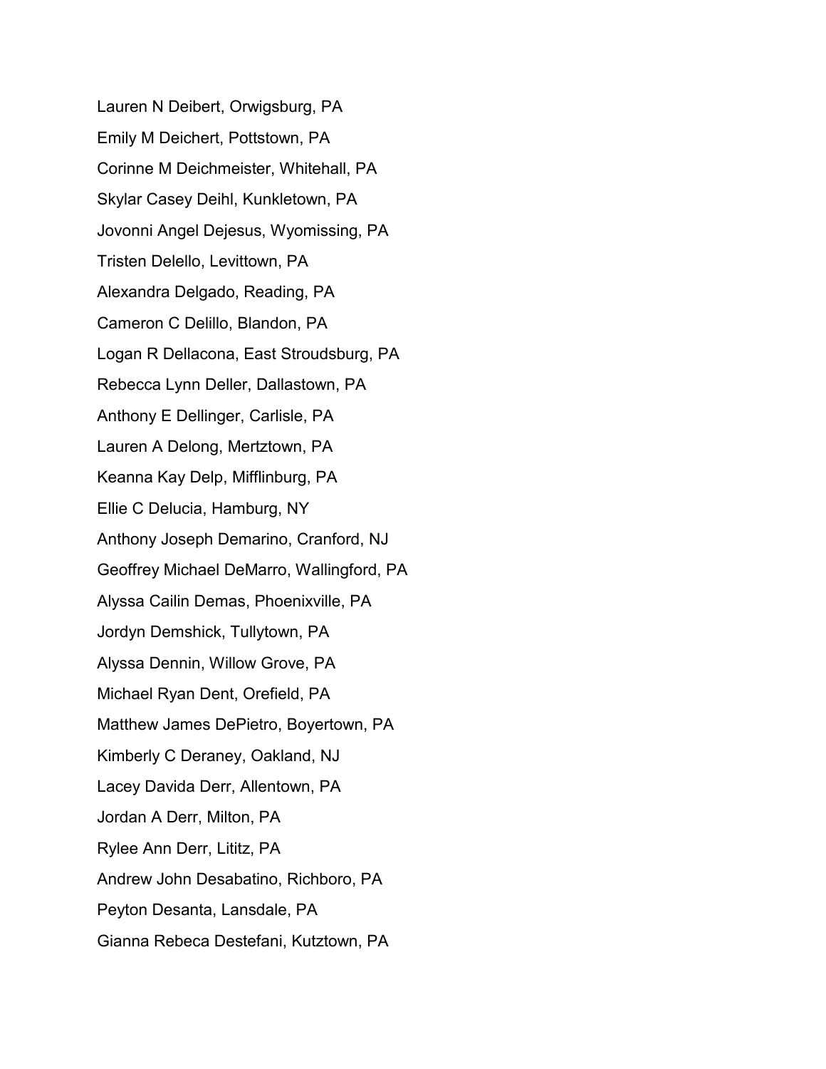Lauren N Deibert, Orwigsburg, PA

Emily M Deichert, Pottstown, PA

Corinne M Deichmeister, Whitehall, PA

Skylar Casey Deihl, Kunkletown, PA

Jovonni Angel Dejesus, Wyomissing, PA

Tristen Delello, Levittown, PA

Alexandra Delgado, Reading, PA

Cameron C Delillo, Blandon, PA

Logan R Dellacona, East Stroudsburg, PA

Rebecca Lynn Deller, Dallastown, PA

Anthony E Dellinger, Carlisle, PA

Lauren A Delong, Mertztown, PA

Keanna Kay Delp, Mifflinburg, PA

Ellie C Delucia, Hamburg, NY

Anthony Joseph Demarino, Cranford, NJ

Geoffrey Michael DeMarro, Wallingford, PA

Alyssa Cailin Demas, Phoenixville, PA

Jordyn Demshick, Tullytown, PA

Alyssa Dennin, Willow Grove, PA

Michael Ryan Dent, Orefield, PA

Matthew James DePietro, Boyertown, PA

Kimberly C Deraney, Oakland, NJ

Lacey Davida Derr, Allentown, PA

Jordan A Derr, Milton, PA

Rylee Ann Derr, Lititz, PA

Andrew John Desabatino, Richboro, PA

Peyton Desanta, Lansdale, PA

Gianna Rebeca Destefani, Kutztown, PA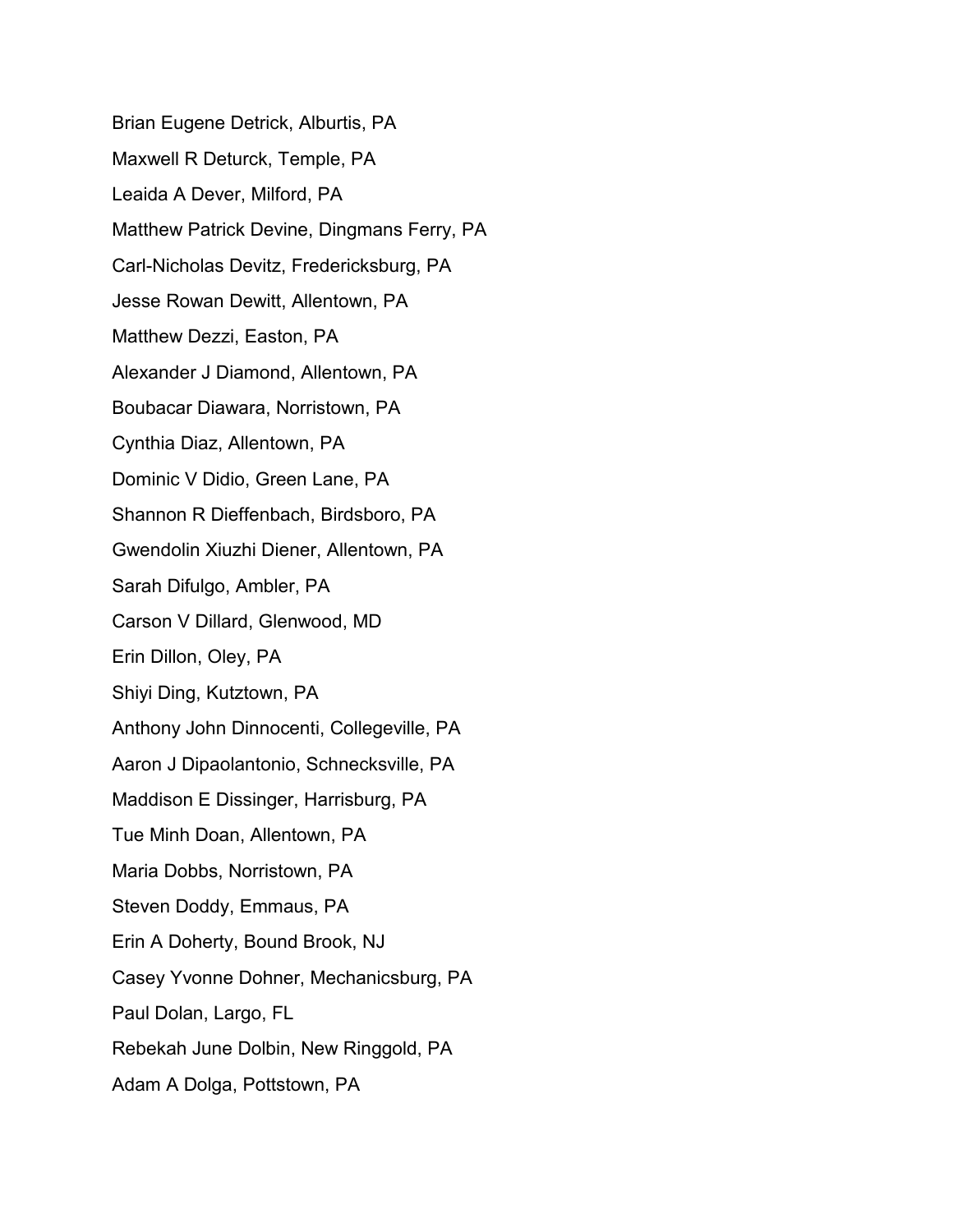Brian Eugene Detrick, Alburtis, PA

Maxwell R Deturck, Temple, PA

Leaida A Dever, Milford, PA

Matthew Patrick Devine, Dingmans Ferry, PA

Carl-Nicholas Devitz, Fredericksburg, PA

Jesse Rowan Dewitt, Allentown, PA

Matthew Dezzi, Easton, PA

Alexander J Diamond, Allentown, PA

Boubacar Diawara, Norristown, PA

Cynthia Diaz, Allentown, PA

Dominic V Didio, Green Lane, PA

Shannon R Dieffenbach, Birdsboro, PA

Gwendolin Xiuzhi Diener, Allentown, PA

Sarah Difulgo, Ambler, PA

Carson V Dillard, Glenwood, MD

Erin Dillon, Oley, PA

Shiyi Ding, Kutztown, PA

Anthony John Dinnocenti, Collegeville, PA

Aaron J Dipaolantonio, Schnecksville, PA

Maddison E Dissinger, Harrisburg, PA

Tue Minh Doan, Allentown, PA

Maria Dobbs, Norristown, PA

Steven Doddy, Emmaus, PA

Erin A Doherty, Bound Brook, NJ

Casey Yvonne Dohner, Mechanicsburg, PA

Paul Dolan, Largo, FL

Rebekah June Dolbin, New Ringgold, PA

Adam A Dolga, Pottstown, PA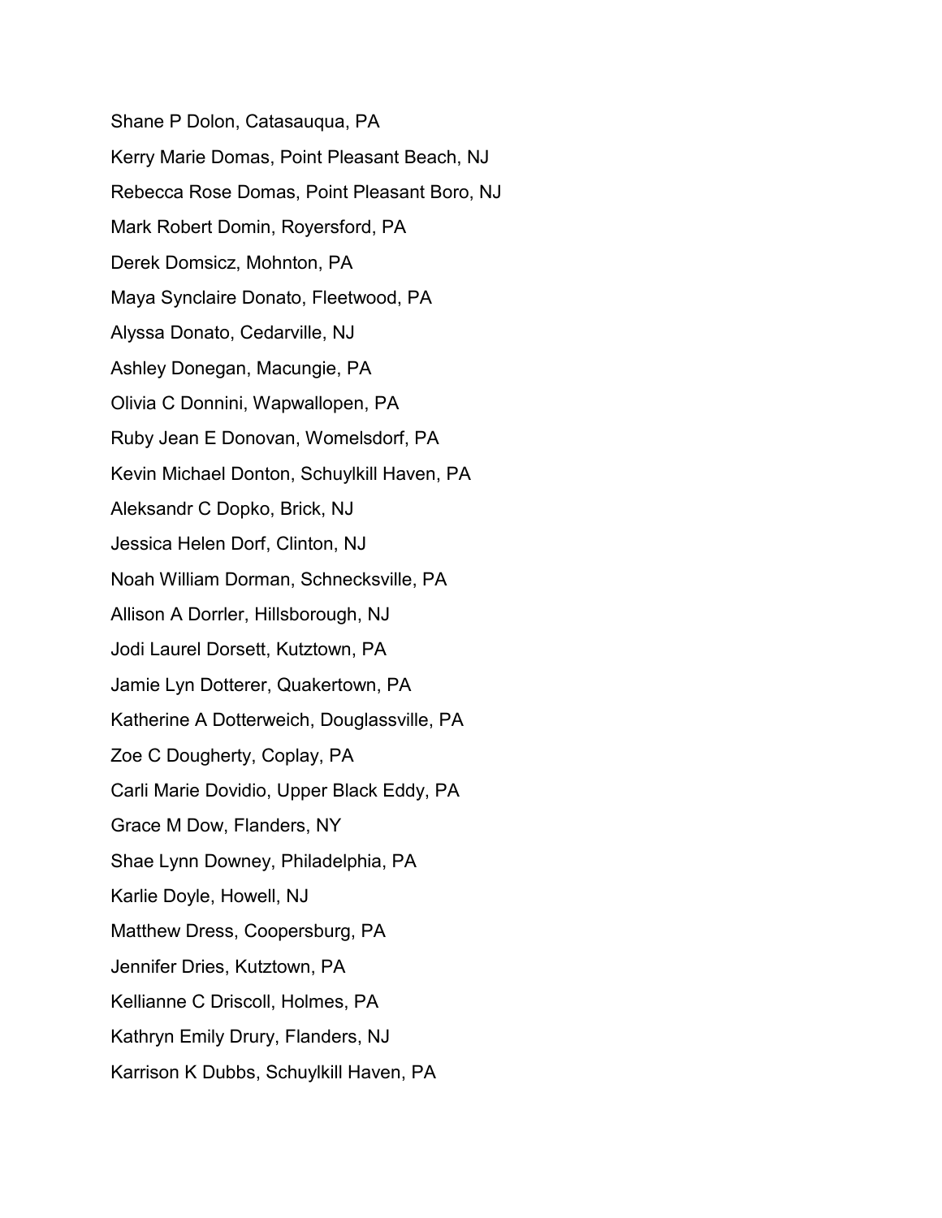Shane P Dolon, Catasauqua, PA

Kerry Marie Domas, Point Pleasant Beach, NJ

Rebecca Rose Domas, Point Pleasant Boro, NJ

Mark Robert Domin, Royersford, PA

Derek Domsicz, Mohnton, PA

Maya Synclaire Donato, Fleetwood, PA

Alyssa Donato, Cedarville, NJ

Ashley Donegan, Macungie, PA

Olivia C Donnini, Wapwallopen, PA

Ruby Jean E Donovan, Womelsdorf, PA

Kevin Michael Donton, Schuylkill Haven, PA

Aleksandr C Dopko, Brick, NJ

Jessica Helen Dorf, Clinton, NJ

Noah William Dorman, Schnecksville, PA

Allison A Dorrler, Hillsborough, NJ

Jodi Laurel Dorsett, Kutztown, PA

Jamie Lyn Dotterer, Quakertown, PA

Katherine A Dotterweich, Douglassville, PA

Zoe C Dougherty, Coplay, PA

Carli Marie Dovidio, Upper Black Eddy, PA

Grace M Dow, Flanders, NY

Shae Lynn Downey, Philadelphia, PA

Karlie Doyle, Howell, NJ

Matthew Dress, Coopersburg, PA

Jennifer Dries, Kutztown, PA

Kellianne C Driscoll, Holmes, PA

Kathryn Emily Drury, Flanders, NJ

Karrison K Dubbs, Schuylkill Haven, PA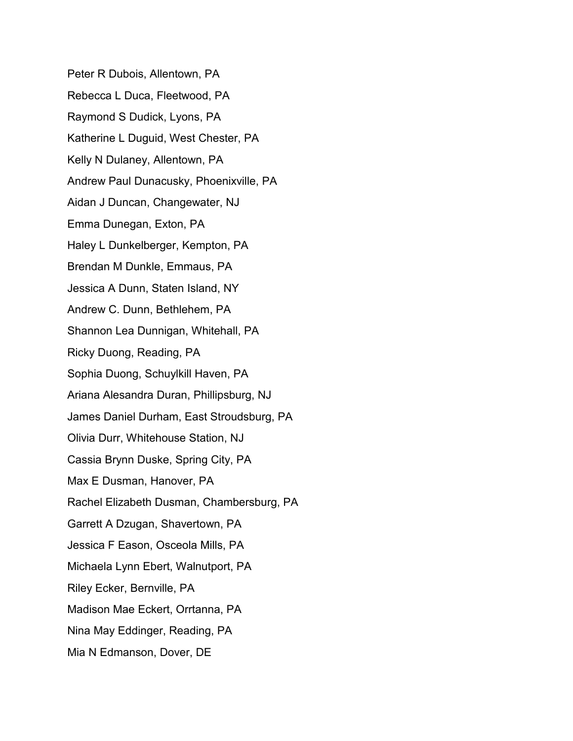Peter R Dubois, Allentown, PA

Rebecca L Duca, Fleetwood, PA

Raymond S Dudick, Lyons, PA

Katherine L Duguid, West Chester, PA

Kelly N Dulaney, Allentown, PA

Andrew Paul Dunacusky, Phoenixville, PA

Aidan J Duncan, Changewater, NJ

Emma Dunegan, Exton, PA

Haley L Dunkelberger, Kempton, PA

Brendan M Dunkle, Emmaus, PA

Jessica A Dunn, Staten Island, NY

Andrew C. Dunn, Bethlehem, PA

Shannon Lea Dunnigan, Whitehall, PA

Ricky Duong, Reading, PA

Sophia Duong, Schuylkill Haven, PA

Ariana Alesandra Duran, Phillipsburg, NJ

James Daniel Durham, East Stroudsburg, PA

Olivia Durr, Whitehouse Station, NJ

Cassia Brynn Duske, Spring City, PA

Max E Dusman, Hanover, PA

Rachel Elizabeth Dusman, Chambersburg, PA

Garrett A Dzugan, Shavertown, PA

Jessica F Eason, Osceola Mills, PA

Michaela Lynn Ebert, Walnutport, PA

Riley Ecker, Bernville, PA

Madison Mae Eckert, Orrtanna, PA

Nina May Eddinger, Reading, PA

Mia N Edmanson, Dover, DE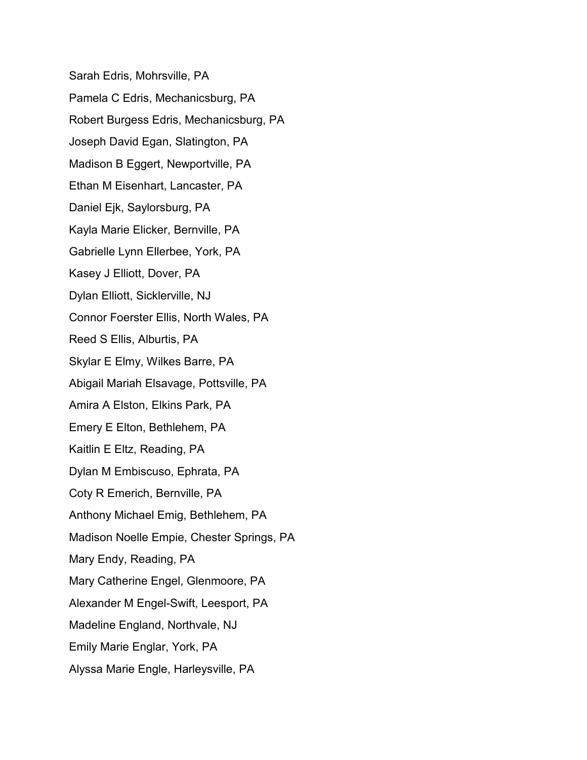Sarah Edris, Mohrsville, PA

Pamela C Edris, Mechanicsburg, PA

Robert Burgess Edris, Mechanicsburg, PA

Joseph David Egan, Slatington, PA

Madison B Eggert, Newportville, PA

Ethan M Eisenhart, Lancaster, PA

Daniel Ejk, Saylorsburg, PA

Kayla Marie Elicker, Bernville, PA

Gabrielle Lynn Ellerbee, York, PA

Kasey J Elliott, Dover, PA

Dylan Elliott, Sicklerville, NJ

Connor Foerster Ellis, North Wales, PA

Reed S Ellis, Alburtis, PA

Skylar E Elmy, Wilkes Barre, PA

Abigail Mariah Elsavage, Pottsville, PA

Amira A Elston, Elkins Park, PA

Emery E Elton, Bethlehem, PA

Kaitlin E Eltz, Reading, PA

Dylan M Embiscuso, Ephrata, PA

Coty R Emerich, Bernville, PA

Anthony Michael Emig, Bethlehem, PA

Madison Noelle Empie, Chester Springs, PA

Mary Endy, Reading, PA

Mary Catherine Engel, Glenmoore, PA

Alexander M Engel-Swift, Leesport, PA

Madeline England, Northvale, NJ

Emily Marie Englar, York, PA

Alyssa Marie Engle, Harleysville, PA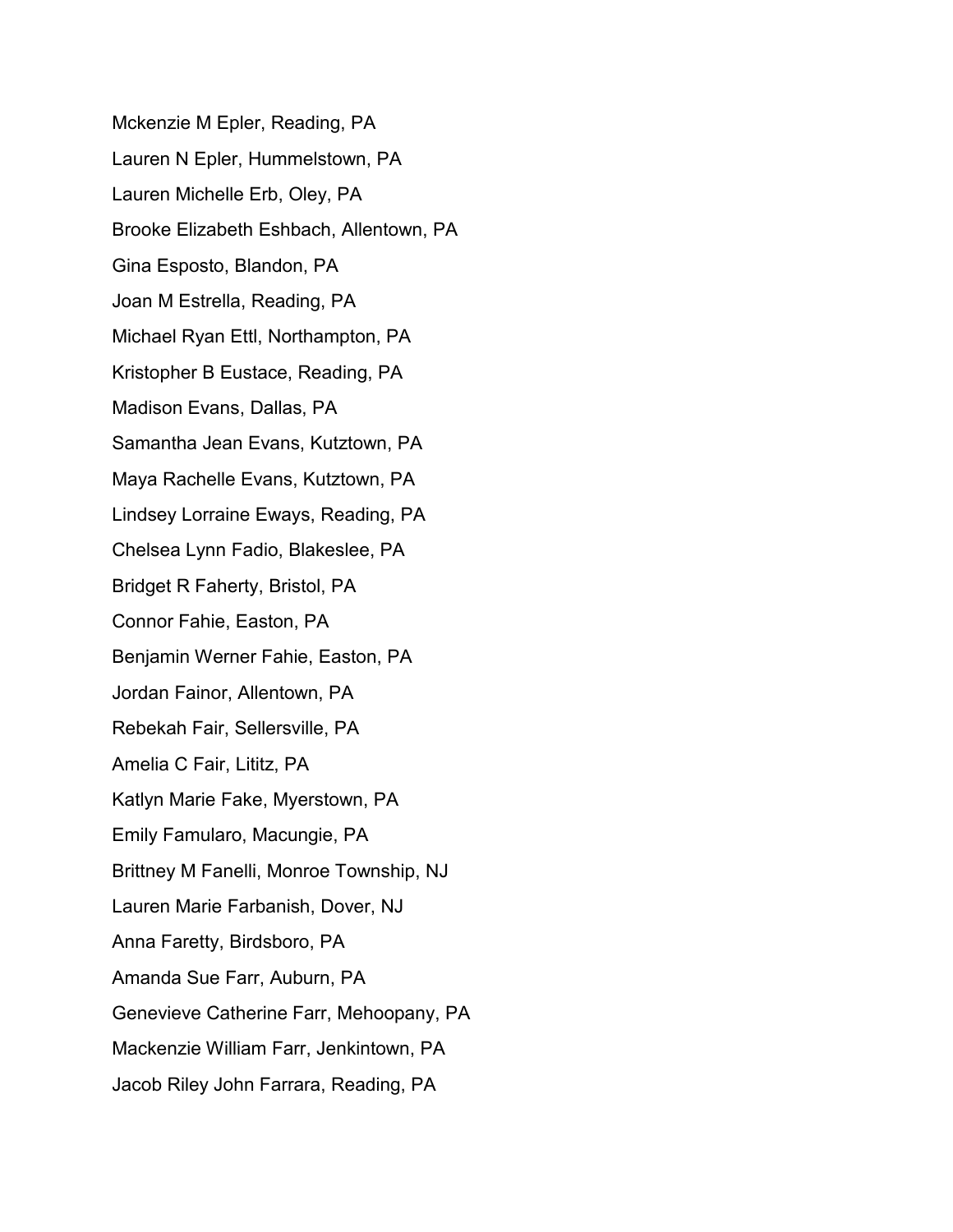Mckenzie M Epler, Reading, PA

Lauren N Epler, Hummelstown, PA

Lauren Michelle Erb, Oley, PA

Brooke Elizabeth Eshbach, Allentown, PA

Gina Esposto, Blandon, PA

Joan M Estrella, Reading, PA

Michael Ryan Ettl, Northampton, PA

Kristopher B Eustace, Reading, PA

Madison Evans, Dallas, PA

Samantha Jean Evans, Kutztown, PA

Maya Rachelle Evans, Kutztown, PA

Lindsey Lorraine Eways, Reading, PA

Chelsea Lynn Fadio, Blakeslee, PA

Bridget R Faherty, Bristol, PA

Connor Fahie, Easton, PA

Benjamin Werner Fahie, Easton, PA

Jordan Fainor, Allentown, PA

Rebekah Fair, Sellersville, PA

Amelia C Fair, Lititz, PA

Katlyn Marie Fake, Myerstown, PA

Emily Famularo, Macungie, PA

Brittney M Fanelli, Monroe Township, NJ

Lauren Marie Farbanish, Dover, NJ

Anna Faretty, Birdsboro, PA

Amanda Sue Farr, Auburn, PA

Genevieve Catherine Farr, Mehoopany, PA

Mackenzie William Farr, Jenkintown, PA

Jacob Riley John Farrara, Reading, PA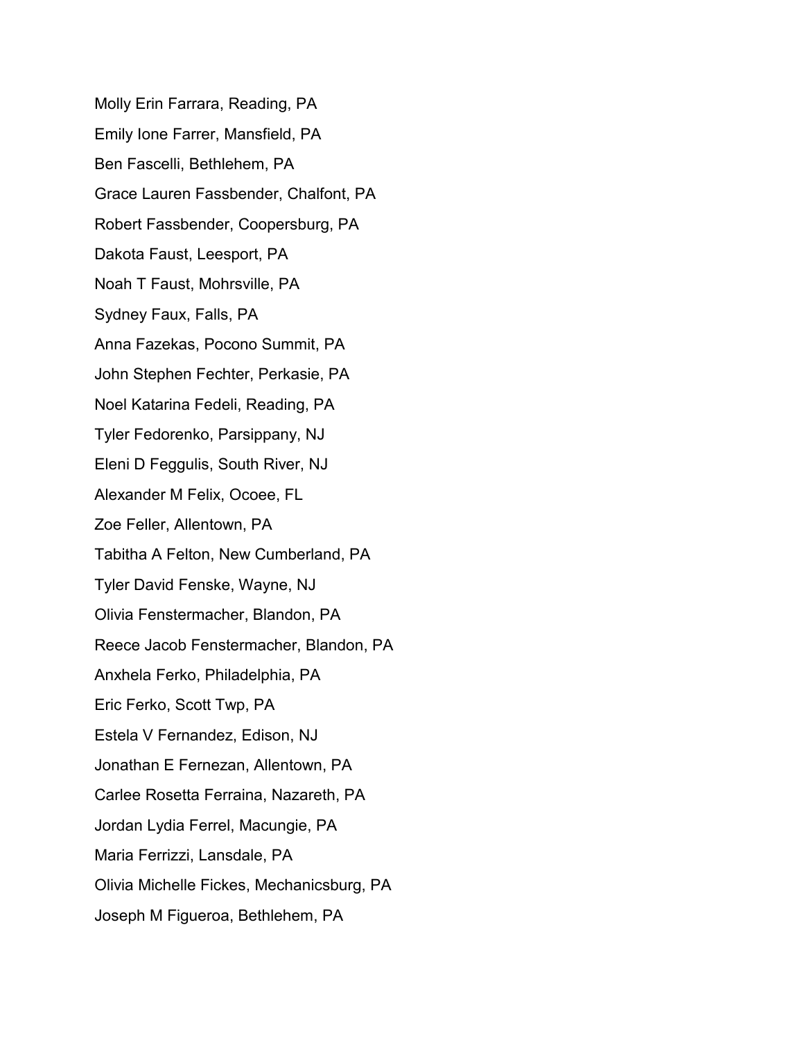Molly Erin Farrara, Reading, PA

Emily Ione Farrer, Mansfield, PA

Ben Fascelli, Bethlehem, PA

Grace Lauren Fassbender, Chalfont, PA

Robert Fassbender, Coopersburg, PA

Dakota Faust, Leesport, PA

Noah T Faust, Mohrsville, PA

Sydney Faux, Falls, PA

Anna Fazekas, Pocono Summit, PA

John Stephen Fechter, Perkasie, PA

Noel Katarina Fedeli, Reading, PA

Tyler Fedorenko, Parsippany, NJ

Eleni D Feggulis, South River, NJ

Alexander M Felix, Ocoee, FL

Zoe Feller, Allentown, PA

Tabitha A Felton, New Cumberland, PA

Tyler David Fenske, Wayne, NJ

Olivia Fenstermacher, Blandon, PA

Reece Jacob Fenstermacher, Blandon, PA

Anxhela Ferko, Philadelphia, PA

Eric Ferko, Scott Twp, PA

Estela V Fernandez, Edison, NJ

Jonathan E Fernezan, Allentown, PA

Carlee Rosetta Ferraina, Nazareth, PA

Jordan Lydia Ferrel, Macungie, PA

Maria Ferrizzi, Lansdale, PA

Olivia Michelle Fickes, Mechanicsburg, PA

Joseph M Figueroa, Bethlehem, PA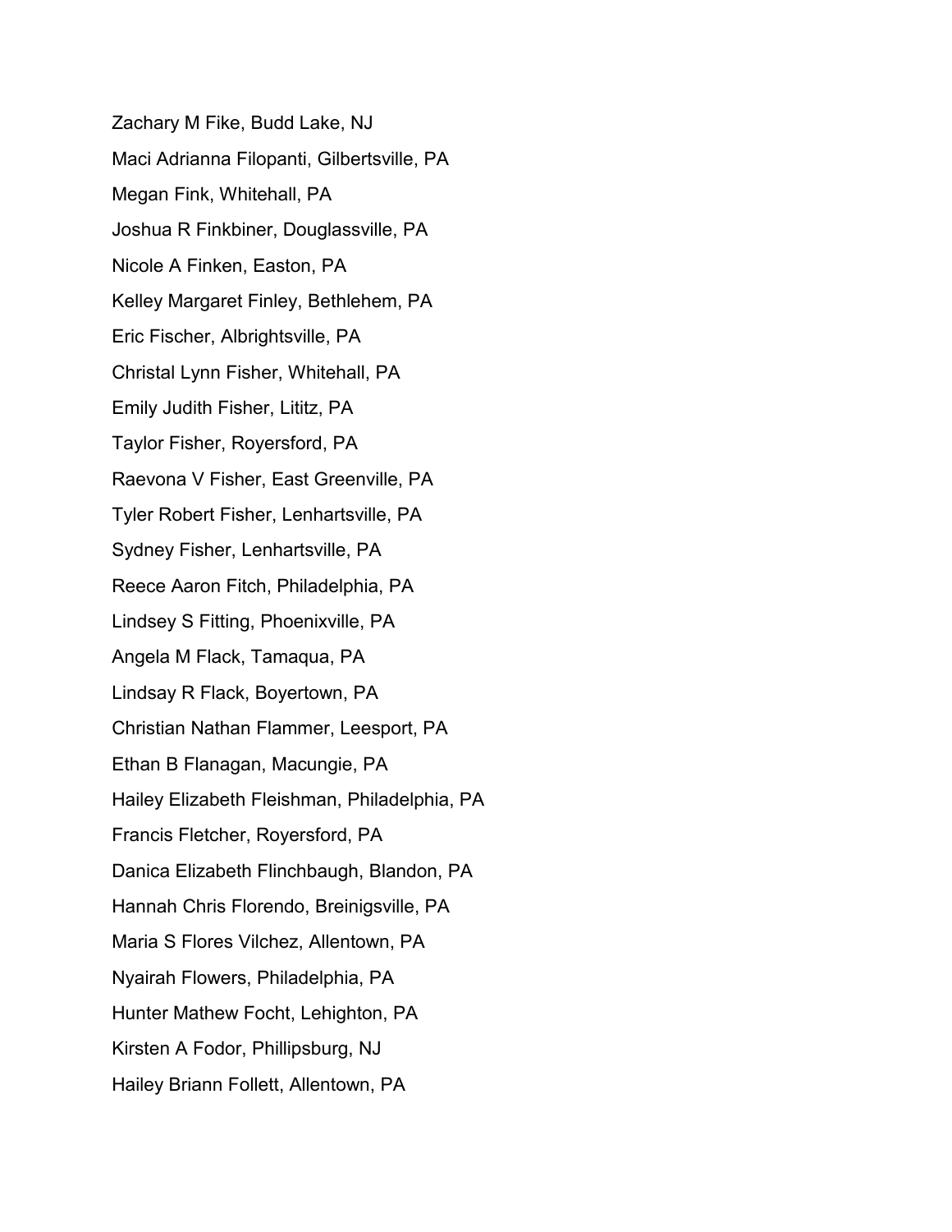Zachary M Fike, Budd Lake, NJ

Maci Adrianna Filopanti, Gilbertsville, PA

Megan Fink, Whitehall, PA

Joshua R Finkbiner, Douglassville, PA

Nicole A Finken, Easton, PA

Kelley Margaret Finley, Bethlehem, PA

Eric Fischer, Albrightsville, PA

Christal Lynn Fisher, Whitehall, PA

Emily Judith Fisher, Lititz, PA

Taylor Fisher, Royersford, PA

Raevona V Fisher, East Greenville, PA

Tyler Robert Fisher, Lenhartsville, PA

Sydney Fisher, Lenhartsville, PA

Reece Aaron Fitch, Philadelphia, PA

Lindsey S Fitting, Phoenixville, PA

Angela M Flack, Tamaqua, PA

Lindsay R Flack, Boyertown, PA

Christian Nathan Flammer, Leesport, PA

Ethan B Flanagan, Macungie, PA

Hailey Elizabeth Fleishman, Philadelphia, PA

Francis Fletcher, Royersford, PA

Danica Elizabeth Flinchbaugh, Blandon, PA

Hannah Chris Florendo, Breinigsville, PA

Maria S Flores Vilchez, Allentown, PA

Nyairah Flowers, Philadelphia, PA

Hunter Mathew Focht, Lehighton, PA

Kirsten A Fodor, Phillipsburg, NJ

Hailey Briann Follett, Allentown, PA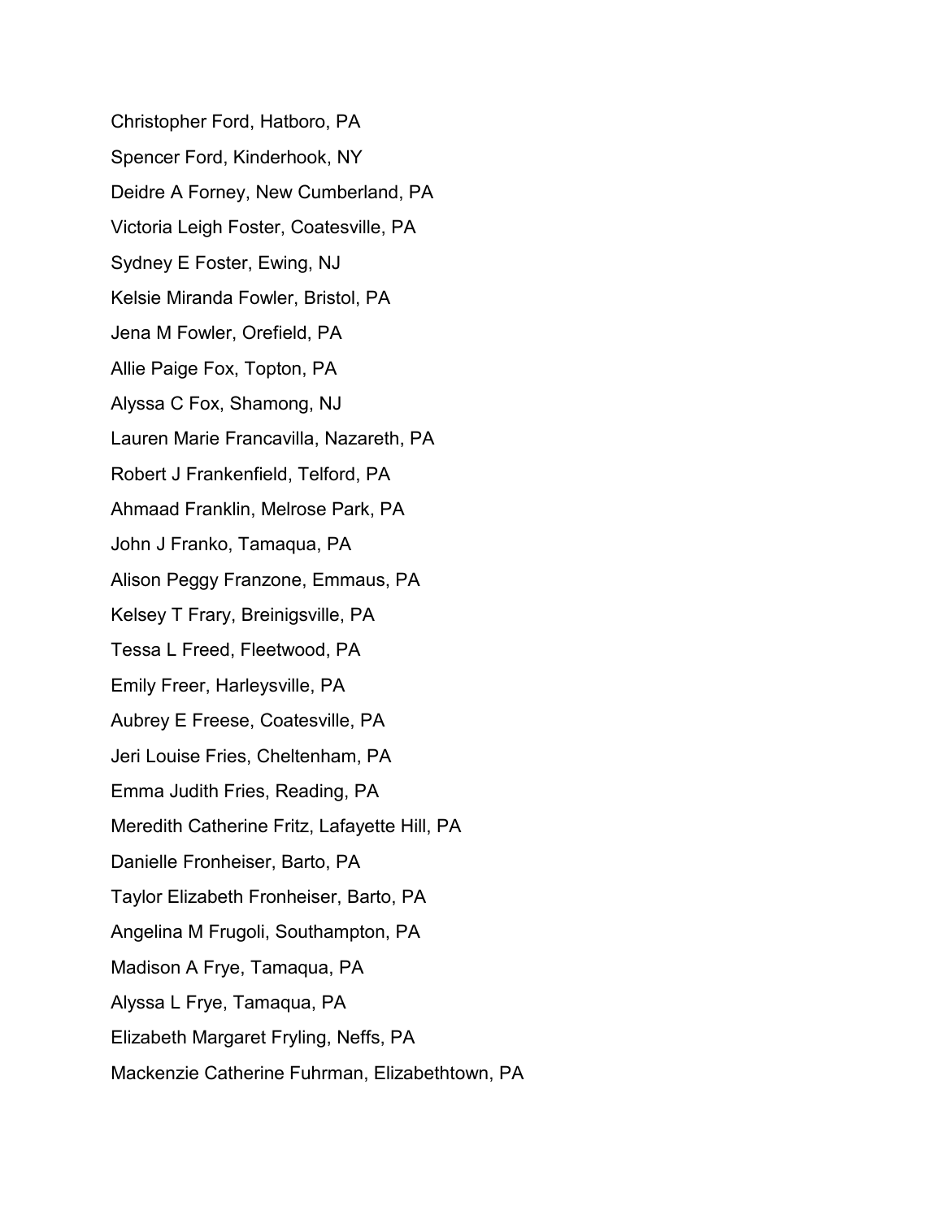Christopher Ford, Hatboro, PA

Spencer Ford, Kinderhook, NY

Deidre A Forney, New Cumberland, PA

Victoria Leigh Foster, Coatesville, PA

Sydney E Foster, Ewing, NJ

Kelsie Miranda Fowler, Bristol, PA

Jena M Fowler, Orefield, PA

Allie Paige Fox, Topton, PA

Alyssa C Fox, Shamong, NJ

Lauren Marie Francavilla, Nazareth, PA

Robert J Frankenfield, Telford, PA

Ahmaad Franklin, Melrose Park, PA

John J Franko, Tamaqua, PA

Alison Peggy Franzone, Emmaus, PA

Kelsey T Frary, Breinigsville, PA

Tessa L Freed, Fleetwood, PA

Emily Freer, Harleysville, PA

Aubrey E Freese, Coatesville, PA

Jeri Louise Fries, Cheltenham, PA

Emma Judith Fries, Reading, PA

Meredith Catherine Fritz, Lafayette Hill, PA

Danielle Fronheiser, Barto, PA

Taylor Elizabeth Fronheiser, Barto, PA

Angelina M Frugoli, Southampton, PA

Madison A Frye, Tamaqua, PA

Alyssa L Frye, Tamaqua, PA

Elizabeth Margaret Fryling, Neffs, PA

Mackenzie Catherine Fuhrman, Elizabethtown, PA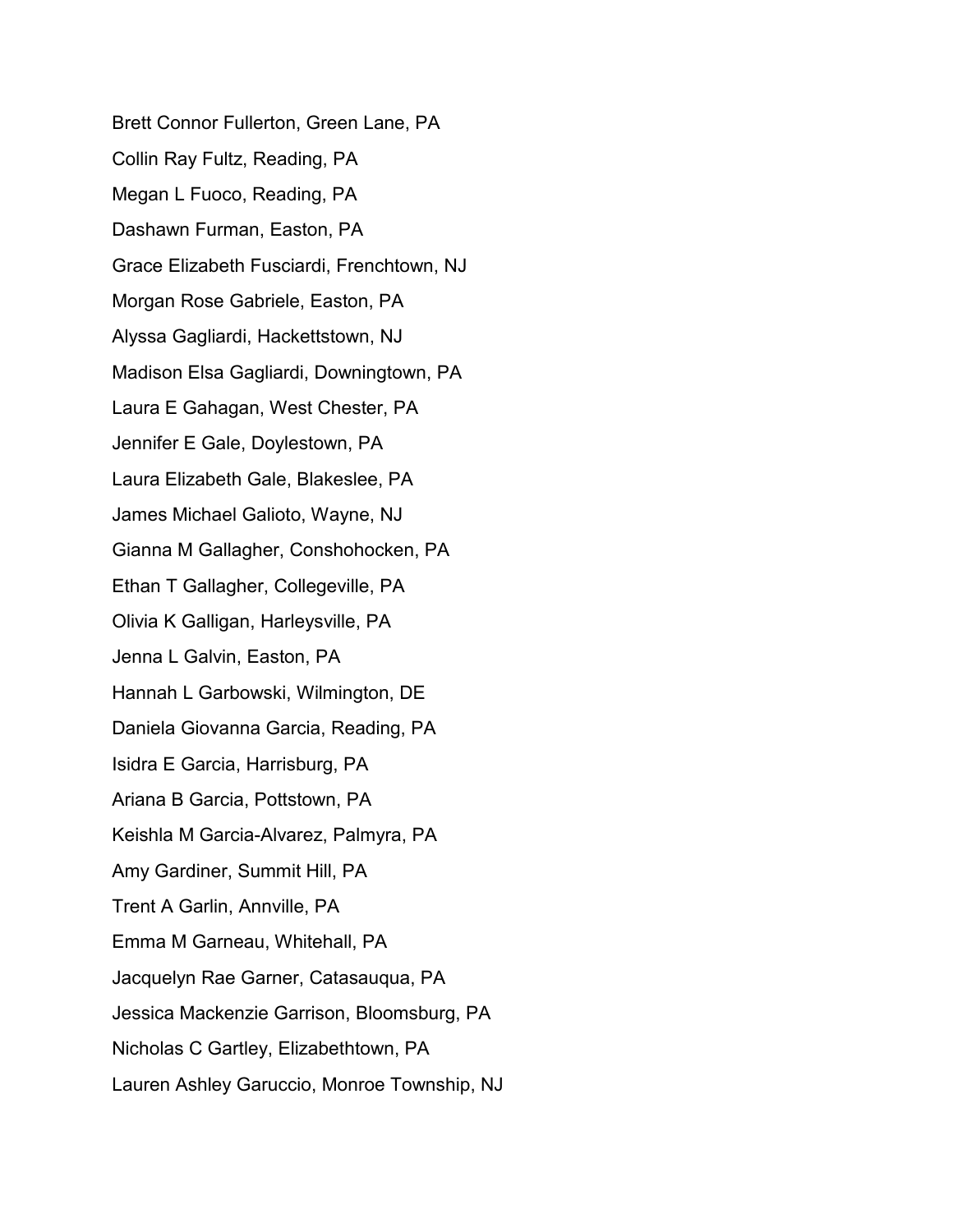Brett Connor Fullerton, Green Lane, PA

Collin Ray Fultz, Reading, PA

Megan L Fuoco, Reading, PA

Dashawn Furman, Easton, PA

Grace Elizabeth Fusciardi, Frenchtown, NJ

Morgan Rose Gabriele, Easton, PA

Alyssa Gagliardi, Hackettstown, NJ

Madison Elsa Gagliardi, Downingtown, PA

Laura E Gahagan, West Chester, PA

Jennifer E Gale, Doylestown, PA

Laura Elizabeth Gale, Blakeslee, PA

James Michael Galioto, Wayne, NJ

Gianna M Gallagher, Conshohocken, PA

Ethan T Gallagher, Collegeville, PA

Olivia K Galligan, Harleysville, PA

Jenna L Galvin, Easton, PA

Hannah L Garbowski, Wilmington, DE

Daniela Giovanna Garcia, Reading, PA

Isidra E Garcia, Harrisburg, PA

Ariana B Garcia, Pottstown, PA

Keishla M Garcia-Alvarez, Palmyra, PA

Amy Gardiner, Summit Hill, PA

Trent A Garlin, Annville, PA

Emma M Garneau, Whitehall, PA

Jacquelyn Rae Garner, Catasauqua, PA

Jessica Mackenzie Garrison, Bloomsburg, PA

Nicholas C Gartley, Elizabethtown, PA

Lauren Ashley Garuccio, Monroe Township, NJ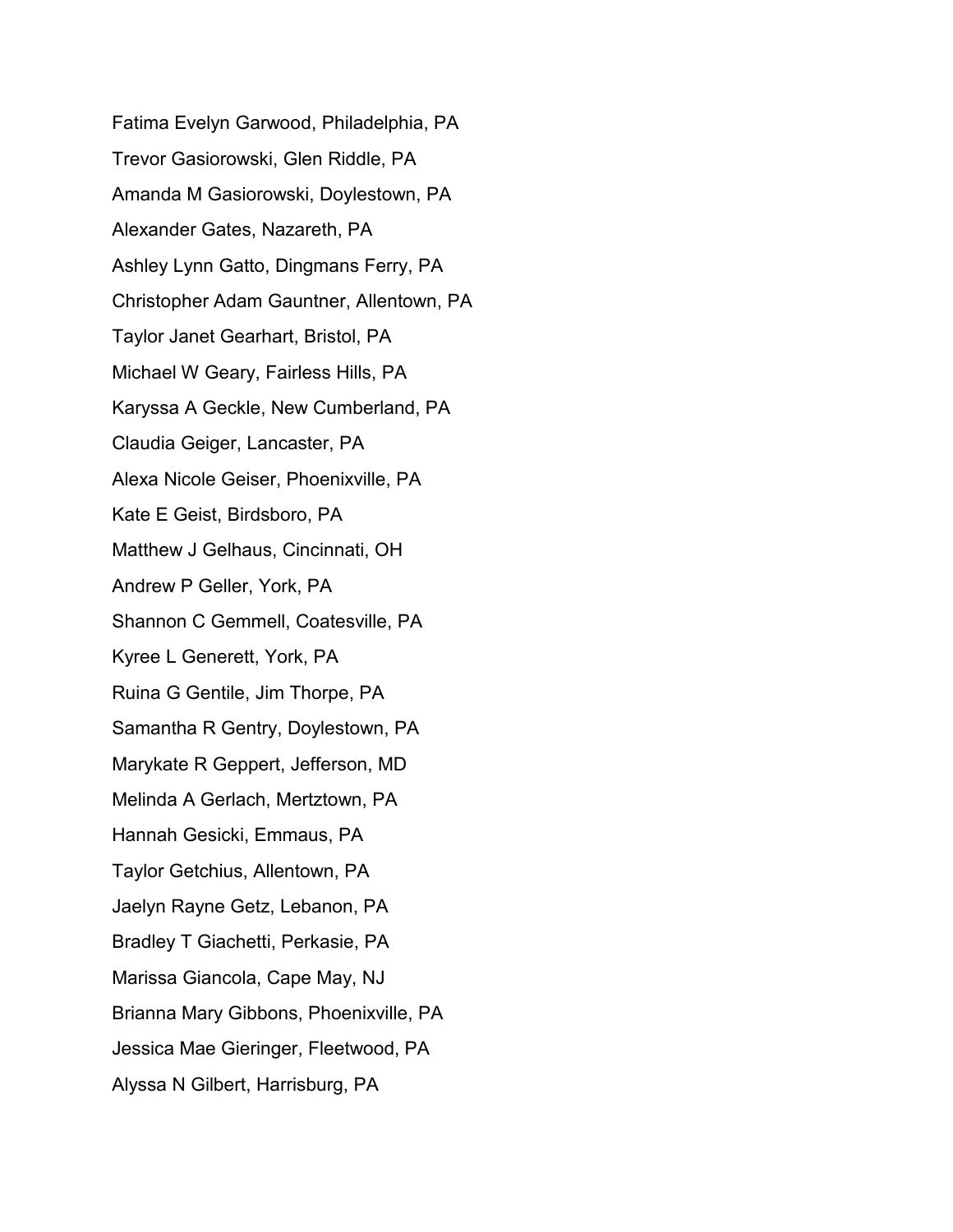Fatima Evelyn Garwood, Philadelphia, PA

Trevor Gasiorowski, Glen Riddle, PA

Amanda M Gasiorowski, Doylestown, PA

Alexander Gates, Nazareth, PA

Ashley Lynn Gatto, Dingmans Ferry, PA

Christopher Adam Gauntner, Allentown, PA

Taylor Janet Gearhart, Bristol, PA

Michael W Geary, Fairless Hills, PA

Karyssa A Geckle, New Cumberland, PA

Claudia Geiger, Lancaster, PA

Alexa Nicole Geiser, Phoenixville, PA

Kate E Geist, Birdsboro, PA

Matthew J Gelhaus, Cincinnati, OH

Andrew P Geller, York, PA

Shannon C Gemmell, Coatesville, PA

Kyree L Generett, York, PA

Ruina G Gentile, Jim Thorpe, PA

Samantha R Gentry, Doylestown, PA

Marykate R Geppert, Jefferson, MD

Melinda A Gerlach, Mertztown, PA

Hannah Gesicki, Emmaus, PA

Taylor Getchius, Allentown, PA

Jaelyn Rayne Getz, Lebanon, PA

Bradley T Giachetti, Perkasie, PA

Marissa Giancola, Cape May, NJ

Brianna Mary Gibbons, Phoenixville, PA

Jessica Mae Gieringer, Fleetwood, PA

Alyssa N Gilbert, Harrisburg, PA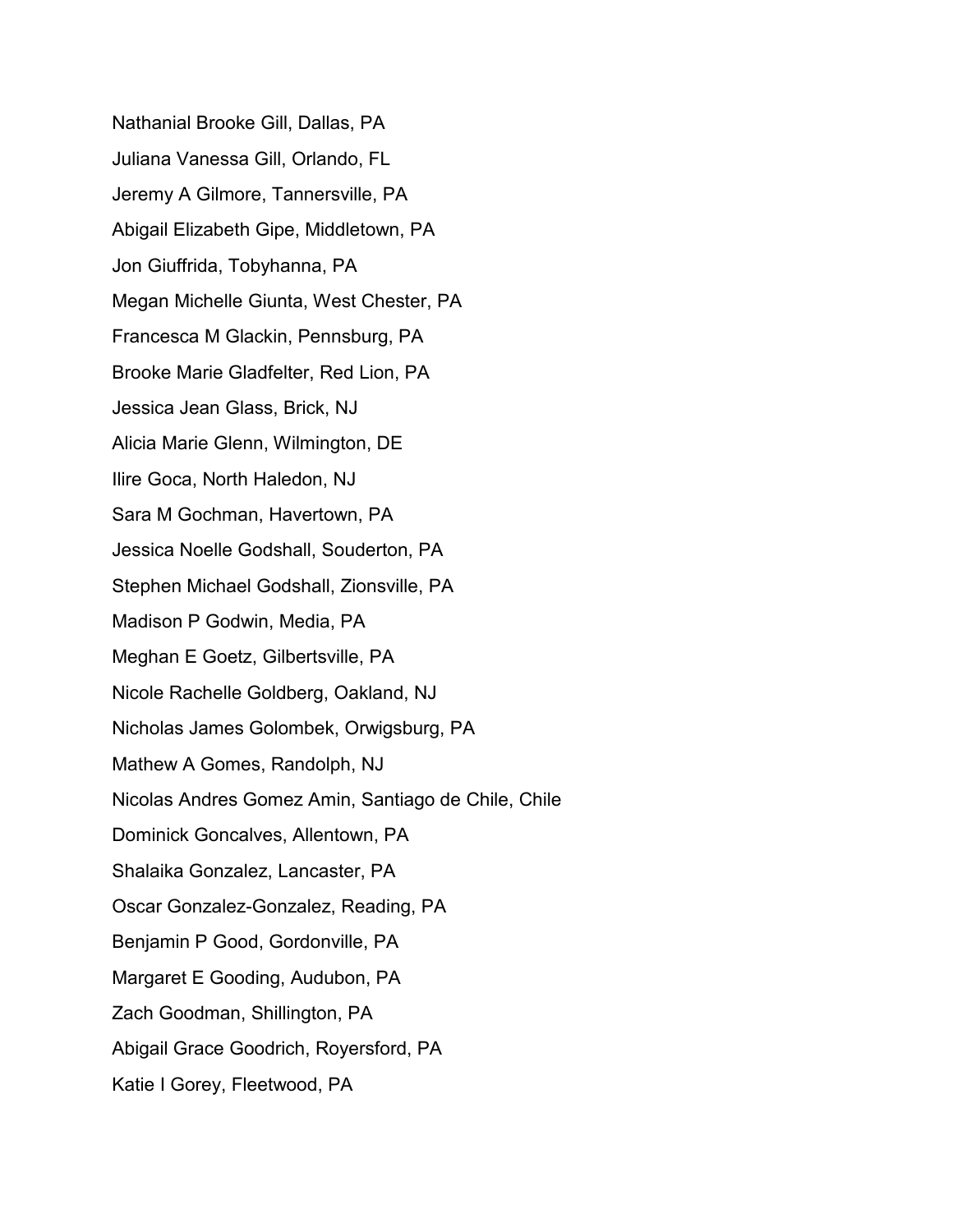Nathanial Brooke Gill, Dallas, PA

Juliana Vanessa Gill, Orlando, FL

Jeremy A Gilmore, Tannersville, PA

Abigail Elizabeth Gipe, Middletown, PA

Jon Giuffrida, Tobyhanna, PA

Megan Michelle Giunta, West Chester, PA

Francesca M Glackin, Pennsburg, PA

Brooke Marie Gladfelter, Red Lion, PA

Jessica Jean Glass, Brick, NJ

Alicia Marie Glenn, Wilmington, DE

Ilire Goca, North Haledon, NJ

Sara M Gochman, Havertown, PA

Jessica Noelle Godshall, Souderton, PA

Stephen Michael Godshall, Zionsville, PA

Madison P Godwin, Media, PA

Meghan E Goetz, Gilbertsville, PA

Nicole Rachelle Goldberg, Oakland, NJ

Nicholas James Golombek, Orwigsburg, PA

Mathew A Gomes, Randolph, NJ

Nicolas Andres Gomez Amin, Santiago de Chile, Chile

Dominick Goncalves, Allentown, PA

Shalaika Gonzalez, Lancaster, PA

Oscar Gonzalez-Gonzalez, Reading, PA

Benjamin P Good, Gordonville, PA

Margaret E Gooding, Audubon, PA

Zach Goodman, Shillington, PA

Abigail Grace Goodrich, Royersford, PA

Katie I Gorey, Fleetwood, PA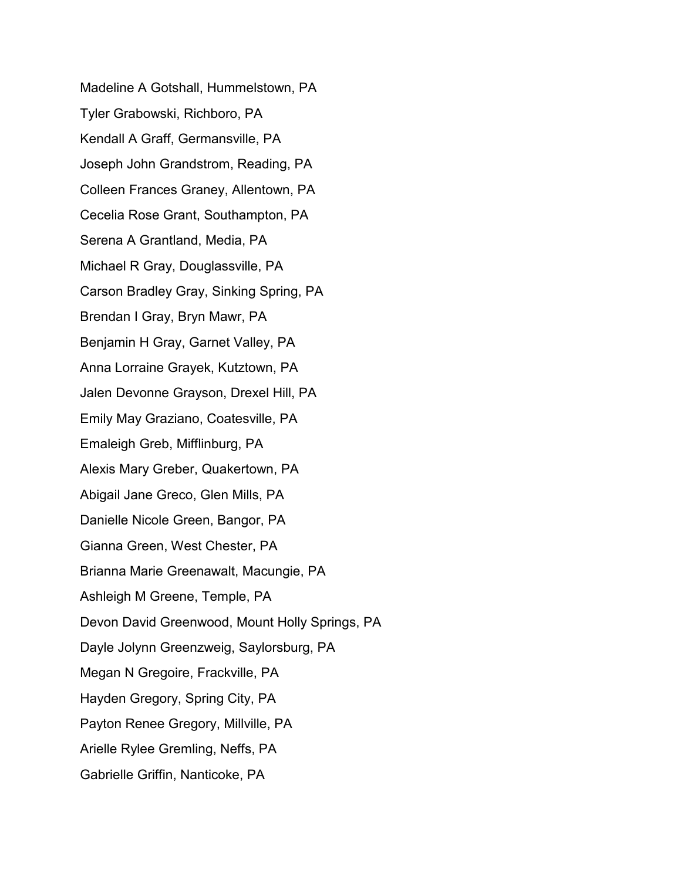Madeline A Gotshall, Hummelstown, PA

Tyler Grabowski, Richboro, PA

Kendall A Graff, Germansville, PA

Joseph John Grandstrom, Reading, PA

Colleen Frances Graney, Allentown, PA

Cecelia Rose Grant, Southampton, PA

Serena A Grantland, Media, PA

Michael R Gray, Douglassville, PA

Carson Bradley Gray, Sinking Spring, PA

Brendan I Gray, Bryn Mawr, PA

Benjamin H Gray, Garnet Valley, PA

Anna Lorraine Grayek, Kutztown, PA

Jalen Devonne Grayson, Drexel Hill, PA

Emily May Graziano, Coatesville, PA

Emaleigh Greb, Mifflinburg, PA

Alexis Mary Greber, Quakertown, PA

Abigail Jane Greco, Glen Mills, PA

Danielle Nicole Green, Bangor, PA

Gianna Green, West Chester, PA

Brianna Marie Greenawalt, Macungie, PA

Ashleigh M Greene, Temple, PA

Devon David Greenwood, Mount Holly Springs, PA

Dayle Jolynn Greenzweig, Saylorsburg, PA

Megan N Gregoire, Frackville, PA

Hayden Gregory, Spring City, PA

Payton Renee Gregory, Millville, PA

Arielle Rylee Gremling, Neffs, PA

Gabrielle Griffin, Nanticoke, PA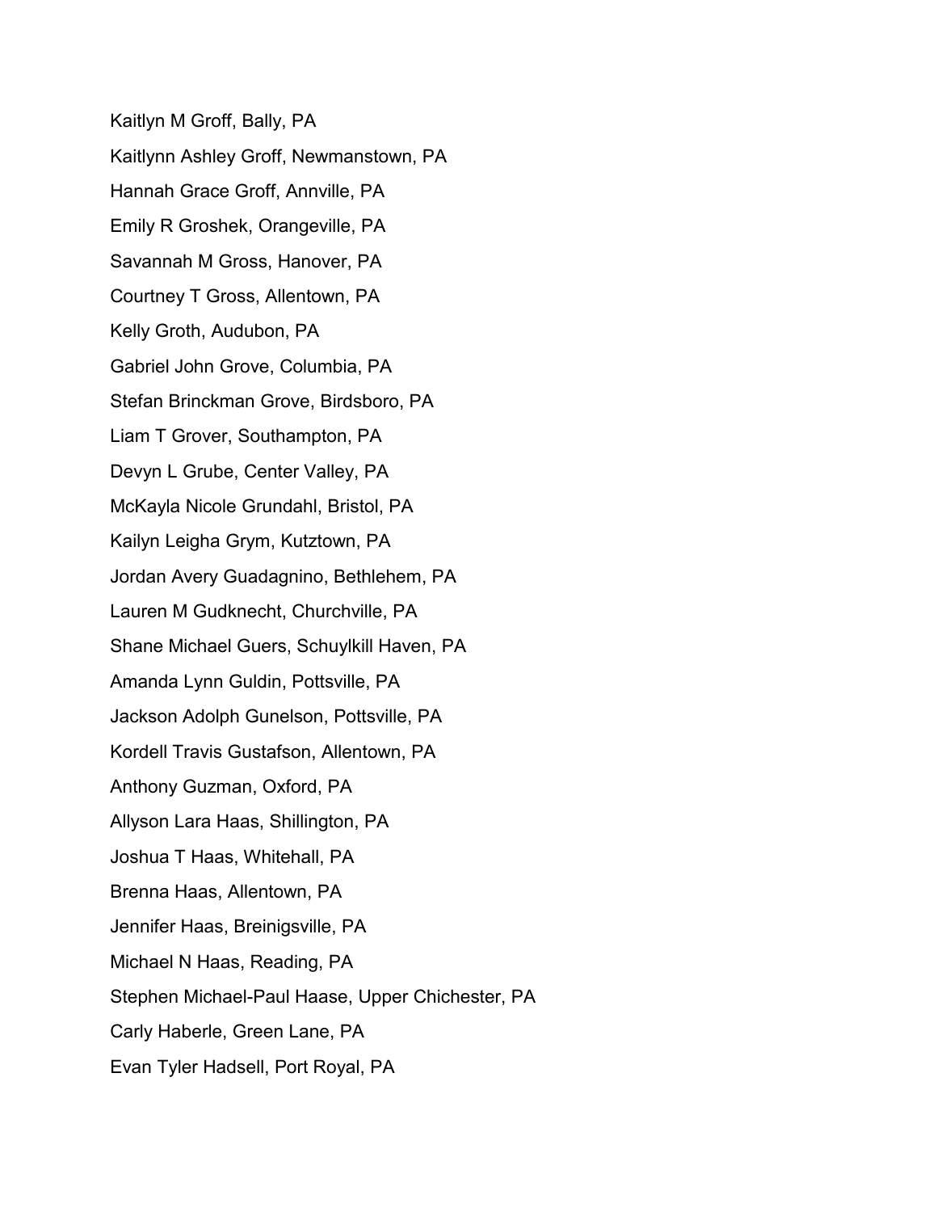Kaitlyn M Groff, Bally, PA

Kaitlynn Ashley Groff, Newmanstown, PA

Hannah Grace Groff, Annville, PA

Emily R Groshek, Orangeville, PA

Savannah M Gross, Hanover, PA

Courtney T Gross, Allentown, PA

Kelly Groth, Audubon, PA

Gabriel John Grove, Columbia, PA

Stefan Brinckman Grove, Birdsboro, PA

Liam T Grover, Southampton, PA

Devyn L Grube, Center Valley, PA

McKayla Nicole Grundahl, Bristol, PA

Kailyn Leigha Grym, Kutztown, PA

Jordan Avery Guadagnino, Bethlehem, PA

Lauren M Gudknecht, Churchville, PA

Shane Michael Guers, Schuylkill Haven, PA

Amanda Lynn Guldin, Pottsville, PA

Jackson Adolph Gunelson, Pottsville, PA

Kordell Travis Gustafson, Allentown, PA

Anthony Guzman, Oxford, PA

Allyson Lara Haas, Shillington, PA

Joshua T Haas, Whitehall, PA

Brenna Haas, Allentown, PA

Jennifer Haas, Breinigsville, PA

Michael N Haas, Reading, PA

Stephen Michael-Paul Haase, Upper Chichester, PA

Carly Haberle, Green Lane, PA

Evan Tyler Hadsell, Port Royal, PA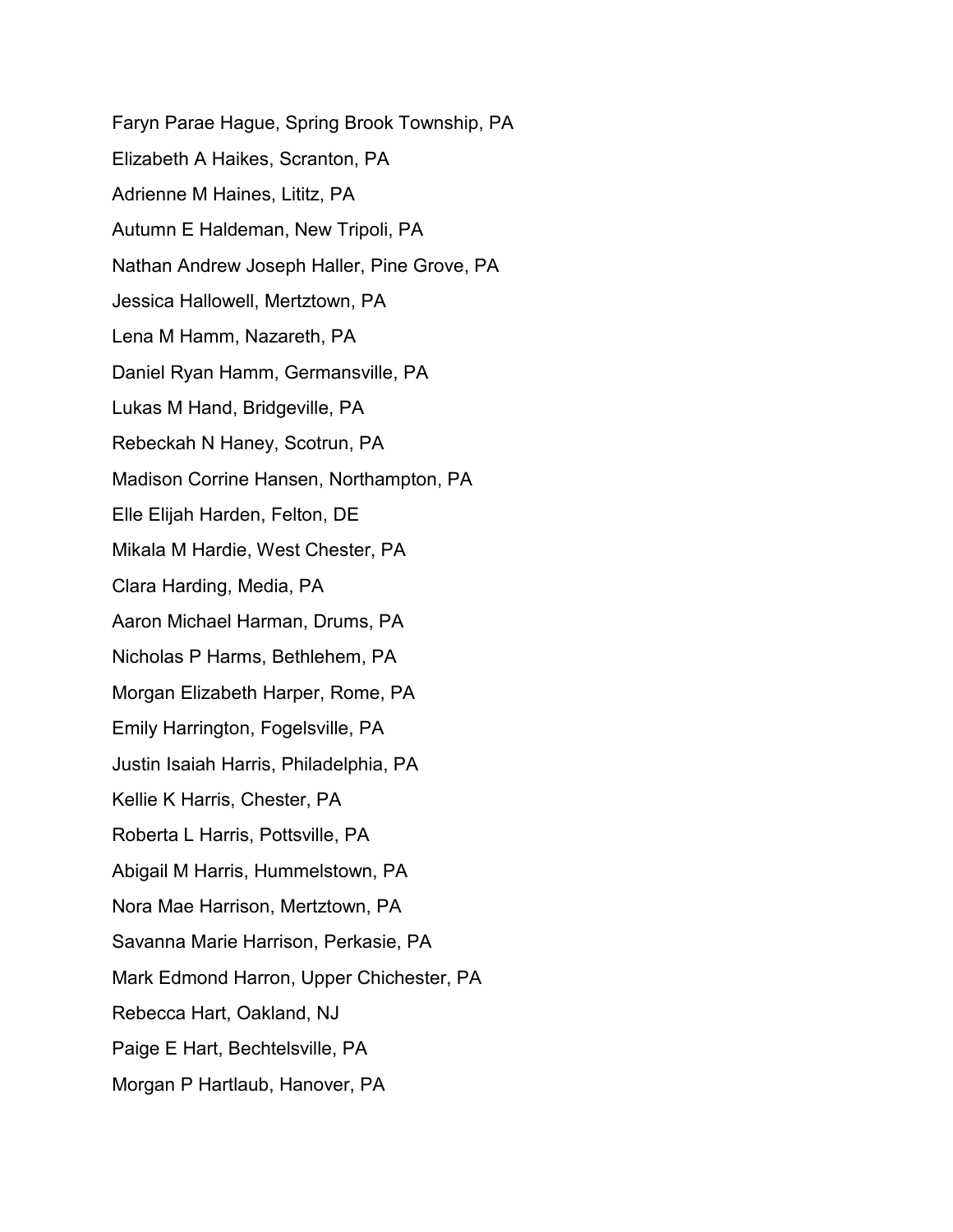Faryn Parae Hague, Spring Brook Township, PA

Elizabeth A Haikes, Scranton, PA

Adrienne M Haines, Lititz, PA

Autumn E Haldeman, New Tripoli, PA

Nathan Andrew Joseph Haller, Pine Grove, PA

Jessica Hallowell, Mertztown, PA

Lena M Hamm, Nazareth, PA

Daniel Ryan Hamm, Germansville, PA

Lukas M Hand, Bridgeville, PA

Rebeckah N Haney, Scotrun, PA

Madison Corrine Hansen, Northampton, PA

Elle Elijah Harden, Felton, DE

Mikala M Hardie, West Chester, PA

Clara Harding, Media, PA

Aaron Michael Harman, Drums, PA

Nicholas P Harms, Bethlehem, PA

Morgan Elizabeth Harper, Rome, PA

Emily Harrington, Fogelsville, PA

Justin Isaiah Harris, Philadelphia, PA

Kellie K Harris, Chester, PA

Roberta L Harris, Pottsville, PA

Abigail M Harris, Hummelstown, PA

Nora Mae Harrison, Mertztown, PA

Savanna Marie Harrison, Perkasie, PA

Mark Edmond Harron, Upper Chichester, PA

Rebecca Hart, Oakland, NJ

Paige E Hart, Bechtelsville, PA

Morgan P Hartlaub, Hanover, PA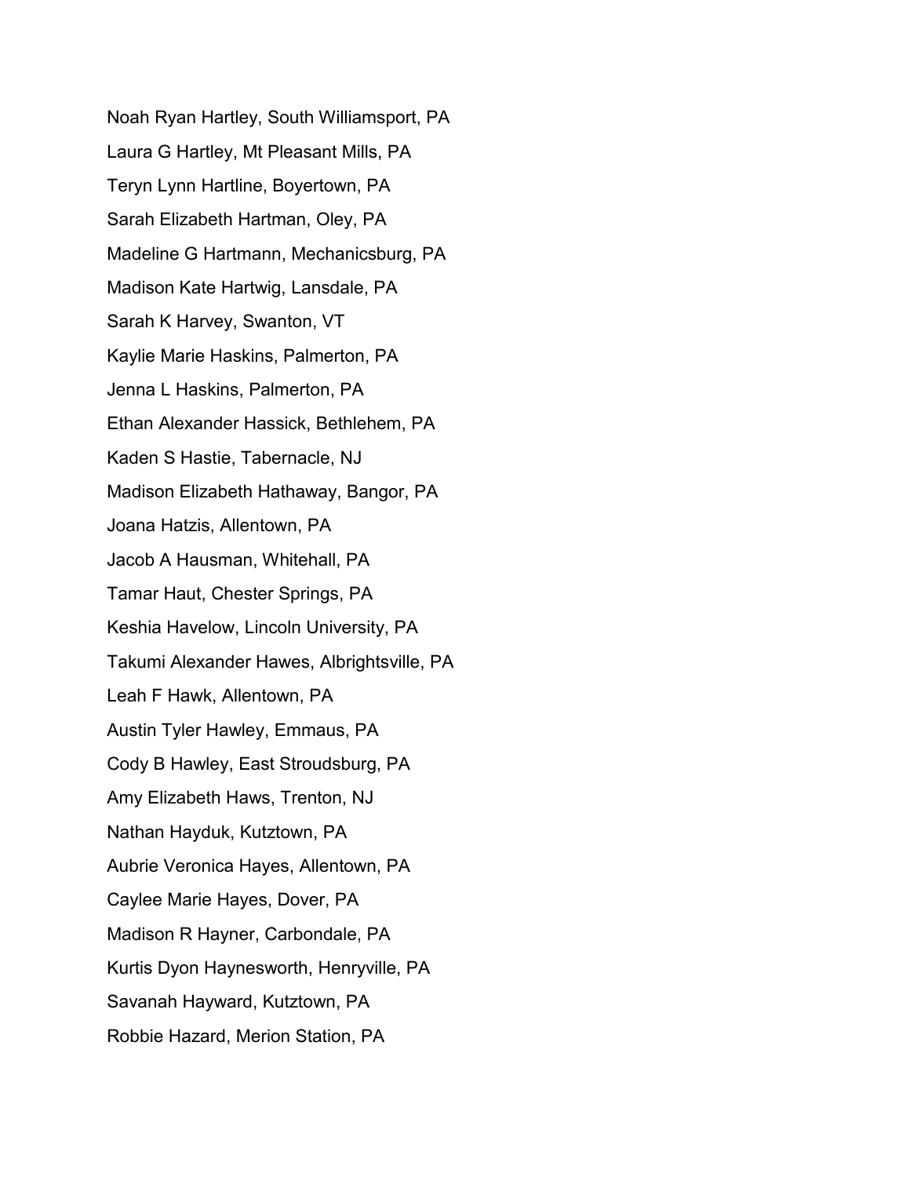Noah Ryan Hartley, South Williamsport, PA

Laura G Hartley, Mt Pleasant Mills, PA

Teryn Lynn Hartline, Boyertown, PA

Sarah Elizabeth Hartman, Oley, PA

Madeline G Hartmann, Mechanicsburg, PA

Madison Kate Hartwig, Lansdale, PA

Sarah K Harvey, Swanton, VT

Kaylie Marie Haskins, Palmerton, PA

Jenna L Haskins, Palmerton, PA

Ethan Alexander Hassick, Bethlehem, PA

Kaden S Hastie, Tabernacle, NJ

Madison Elizabeth Hathaway, Bangor, PA

Joana Hatzis, Allentown, PA

Jacob A Hausman, Whitehall, PA

Tamar Haut, Chester Springs, PA

Keshia Havelow, Lincoln University, PA

Takumi Alexander Hawes, Albrightsville, PA

Leah F Hawk, Allentown, PA

Austin Tyler Hawley, Emmaus, PA

Cody B Hawley, East Stroudsburg, PA

Amy Elizabeth Haws, Trenton, NJ

Nathan Hayduk, Kutztown, PA

Aubrie Veronica Hayes, Allentown, PA

Caylee Marie Hayes, Dover, PA

Madison R Hayner, Carbondale, PA

Kurtis Dyon Haynesworth, Henryville, PA

Savanah Hayward, Kutztown, PA

Robbie Hazard, Merion Station, PA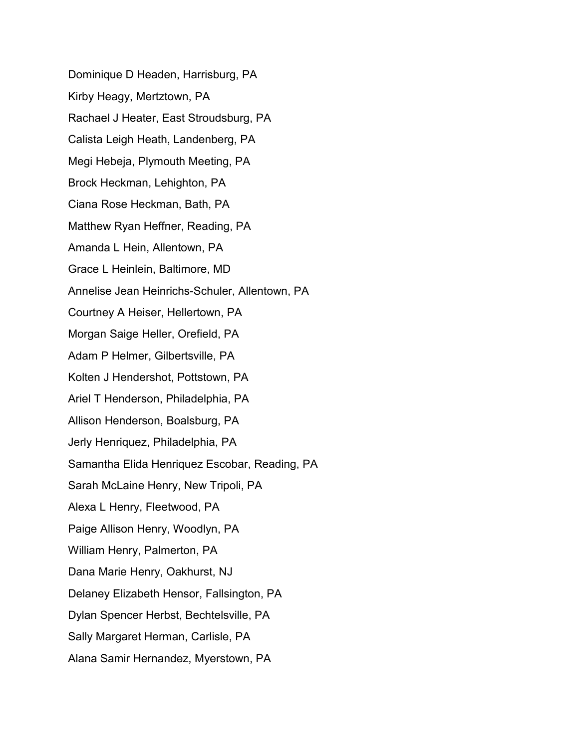Dominique D Headen, Harrisburg, PA

Kirby Heagy, Mertztown, PA

Rachael J Heater, East Stroudsburg, PA

Calista Leigh Heath, Landenberg, PA

Megi Hebeja, Plymouth Meeting, PA

Brock Heckman, Lehighton, PA

Ciana Rose Heckman, Bath, PA

Matthew Ryan Heffner, Reading, PA

Amanda L Hein, Allentown, PA

Grace L Heinlein, Baltimore, MD

Annelise Jean Heinrichs-Schuler, Allentown, PA

Courtney A Heiser, Hellertown, PA

Morgan Saige Heller, Orefield, PA

Adam P Helmer, Gilbertsville, PA

Kolten J Hendershot, Pottstown, PA

Ariel T Henderson, Philadelphia, PA

Allison Henderson, Boalsburg, PA

Jerly Henriquez, Philadelphia, PA

Samantha Elida Henriquez Escobar, Reading, PA

Sarah McLaine Henry, New Tripoli, PA

Alexa L Henry, Fleetwood, PA

Paige Allison Henry, Woodlyn, PA

William Henry, Palmerton, PA

Dana Marie Henry, Oakhurst, NJ

Delaney Elizabeth Hensor, Fallsington, PA

Dylan Spencer Herbst, Bechtelsville, PA

Sally Margaret Herman, Carlisle, PA

Alana Samir Hernandez, Myerstown, PA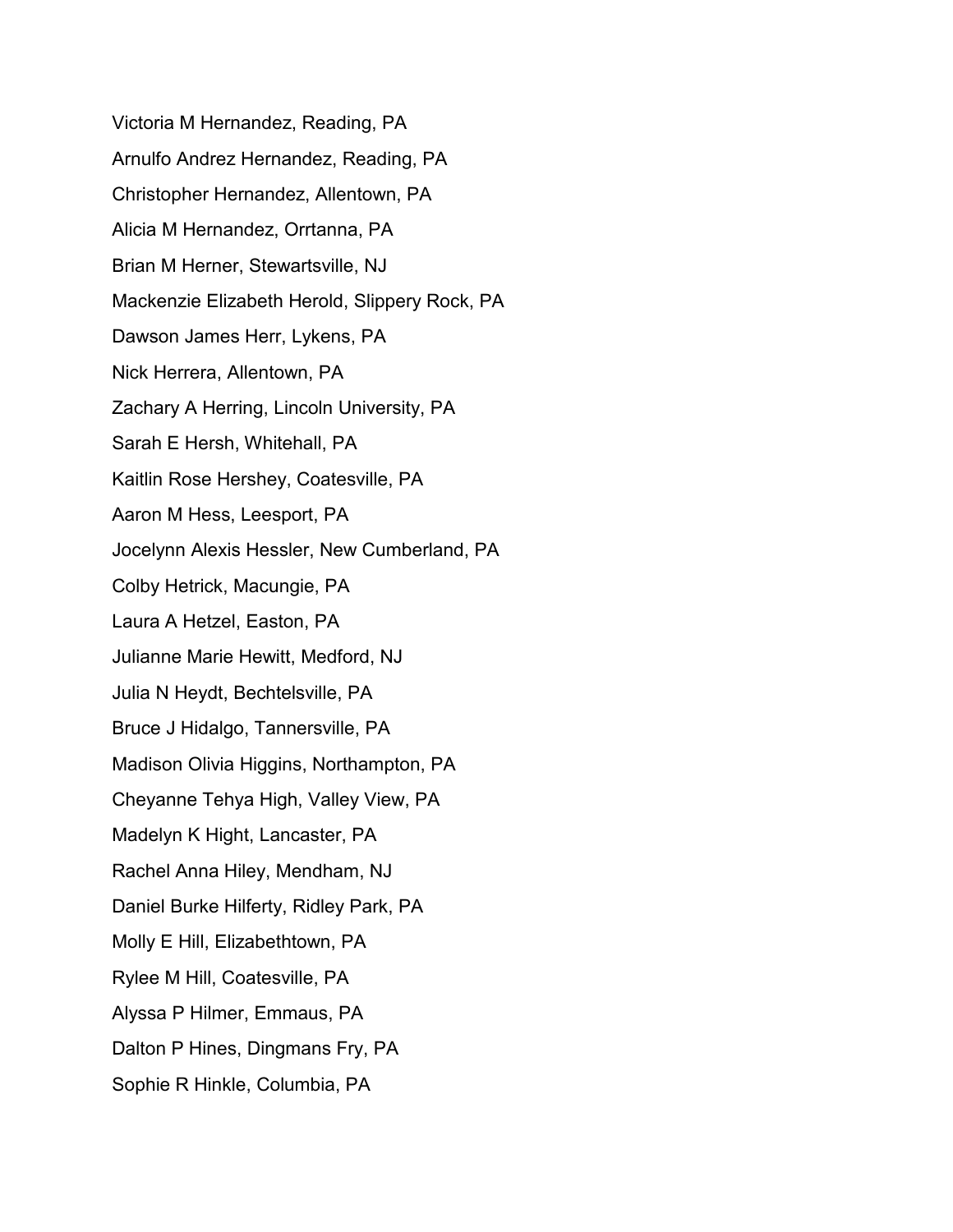Victoria M Hernandez, Reading, PA

Arnulfo Andrez Hernandez, Reading, PA

Christopher Hernandez, Allentown, PA

Alicia M Hernandez, Orrtanna, PA

Brian M Herner, Stewartsville, NJ

Mackenzie Elizabeth Herold, Slippery Rock, PA

Dawson James Herr, Lykens, PA

Nick Herrera, Allentown, PA

Zachary A Herring, Lincoln University, PA

Sarah E Hersh, Whitehall, PA

Kaitlin Rose Hershey, Coatesville, PA

Aaron M Hess, Leesport, PA

Jocelynn Alexis Hessler, New Cumberland, PA

Colby Hetrick, Macungie, PA

Laura A Hetzel, Easton, PA

Julianne Marie Hewitt, Medford, NJ

Julia N Heydt, Bechtelsville, PA

Bruce J Hidalgo, Tannersville, PA

Madison Olivia Higgins, Northampton, PA

Cheyanne Tehya High, Valley View, PA

Madelyn K Hight, Lancaster, PA

Rachel Anna Hiley, Mendham, NJ

Daniel Burke Hilferty, Ridley Park, PA

Molly E Hill, Elizabethtown, PA

Rylee M Hill, Coatesville, PA

Alyssa P Hilmer, Emmaus, PA

Dalton P Hines, Dingmans Fry, PA

Sophie R Hinkle, Columbia, PA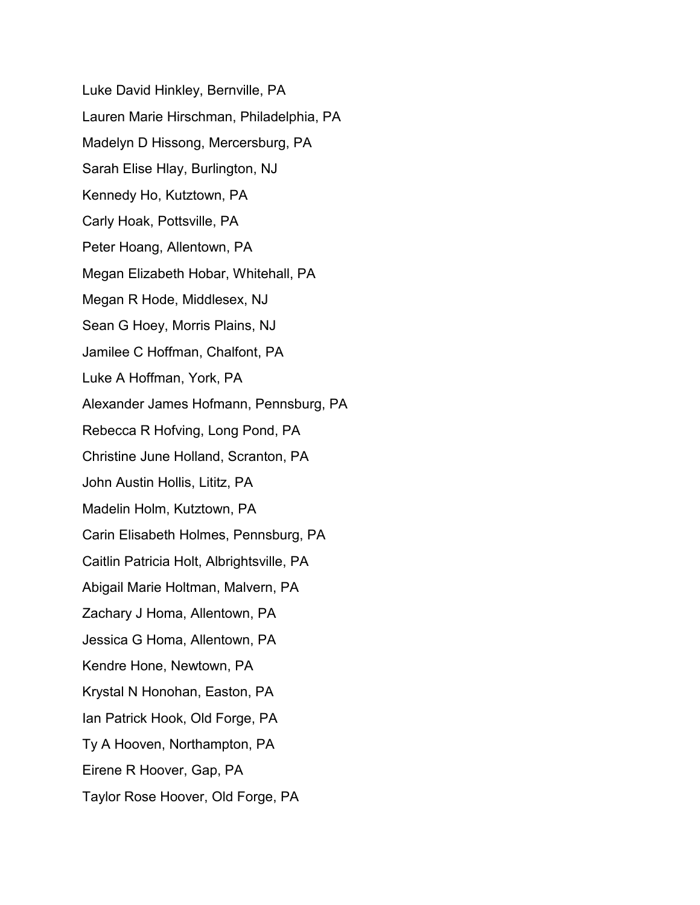Luke David Hinkley, Bernville, PA

Lauren Marie Hirschman, Philadelphia, PA

Madelyn D Hissong, Mercersburg, PA

Sarah Elise Hlay, Burlington, NJ

Kennedy Ho, Kutztown, PA

Carly Hoak, Pottsville, PA

Peter Hoang, Allentown, PA

Megan Elizabeth Hobar, Whitehall, PA

Megan R Hode, Middlesex, NJ

Sean G Hoey, Morris Plains, NJ

Jamilee C Hoffman, Chalfont, PA

Luke A Hoffman, York, PA

Alexander James Hofmann, Pennsburg, PA

Rebecca R Hofving, Long Pond, PA

Christine June Holland, Scranton, PA

John Austin Hollis, Lititz, PA

Madelin Holm, Kutztown, PA

Carin Elisabeth Holmes, Pennsburg, PA

Caitlin Patricia Holt, Albrightsville, PA

Abigail Marie Holtman, Malvern, PA

Zachary J Homa, Allentown, PA

Jessica G Homa, Allentown, PA

Kendre Hone, Newtown, PA

Krystal N Honohan, Easton, PA

Ian Patrick Hook, Old Forge, PA

Ty A Hooven, Northampton, PA

Eirene R Hoover, Gap, PA

Taylor Rose Hoover, Old Forge, PA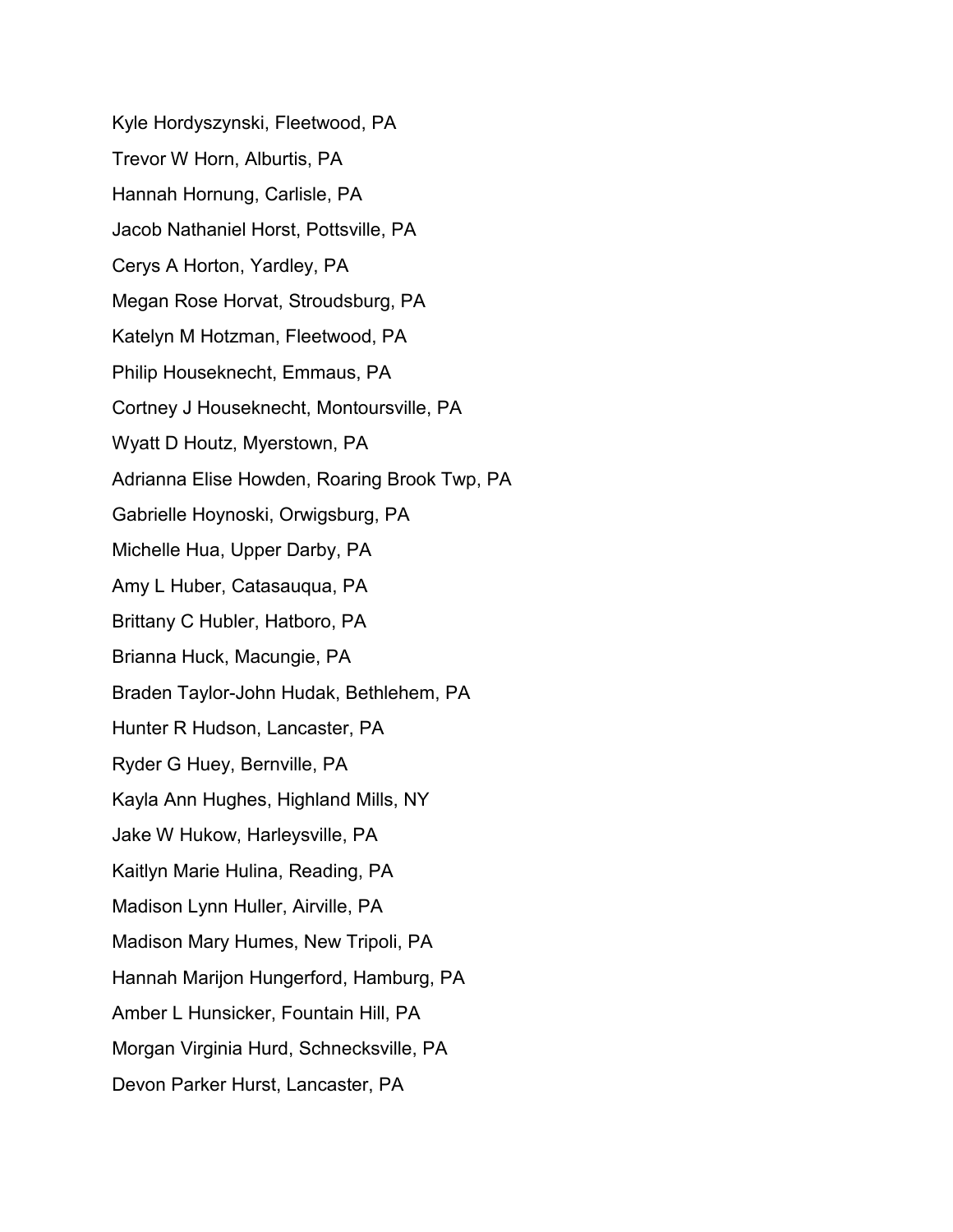Kyle Hordyszynski, Fleetwood, PA

Trevor W Horn, Alburtis, PA

Hannah Hornung, Carlisle, PA

Jacob Nathaniel Horst, Pottsville, PA

Cerys A Horton, Yardley, PA

Megan Rose Horvat, Stroudsburg, PA

Katelyn M Hotzman, Fleetwood, PA

Philip Houseknecht, Emmaus, PA

Cortney J Houseknecht, Montoursville, PA

Wyatt D Houtz, Myerstown, PA

Adrianna Elise Howden, Roaring Brook Twp, PA

Gabrielle Hoynoski, Orwigsburg, PA

Michelle Hua, Upper Darby, PA

Amy L Huber, Catasauqua, PA

Brittany C Hubler, Hatboro, PA

Brianna Huck, Macungie, PA

Braden Taylor-John Hudak, Bethlehem, PA

Hunter R Hudson, Lancaster, PA

Ryder G Huey, Bernville, PA

Kayla Ann Hughes, Highland Mills, NY

Jake W Hukow, Harleysville, PA

Kaitlyn Marie Hulina, Reading, PA

Madison Lynn Huller, Airville, PA

Madison Mary Humes, New Tripoli, PA

Hannah Marijon Hungerford, Hamburg, PA

Amber L Hunsicker, Fountain Hill, PA

Morgan Virginia Hurd, Schnecksville, PA

Devon Parker Hurst, Lancaster, PA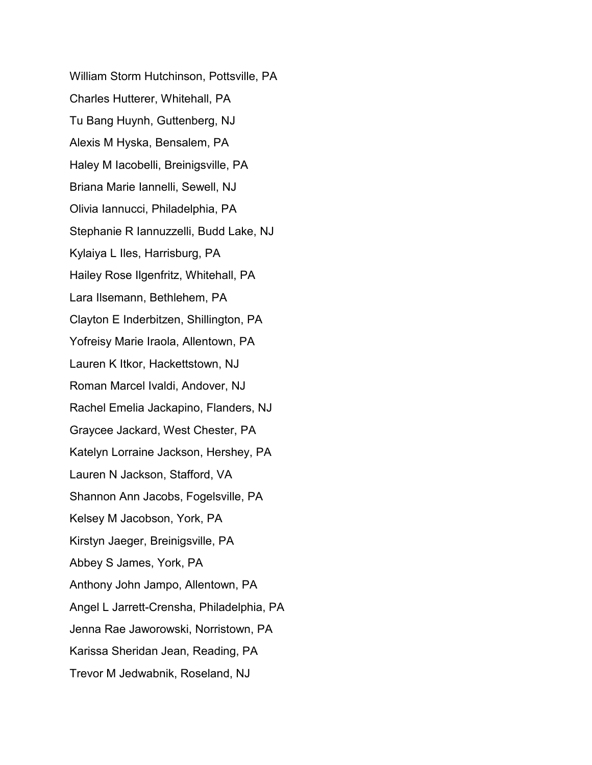William Storm Hutchinson, Pottsville, PA

Charles Hutterer, Whitehall, PA

Tu Bang Huynh, Guttenberg, NJ

Alexis M Hyska, Bensalem, PA

Haley M Iacobelli, Breinigsville, PA

Briana Marie Iannelli, Sewell, NJ

Olivia Iannucci, Philadelphia, PA

Stephanie R Iannuzzelli, Budd Lake, NJ

Kylaiya L Iles, Harrisburg, PA

Hailey Rose Ilgenfritz, Whitehall, PA

Lara Ilsemann, Bethlehem, PA

Clayton E Inderbitzen, Shillington, PA

Yofreisy Marie Iraola, Allentown, PA

Lauren K Itkor, Hackettstown, NJ

Roman Marcel Ivaldi, Andover, NJ

Rachel Emelia Jackapino, Flanders, NJ

Graycee Jackard, West Chester, PA

Katelyn Lorraine Jackson, Hershey, PA

Lauren N Jackson, Stafford, VA

Shannon Ann Jacobs, Fogelsville, PA

Kelsey M Jacobson, York, PA

Kirstyn Jaeger, Breinigsville, PA

Abbey S James, York, PA

Anthony John Jampo, Allentown, PA

Angel L Jarrett-Crensha, Philadelphia, PA

Jenna Rae Jaworowski, Norristown, PA

Karissa Sheridan Jean, Reading, PA

Trevor M Jedwabnik, Roseland, NJ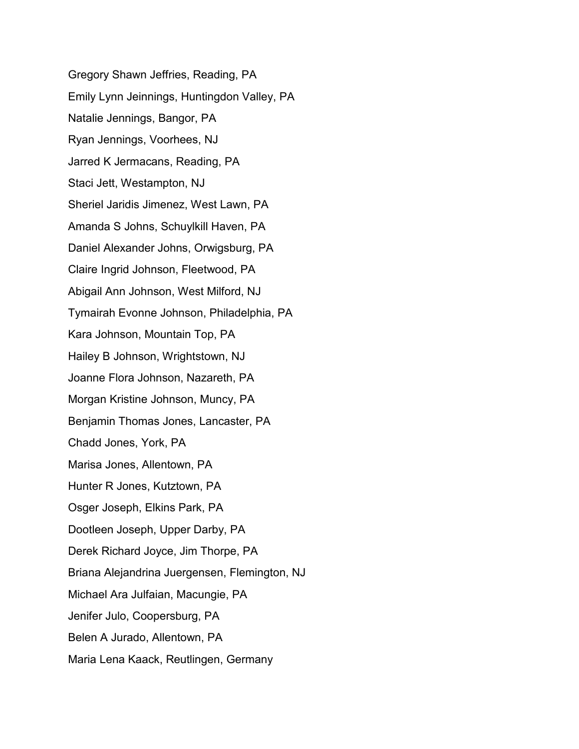Gregory Shawn Jeffries, Reading, PA

Emily Lynn Jeinnings, Huntingdon Valley, PA

Natalie Jennings, Bangor, PA

Ryan Jennings, Voorhees, NJ

Jarred K Jermacans, Reading, PA

Staci Jett, Westampton, NJ

Sheriel Jaridis Jimenez, West Lawn, PA

Amanda S Johns, Schuylkill Haven, PA

Daniel Alexander Johns, Orwigsburg, PA

Claire Ingrid Johnson, Fleetwood, PA

Abigail Ann Johnson, West Milford, NJ

Tymairah Evonne Johnson, Philadelphia, PA

Kara Johnson, Mountain Top, PA

Hailey B Johnson, Wrightstown, NJ

Joanne Flora Johnson, Nazareth, PA

Morgan Kristine Johnson, Muncy, PA

Benjamin Thomas Jones, Lancaster, PA

Chadd Jones, York, PA

Marisa Jones, Allentown, PA

Hunter R Jones, Kutztown, PA

Osger Joseph, Elkins Park, PA

Dootleen Joseph, Upper Darby, PA

Derek Richard Joyce, Jim Thorpe, PA

Briana Alejandrina Juergensen, Flemington, NJ

Michael Ara Julfaian, Macungie, PA

Jenifer Julo, Coopersburg, PA

Belen A Jurado, Allentown, PA

Maria Lena Kaack, Reutlingen, Germany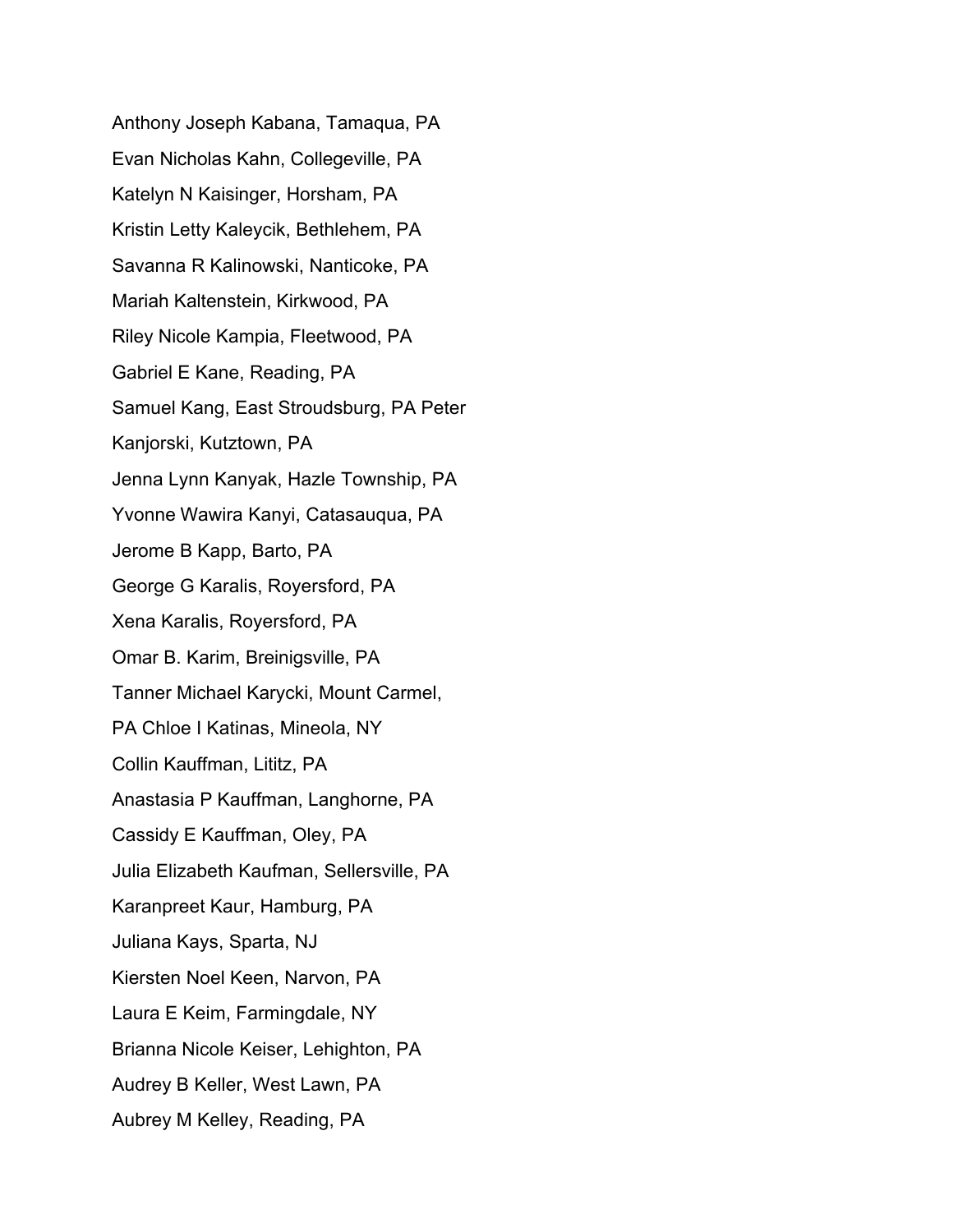Anthony Joseph Kabana, Tamaqua, PA

Evan Nicholas Kahn, Collegeville, PA

Katelyn N Kaisinger, Horsham, PA

Kristin Letty Kaleycik, Bethlehem, PA

Savanna R Kalinowski, Nanticoke, PA

Mariah Kaltenstein, Kirkwood, PA

Riley Nicole Kampia, Fleetwood, PA

Gabriel E Kane, Reading, PA

Samuel Kang, East Stroudsburg, PA Peter

Kanjorski, Kutztown, PA

Jenna Lynn Kanyak, Hazle Township, PA

Yvonne Wawira Kanyi, Catasauqua, PA

Jerome B Kapp, Barto, PA

George G Karalis, Royersford, PA

Xena Karalis, Royersford, PA

Omar B. Karim, Breinigsville, PA

Tanner Michael Karycki, Mount Carmel,

PA Chloe I Katinas, Mineola, NY

Collin Kauffman, Lititz, PA

Anastasia P Kauffman, Langhorne, PA

Cassidy E Kauffman, Oley, PA

Julia Elizabeth Kaufman, Sellersville, PA

Karanpreet Kaur, Hamburg, PA

Juliana Kays, Sparta, NJ

Kiersten Noel Keen, Narvon, PA

Laura E Keim, Farmingdale, NY

Brianna Nicole Keiser, Lehighton, PA

Audrey B Keller, West Lawn, PA

Aubrey M Kelley, Reading, PA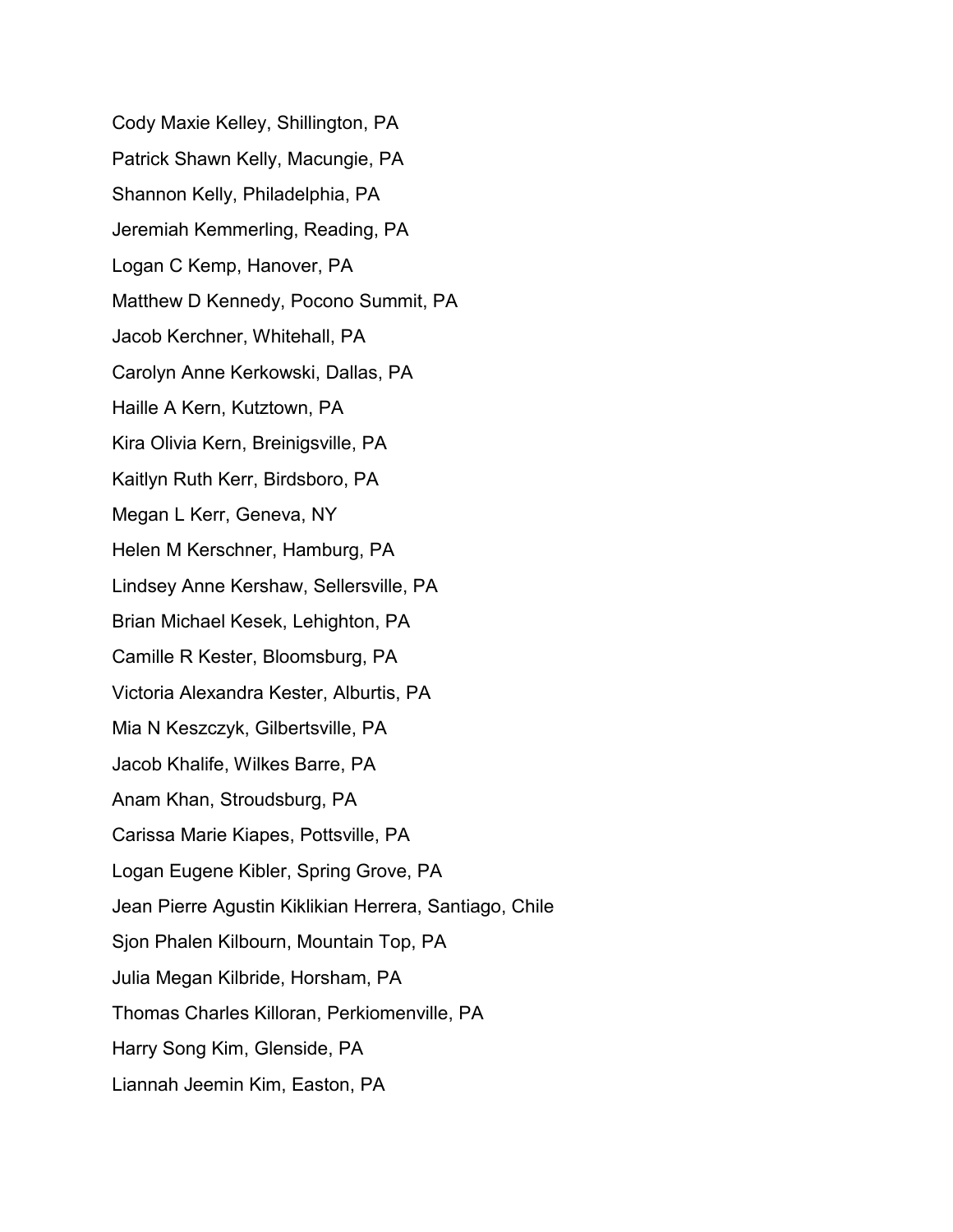Cody Maxie Kelley, Shillington, PA

Patrick Shawn Kelly, Macungie, PA

Shannon Kelly, Philadelphia, PA

Jeremiah Kemmerling, Reading, PA

Logan C Kemp, Hanover, PA

Matthew D Kennedy, Pocono Summit, PA

Jacob Kerchner, Whitehall, PA

Carolyn Anne Kerkowski, Dallas, PA

Haille A Kern, Kutztown, PA

Kira Olivia Kern, Breinigsville, PA

Kaitlyn Ruth Kerr, Birdsboro, PA

Megan L Kerr, Geneva, NY

Helen M Kerschner, Hamburg, PA

Lindsey Anne Kershaw, Sellersville, PA

Brian Michael Kesek, Lehighton, PA

Camille R Kester, Bloomsburg, PA

Victoria Alexandra Kester, Alburtis, PA

Mia N Keszczyk, Gilbertsville, PA

Jacob Khalife, Wilkes Barre, PA

Anam Khan, Stroudsburg, PA

Carissa Marie Kiapes, Pottsville, PA

Logan Eugene Kibler, Spring Grove, PA

Jean Pierre Agustin Kiklikian Herrera, Santiago, Chile

Sjon Phalen Kilbourn, Mountain Top, PA

Julia Megan Kilbride, Horsham, PA

Thomas Charles Killoran, Perkiomenville, PA

Harry Song Kim, Glenside, PA

Liannah Jeemin Kim, Easton, PA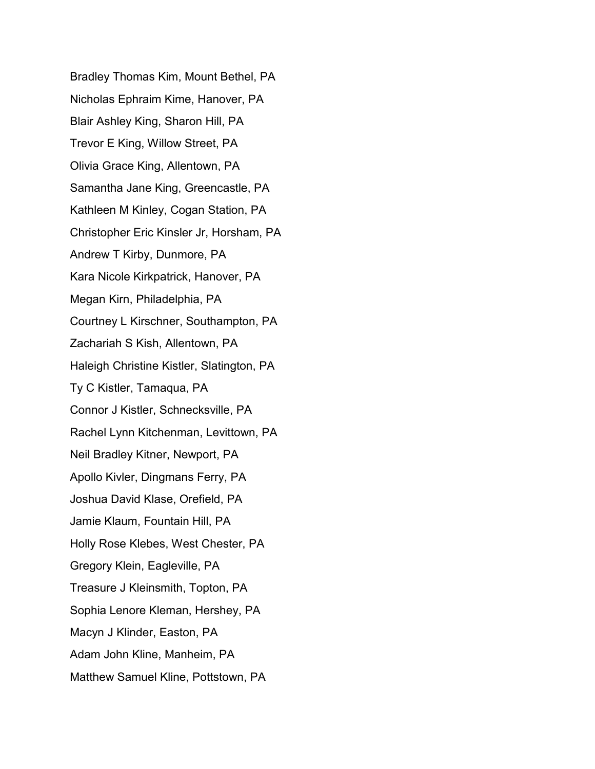Bradley Thomas Kim, Mount Bethel, PA

Nicholas Ephraim Kime, Hanover, PA

Blair Ashley King, Sharon Hill, PA

Trevor E King, Willow Street, PA

Olivia Grace King, Allentown, PA

Samantha Jane King, Greencastle, PA

Kathleen M Kinley, Cogan Station, PA

Christopher Eric Kinsler Jr, Horsham, PA

Andrew T Kirby, Dunmore, PA

Kara Nicole Kirkpatrick, Hanover, PA

Megan Kirn, Philadelphia, PA

Courtney L Kirschner, Southampton, PA

Zachariah S Kish, Allentown, PA

Haleigh Christine Kistler, Slatington, PA

Ty C Kistler, Tamaqua, PA

Connor J Kistler, Schnecksville, PA

Rachel Lynn Kitchenman, Levittown, PA

Neil Bradley Kitner, Newport, PA

Apollo Kivler, Dingmans Ferry, PA

Joshua David Klase, Orefield, PA

Jamie Klaum, Fountain Hill, PA

Holly Rose Klebes, West Chester, PA

Gregory Klein, Eagleville, PA

Treasure J Kleinsmith, Topton, PA

Sophia Lenore Kleman, Hershey, PA

Macyn J Klinder, Easton, PA

Adam John Kline, Manheim, PA

Matthew Samuel Kline, Pottstown, PA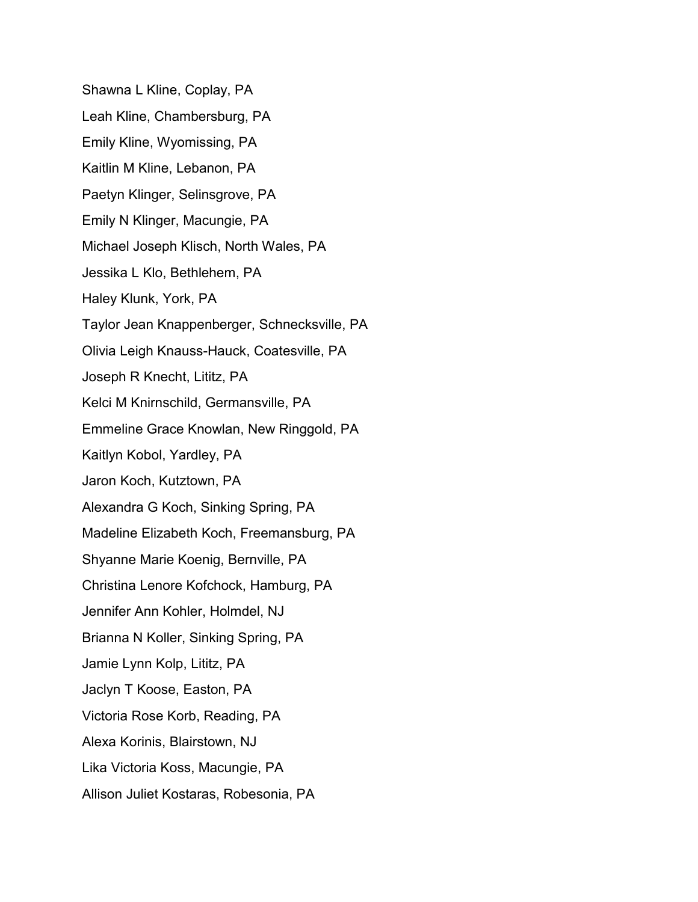Shawna L Kline, Coplay, PA

Leah Kline, Chambersburg, PA

Emily Kline, Wyomissing, PA

Kaitlin M Kline, Lebanon, PA

Paetyn Klinger, Selinsgrove, PA

Emily N Klinger, Macungie, PA

Michael Joseph Klisch, North Wales, PA

Jessika L Klo, Bethlehem, PA

Haley Klunk, York, PA

Taylor Jean Knappenberger, Schnecksville, PA

Olivia Leigh Knauss-Hauck, Coatesville, PA

Joseph R Knecht, Lititz, PA

Kelci M Knirnschild, Germansville, PA

Emmeline Grace Knowlan, New Ringgold, PA

Kaitlyn Kobol, Yardley, PA

Jaron Koch, Kutztown, PA

Alexandra G Koch, Sinking Spring, PA

Madeline Elizabeth Koch, Freemansburg, PA

Shyanne Marie Koenig, Bernville, PA

Christina Lenore Kofchock, Hamburg, PA

Jennifer Ann Kohler, Holmdel, NJ

Brianna N Koller, Sinking Spring, PA

Jamie Lynn Kolp, Lititz, PA

Jaclyn T Koose, Easton, PA

Victoria Rose Korb, Reading, PA

Alexa Korinis, Blairstown, NJ

Lika Victoria Koss, Macungie, PA

Allison Juliet Kostaras, Robesonia, PA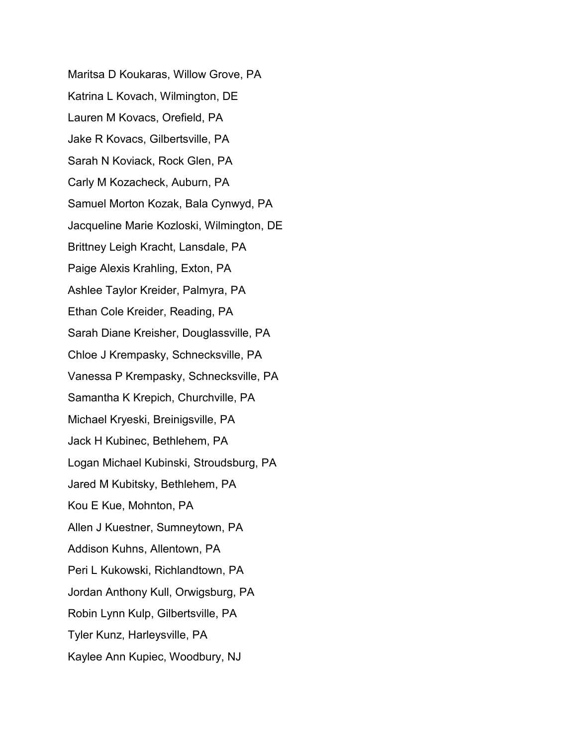Maritsa D Koukaras, Willow Grove, PA

Katrina L Kovach, Wilmington, DE

Lauren M Kovacs, Orefield, PA

Jake R Kovacs, Gilbertsville, PA

Sarah N Koviack, Rock Glen, PA

Carly M Kozacheck, Auburn, PA

Samuel Morton Kozak, Bala Cynwyd, PA

Jacqueline Marie Kozloski, Wilmington, DE

Brittney Leigh Kracht, Lansdale, PA

Paige Alexis Krahling, Exton, PA

Ashlee Taylor Kreider, Palmyra, PA

Ethan Cole Kreider, Reading, PA

Sarah Diane Kreisher, Douglassville, PA

Chloe J Krempasky, Schnecksville, PA

Vanessa P Krempasky, Schnecksville, PA

Samantha K Krepich, Churchville, PA

Michael Kryeski, Breinigsville, PA

Jack H Kubinec, Bethlehem, PA

Logan Michael Kubinski, Stroudsburg, PA

Jared M Kubitsky, Bethlehem, PA

Kou E Kue, Mohnton, PA

Allen J Kuestner, Sumneytown, PA

Addison Kuhns, Allentown, PA

Peri L Kukowski, Richlandtown, PA

Jordan Anthony Kull, Orwigsburg, PA

Robin Lynn Kulp, Gilbertsville, PA

Tyler Kunz, Harleysville, PA

Kaylee Ann Kupiec, Woodbury, NJ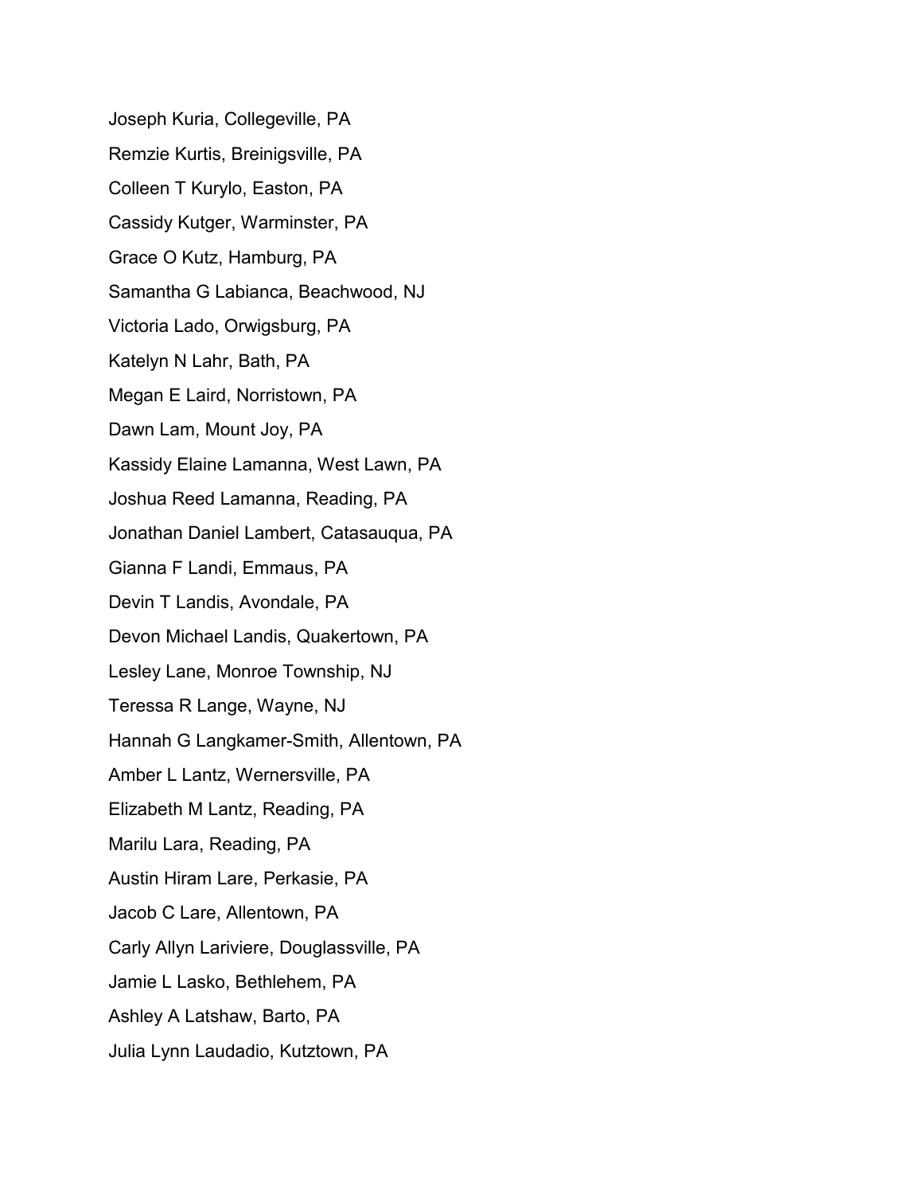Joseph Kuria, Collegeville, PA

Remzie Kurtis, Breinigsville, PA

Colleen T Kurylo, Easton, PA

Cassidy Kutger, Warminster, PA

Grace O Kutz, Hamburg, PA

Samantha G Labianca, Beachwood, NJ

Victoria Lado, Orwigsburg, PA

Katelyn N Lahr, Bath, PA

Megan E Laird, Norristown, PA

Dawn Lam, Mount Joy, PA

Kassidy Elaine Lamanna, West Lawn, PA

Joshua Reed Lamanna, Reading, PA

Jonathan Daniel Lambert, Catasauqua, PA

Gianna F Landi, Emmaus, PA

Devin T Landis, Avondale, PA

Devon Michael Landis, Quakertown, PA

Lesley Lane, Monroe Township, NJ

Teressa R Lange, Wayne, NJ

Hannah G Langkamer-Smith, Allentown, PA

Amber L Lantz, Wernersville, PA

Elizabeth M Lantz, Reading, PA

Marilu Lara, Reading, PA

Austin Hiram Lare, Perkasie, PA

Jacob C Lare, Allentown, PA

Carly Allyn Lariviere, Douglassville, PA

Jamie L Lasko, Bethlehem, PA

Ashley A Latshaw, Barto, PA

Julia Lynn Laudadio, Kutztown, PA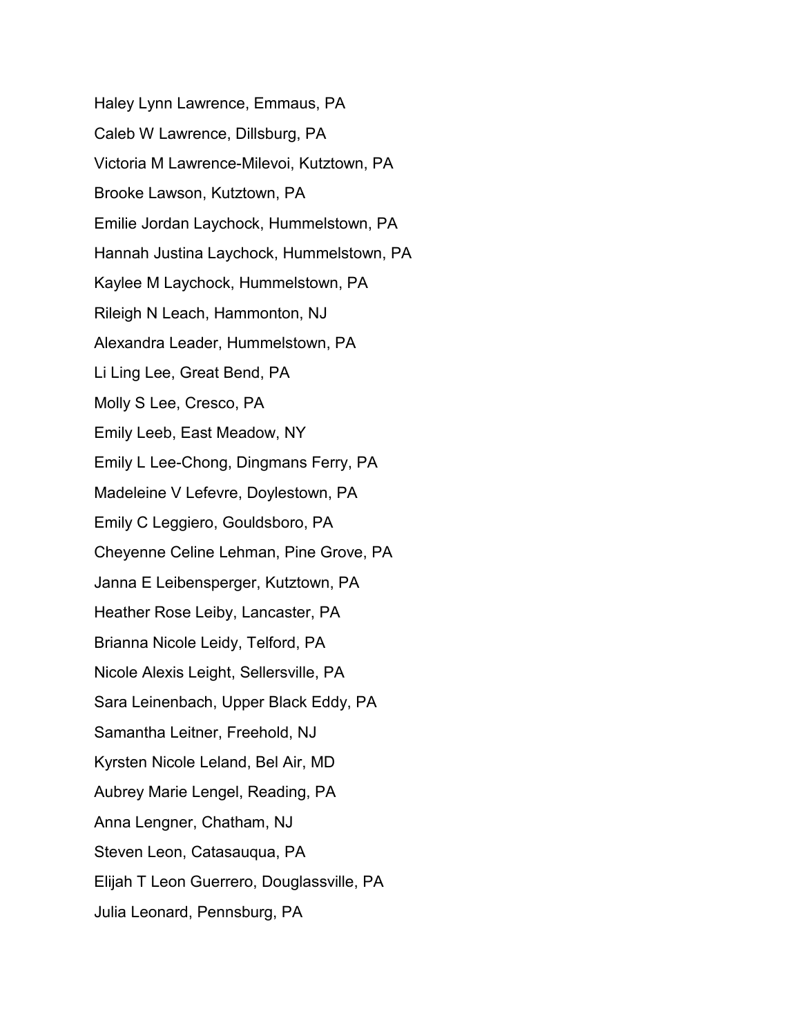Haley Lynn Lawrence, Emmaus, PA

Caleb W Lawrence, Dillsburg, PA

Victoria M Lawrence-Milevoi, Kutztown, PA

Brooke Lawson, Kutztown, PA

Emilie Jordan Laychock, Hummelstown, PA

Hannah Justina Laychock, Hummelstown, PA

Kaylee M Laychock, Hummelstown, PA

Rileigh N Leach, Hammonton, NJ

Alexandra Leader, Hummelstown, PA

Li Ling Lee, Great Bend, PA

Molly S Lee, Cresco, PA

Emily Leeb, East Meadow, NY

Emily L Lee-Chong, Dingmans Ferry, PA

Madeleine V Lefevre, Doylestown, PA

Emily C Leggiero, Gouldsboro, PA

Cheyenne Celine Lehman, Pine Grove, PA

Janna E Leibensperger, Kutztown, PA

Heather Rose Leiby, Lancaster, PA

Brianna Nicole Leidy, Telford, PA

Nicole Alexis Leight, Sellersville, PA

Sara Leinenbach, Upper Black Eddy, PA

Samantha Leitner, Freehold, NJ

Kyrsten Nicole Leland, Bel Air, MD

Aubrey Marie Lengel, Reading, PA

Anna Lengner, Chatham, NJ

Steven Leon, Catasauqua, PA

Elijah T Leon Guerrero, Douglassville, PA

Julia Leonard, Pennsburg, PA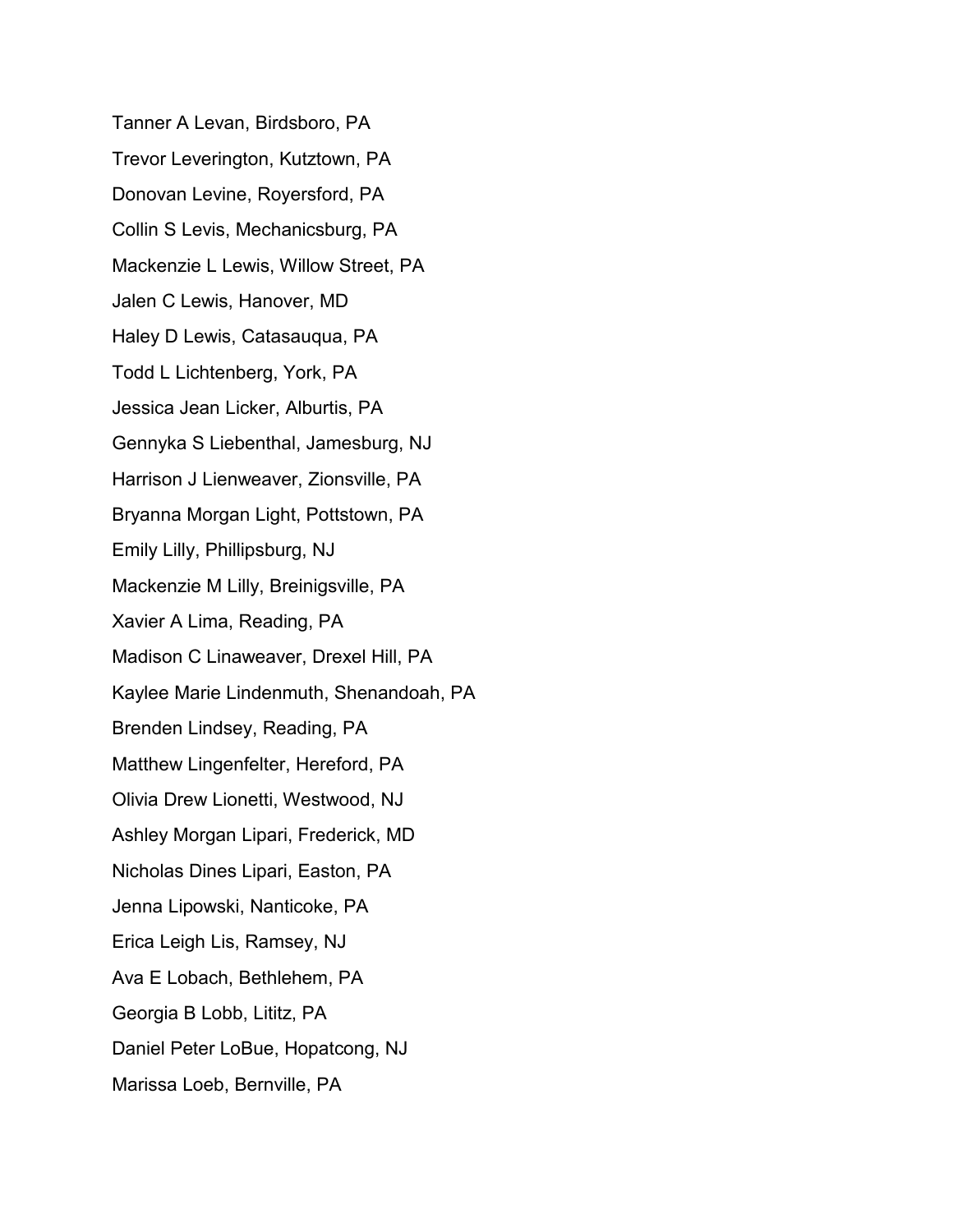Tanner A Levan, Birdsboro, PA

Trevor Leverington, Kutztown, PA

Donovan Levine, Royersford, PA

Collin S Levis, Mechanicsburg, PA

Mackenzie L Lewis, Willow Street, PA

Jalen C Lewis, Hanover, MD

Haley D Lewis, Catasauqua, PA

Todd L Lichtenberg, York, PA

Jessica Jean Licker, Alburtis, PA

Gennyka S Liebenthal, Jamesburg, NJ

Harrison J Lienweaver, Zionsville, PA

Bryanna Morgan Light, Pottstown, PA

Emily Lilly, Phillipsburg, NJ

Mackenzie M Lilly, Breinigsville, PA

Xavier A Lima, Reading, PA

Madison C Linaweaver, Drexel Hill, PA

Kaylee Marie Lindenmuth, Shenandoah, PA

Brenden Lindsey, Reading, PA

Matthew Lingenfelter, Hereford, PA

Olivia Drew Lionetti, Westwood, NJ

Ashley Morgan Lipari, Frederick, MD

Nicholas Dines Lipari, Easton, PA

Jenna Lipowski, Nanticoke, PA

Erica Leigh Lis, Ramsey, NJ

Ava E Lobach, Bethlehem, PA

Georgia B Lobb, Lititz, PA

Daniel Peter LoBue, Hopatcong, NJ

Marissa Loeb, Bernville, PA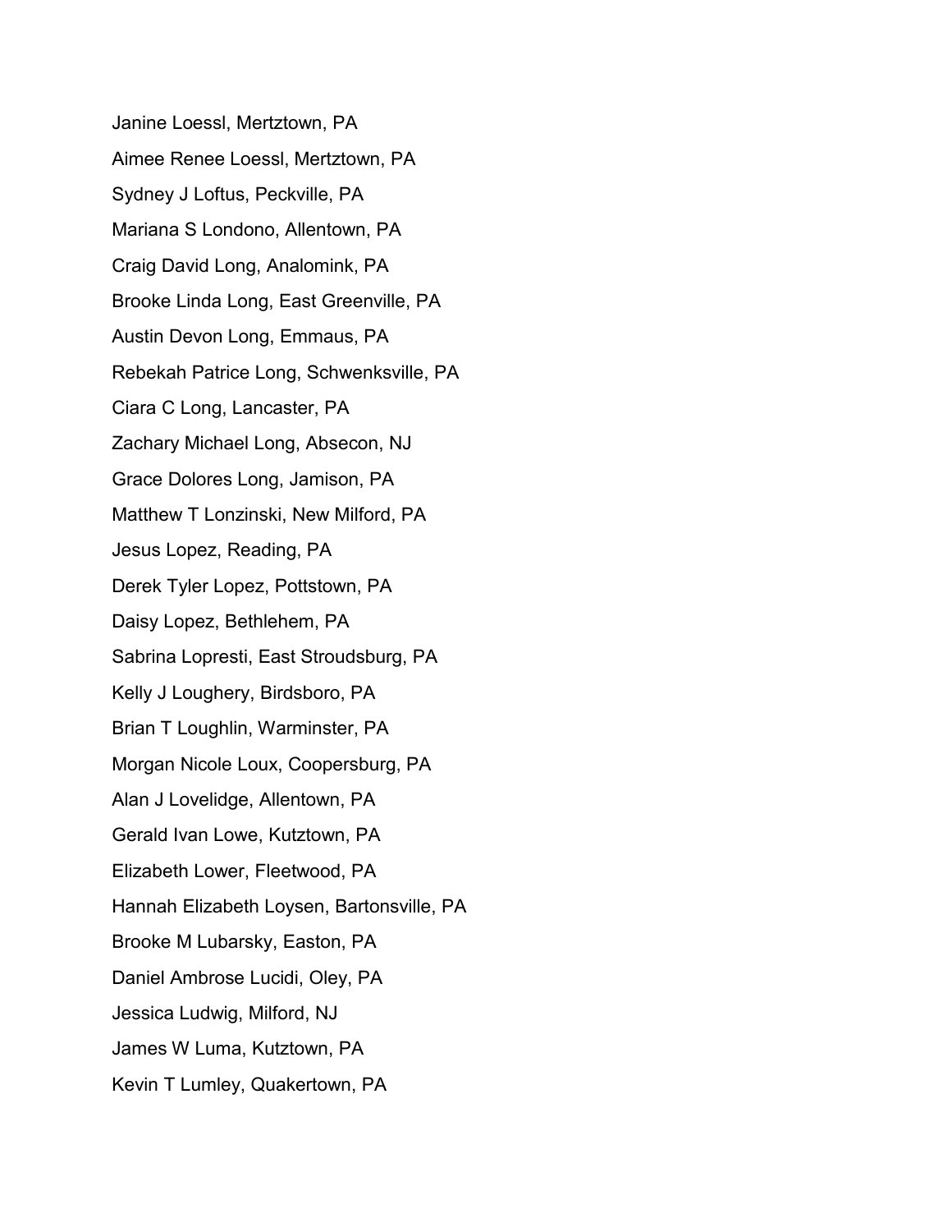Janine Loessl, Mertztown, PA

Aimee Renee Loessl, Mertztown, PA

Sydney J Loftus, Peckville, PA

Mariana S Londono, Allentown, PA

Craig David Long, Analomink, PA

Brooke Linda Long, East Greenville, PA

Austin Devon Long, Emmaus, PA

Rebekah Patrice Long, Schwenksville, PA

Ciara C Long, Lancaster, PA

Zachary Michael Long, Absecon, NJ

Grace Dolores Long, Jamison, PA

Matthew T Lonzinski, New Milford, PA

Jesus Lopez, Reading, PA

Derek Tyler Lopez, Pottstown, PA

Daisy Lopez, Bethlehem, PA

Sabrina Lopresti, East Stroudsburg, PA

Kelly J Loughery, Birdsboro, PA

Brian T Loughlin, Warminster, PA

Morgan Nicole Loux, Coopersburg, PA

Alan J Lovelidge, Allentown, PA

Gerald Ivan Lowe, Kutztown, PA

Elizabeth Lower, Fleetwood, PA

Hannah Elizabeth Loysen, Bartonsville, PA

Brooke M Lubarsky, Easton, PA

Daniel Ambrose Lucidi, Oley, PA

Jessica Ludwig, Milford, NJ

James W Luma, Kutztown, PA

Kevin T Lumley, Quakertown, PA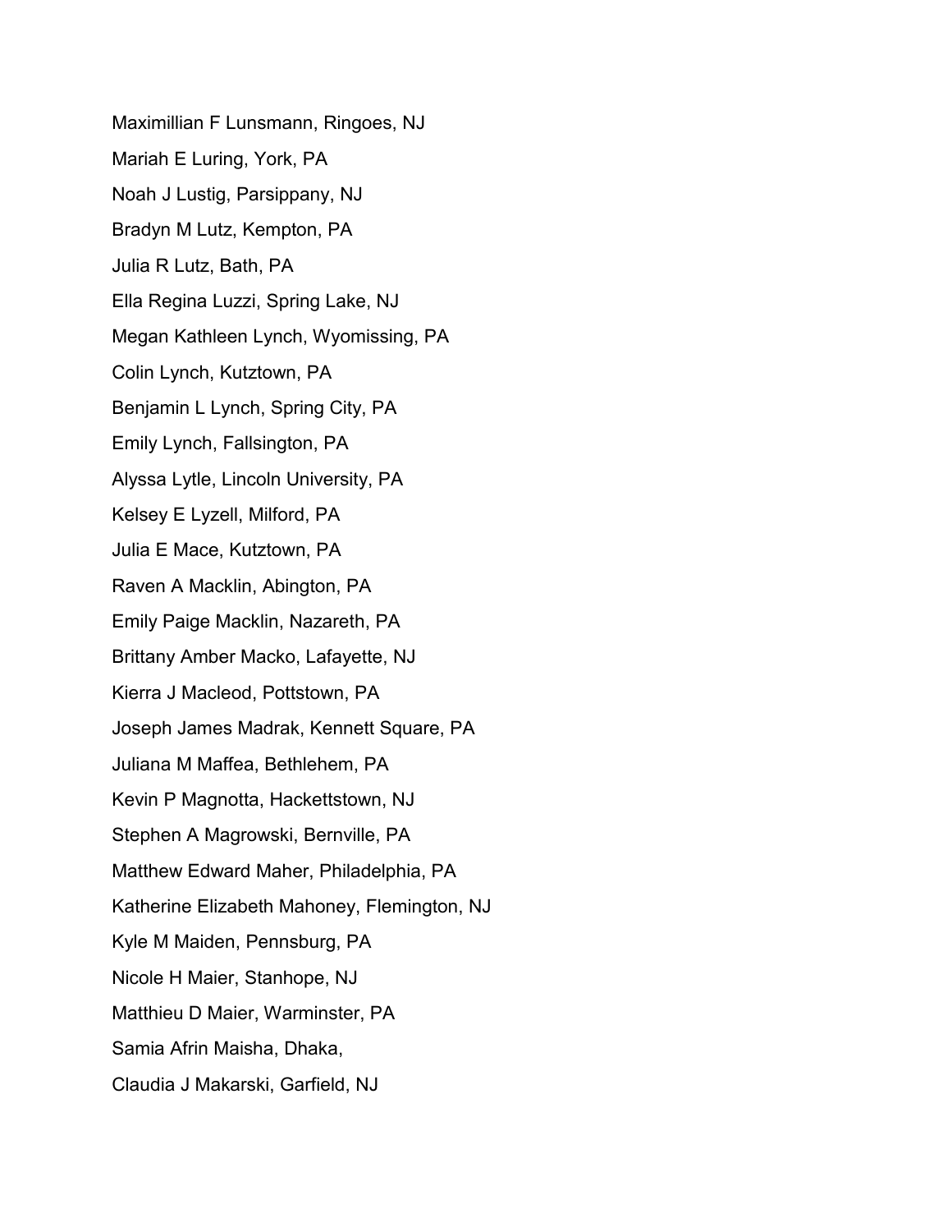Maximillian F Lunsmann, Ringoes, NJ

Mariah E Luring, York, PA

Noah J Lustig, Parsippany, NJ

Bradyn M Lutz, Kempton, PA

Julia R Lutz, Bath, PA

Ella Regina Luzzi, Spring Lake, NJ

Megan Kathleen Lynch, Wyomissing, PA

Colin Lynch, Kutztown, PA

Benjamin L Lynch, Spring City, PA

Emily Lynch, Fallsington, PA

Alyssa Lytle, Lincoln University, PA

Kelsey E Lyzell, Milford, PA

Julia E Mace, Kutztown, PA

Raven A Macklin, Abington, PA

Emily Paige Macklin, Nazareth, PA

Brittany Amber Macko, Lafayette, NJ

Kierra J Macleod, Pottstown, PA

Joseph James Madrak, Kennett Square, PA

Juliana M Maffea, Bethlehem, PA

Kevin P Magnotta, Hackettstown, NJ

Stephen A Magrowski, Bernville, PA

Matthew Edward Maher, Philadelphia, PA

Katherine Elizabeth Mahoney, Flemington, NJ

Kyle M Maiden, Pennsburg, PA

Nicole H Maier, Stanhope, NJ

Matthieu D Maier, Warminster, PA

Samia Afrin Maisha, Dhaka,

Claudia J Makarski, Garfield, NJ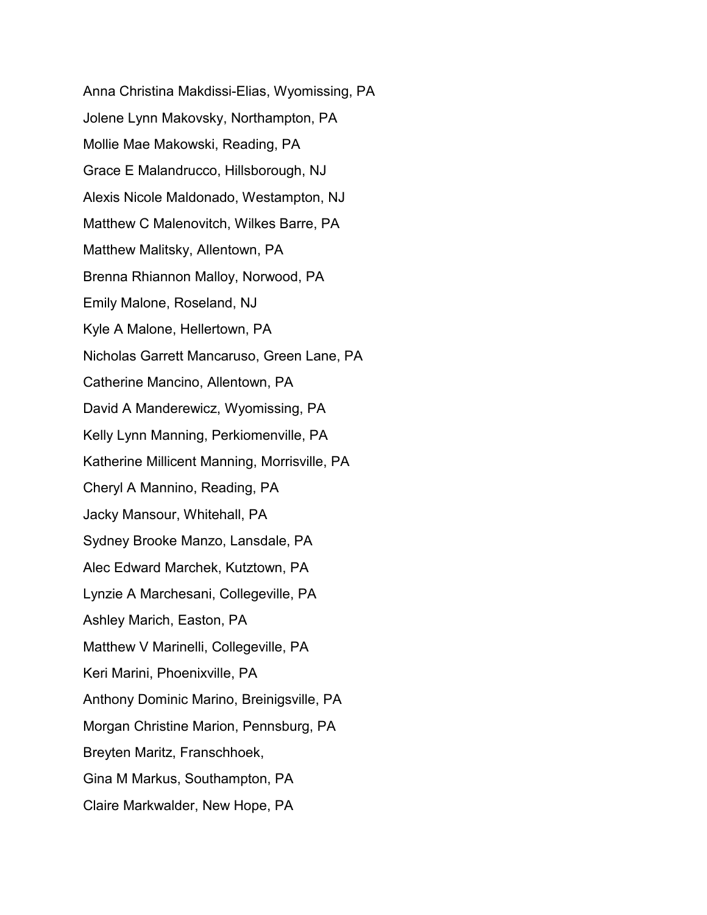Anna Christina Makdissi-Elias, Wyomissing, PA

Jolene Lynn Makovsky, Northampton, PA

Mollie Mae Makowski, Reading, PA

Grace E Malandrucco, Hillsborough, NJ

Alexis Nicole Maldonado, Westampton, NJ

Matthew C Malenovitch, Wilkes Barre, PA

Matthew Malitsky, Allentown, PA

Brenna Rhiannon Malloy, Norwood, PA

Emily Malone, Roseland, NJ

Kyle A Malone, Hellertown, PA

Nicholas Garrett Mancaruso, Green Lane, PA

Catherine Mancino, Allentown, PA

David A Manderewicz, Wyomissing, PA

Kelly Lynn Manning, Perkiomenville, PA

Katherine Millicent Manning, Morrisville, PA

Cheryl A Mannino, Reading, PA

Jacky Mansour, Whitehall, PA

Sydney Brooke Manzo, Lansdale, PA

Alec Edward Marchek, Kutztown, PA

Lynzie A Marchesani, Collegeville, PA

Ashley Marich, Easton, PA

Matthew V Marinelli, Collegeville, PA

Keri Marini, Phoenixville, PA

Anthony Dominic Marino, Breinigsville, PA

Morgan Christine Marion, Pennsburg, PA

Breyten Maritz, Franschhoek,

Gina M Markus, Southampton, PA

Claire Markwalder, New Hope, PA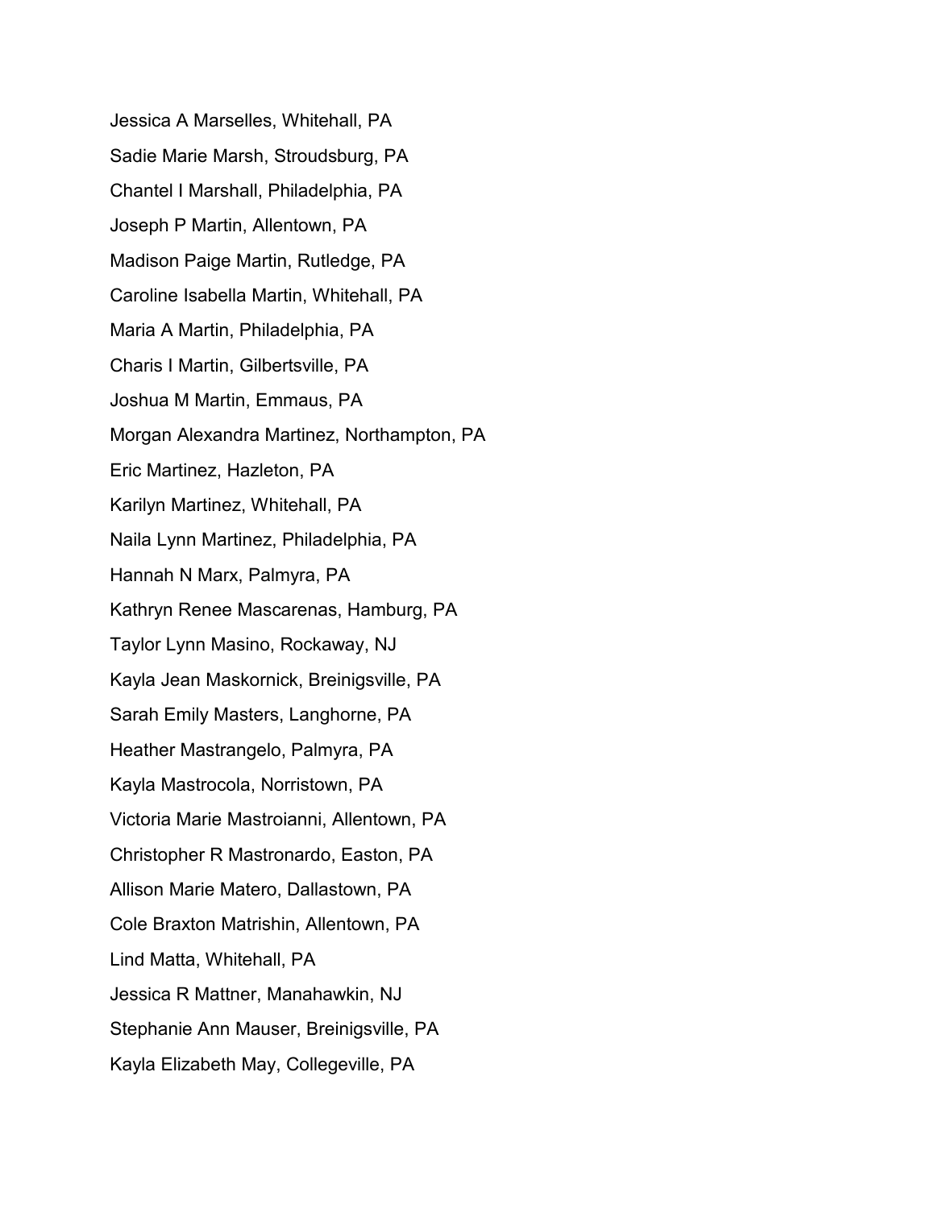Jessica A Marselles, Whitehall, PA

Sadie Marie Marsh, Stroudsburg, PA

Chantel I Marshall, Philadelphia, PA

Joseph P Martin, Allentown, PA

Madison Paige Martin, Rutledge, PA

Caroline Isabella Martin, Whitehall, PA

Maria A Martin, Philadelphia, PA

Charis I Martin, Gilbertsville, PA

Joshua M Martin, Emmaus, PA

Morgan Alexandra Martinez, Northampton, PA

Eric Martinez, Hazleton, PA

Karilyn Martinez, Whitehall, PA

Naila Lynn Martinez, Philadelphia, PA

Hannah N Marx, Palmyra, PA

Kathryn Renee Mascarenas, Hamburg, PA

Taylor Lynn Masino, Rockaway, NJ

Kayla Jean Maskornick, Breinigsville, PA

Sarah Emily Masters, Langhorne, PA

Heather Mastrangelo, Palmyra, PA

Kayla Mastrocola, Norristown, PA

Victoria Marie Mastroianni, Allentown, PA

Christopher R Mastronardo, Easton, PA

Allison Marie Matero, Dallastown, PA

Cole Braxton Matrishin, Allentown, PA

Lind Matta, Whitehall, PA

Jessica R Mattner, Manahawkin, NJ

Stephanie Ann Mauser, Breinigsville, PA

Kayla Elizabeth May, Collegeville, PA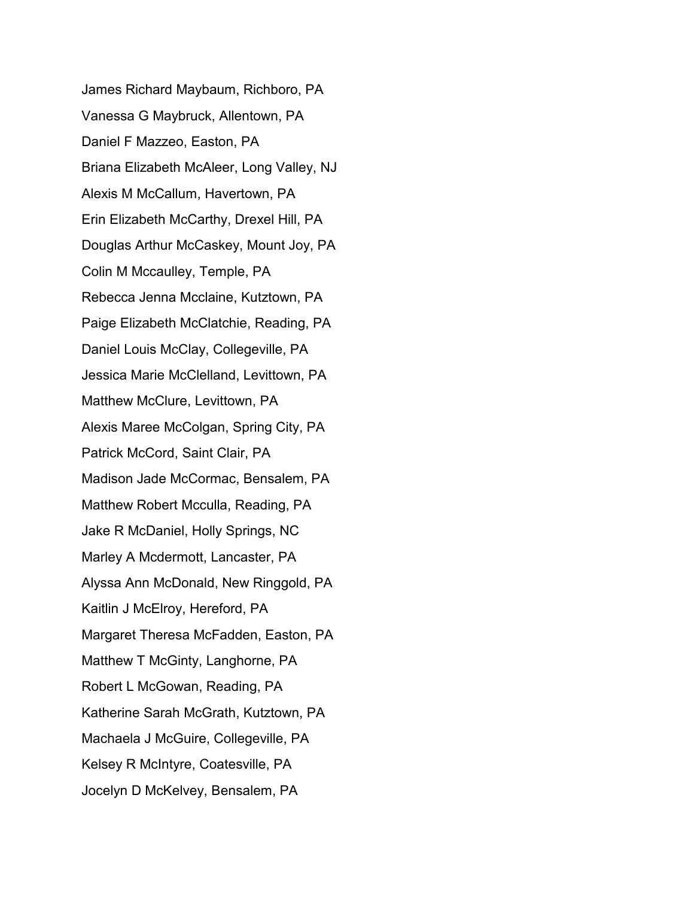James Richard Maybaum, Richboro, PA

Vanessa G Maybruck, Allentown, PA

Daniel F Mazzeo, Easton, PA

Briana Elizabeth McAleer, Long Valley, NJ

Alexis M McCallum, Havertown, PA

Erin Elizabeth McCarthy, Drexel Hill, PA

Douglas Arthur McCaskey, Mount Joy, PA

Colin M Mccaulley, Temple, PA

Rebecca Jenna Mcclaine, Kutztown, PA

Paige Elizabeth McClatchie, Reading, PA

Daniel Louis McClay, Collegeville, PA

Jessica Marie McClelland, Levittown, PA

Matthew McClure, Levittown, PA

Alexis Maree McColgan, Spring City, PA

Patrick McCord, Saint Clair, PA

Madison Jade McCormac, Bensalem, PA

Matthew Robert Mcculla, Reading, PA

Jake R McDaniel, Holly Springs, NC

Marley A Mcdermott, Lancaster, PA

Alyssa Ann McDonald, New Ringgold, PA

Kaitlin J McElroy, Hereford, PA

Margaret Theresa McFadden, Easton, PA

Matthew T McGinty, Langhorne, PA

Robert L McGowan, Reading, PA

Katherine Sarah McGrath, Kutztown, PA

Machaela J McGuire, Collegeville, PA

Kelsey R McIntyre, Coatesville, PA

Jocelyn D McKelvey, Bensalem, PA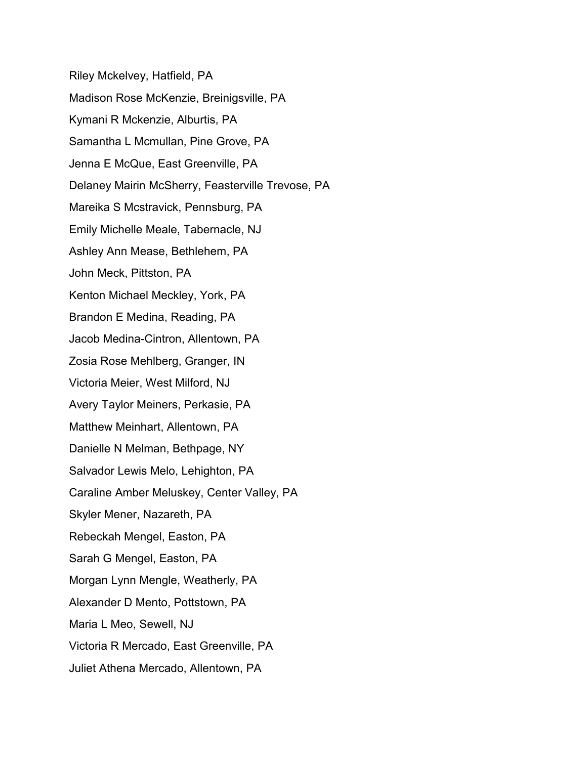Riley Mckelvey, Hatfield, PA

Madison Rose McKenzie, Breinigsville, PA

Kymani R Mckenzie, Alburtis, PA

Samantha L Mcmullan, Pine Grove, PA

Jenna E McQue, East Greenville, PA

Delaney Mairin McSherry, Feasterville Trevose, PA

Mareika S Mcstravick, Pennsburg, PA

Emily Michelle Meale, Tabernacle, NJ

Ashley Ann Mease, Bethlehem, PA

John Meck, Pittston, PA

Kenton Michael Meckley, York, PA

Brandon E Medina, Reading, PA

Jacob Medina-Cintron, Allentown, PA

Zosia Rose Mehlberg, Granger, IN

Victoria Meier, West Milford, NJ

Avery Taylor Meiners, Perkasie, PA

Matthew Meinhart, Allentown, PA

Danielle N Melman, Bethpage, NY

Salvador Lewis Melo, Lehighton, PA

Caraline Amber Meluskey, Center Valley, PA

Skyler Mener, Nazareth, PA

Rebeckah Mengel, Easton, PA

Sarah G Mengel, Easton, PA

Morgan Lynn Mengle, Weatherly, PA

Alexander D Mento, Pottstown, PA

Maria L Meo, Sewell, NJ

Victoria R Mercado, East Greenville, PA

Juliet Athena Mercado, Allentown, PA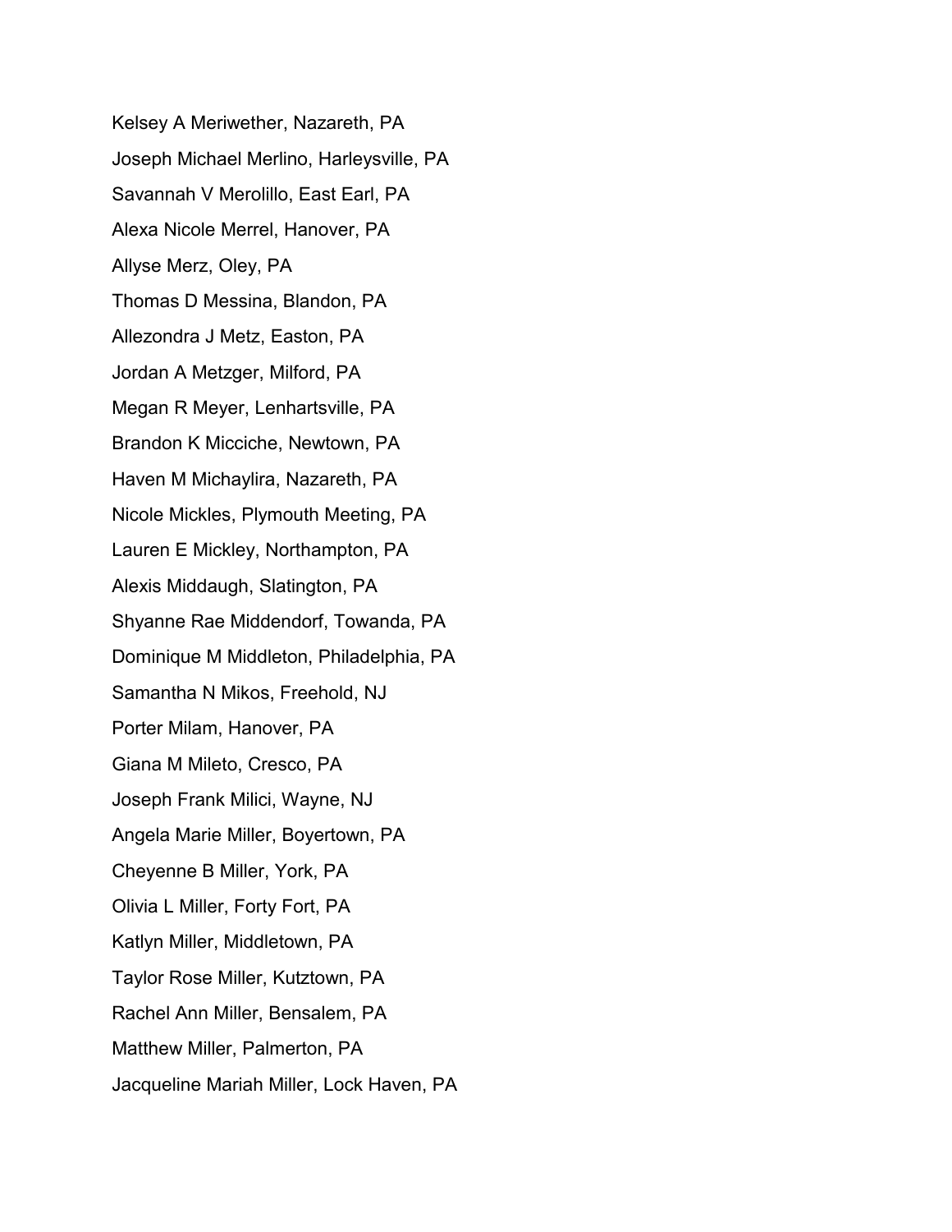Kelsey A Meriwether, Nazareth, PA

Joseph Michael Merlino, Harleysville, PA

Savannah V Merolillo, East Earl, PA

Alexa Nicole Merrel, Hanover, PA

Allyse Merz, Oley, PA

Thomas D Messina, Blandon, PA

Allezondra J Metz, Easton, PA

Jordan A Metzger, Milford, PA

Megan R Meyer, Lenhartsville, PA

Brandon K Micciche, Newtown, PA

Haven M Michaylira, Nazareth, PA

Nicole Mickles, Plymouth Meeting, PA

Lauren E Mickley, Northampton, PA

Alexis Middaugh, Slatington, PA

Shyanne Rae Middendorf, Towanda, PA

Dominique M Middleton, Philadelphia, PA

Samantha N Mikos, Freehold, NJ

Porter Milam, Hanover, PA

Giana M Mileto, Cresco, PA

Joseph Frank Milici, Wayne, NJ

Angela Marie Miller, Boyertown, PA

Cheyenne B Miller, York, PA

Olivia L Miller, Forty Fort, PA

Katlyn Miller, Middletown, PA

Taylor Rose Miller, Kutztown, PA

Rachel Ann Miller, Bensalem, PA

Matthew Miller, Palmerton, PA

Jacqueline Mariah Miller, Lock Haven, PA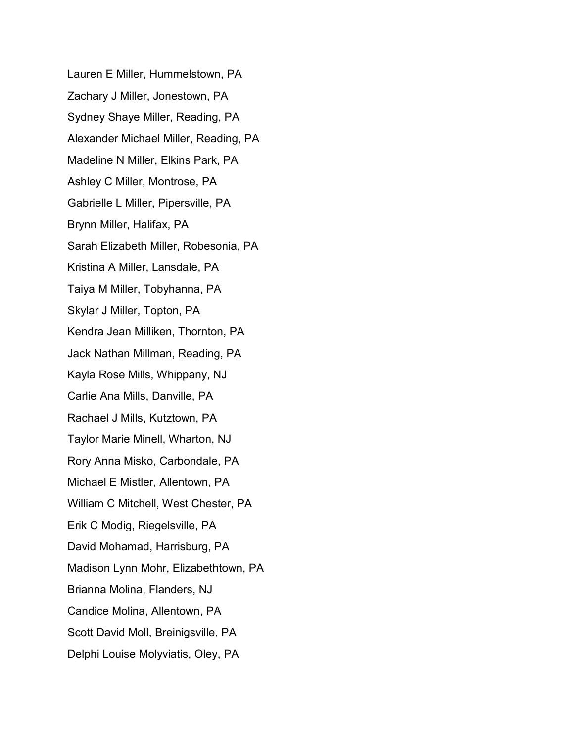Lauren E Miller, Hummelstown, PA

Zachary J Miller, Jonestown, PA

Sydney Shaye Miller, Reading, PA

Alexander Michael Miller, Reading, PA

Madeline N Miller, Elkins Park, PA

Ashley C Miller, Montrose, PA

Gabrielle L Miller, Pipersville, PA

Brynn Miller, Halifax, PA

Sarah Elizabeth Miller, Robesonia, PA

Kristina A Miller, Lansdale, PA

Taiya M Miller, Tobyhanna, PA

Skylar J Miller, Topton, PA

Kendra Jean Milliken, Thornton, PA

Jack Nathan Millman, Reading, PA

Kayla Rose Mills, Whippany, NJ

Carlie Ana Mills, Danville, PA

Rachael J Mills, Kutztown, PA

Taylor Marie Minell, Wharton, NJ

Rory Anna Misko, Carbondale, PA

Michael E Mistler, Allentown, PA

William C Mitchell, West Chester, PA

Erik C Modig, Riegelsville, PA

David Mohamad, Harrisburg, PA

Madison Lynn Mohr, Elizabethtown, PA

Brianna Molina, Flanders, NJ

Candice Molina, Allentown, PA

Scott David Moll, Breinigsville, PA

Delphi Louise Molyviatis, Oley, PA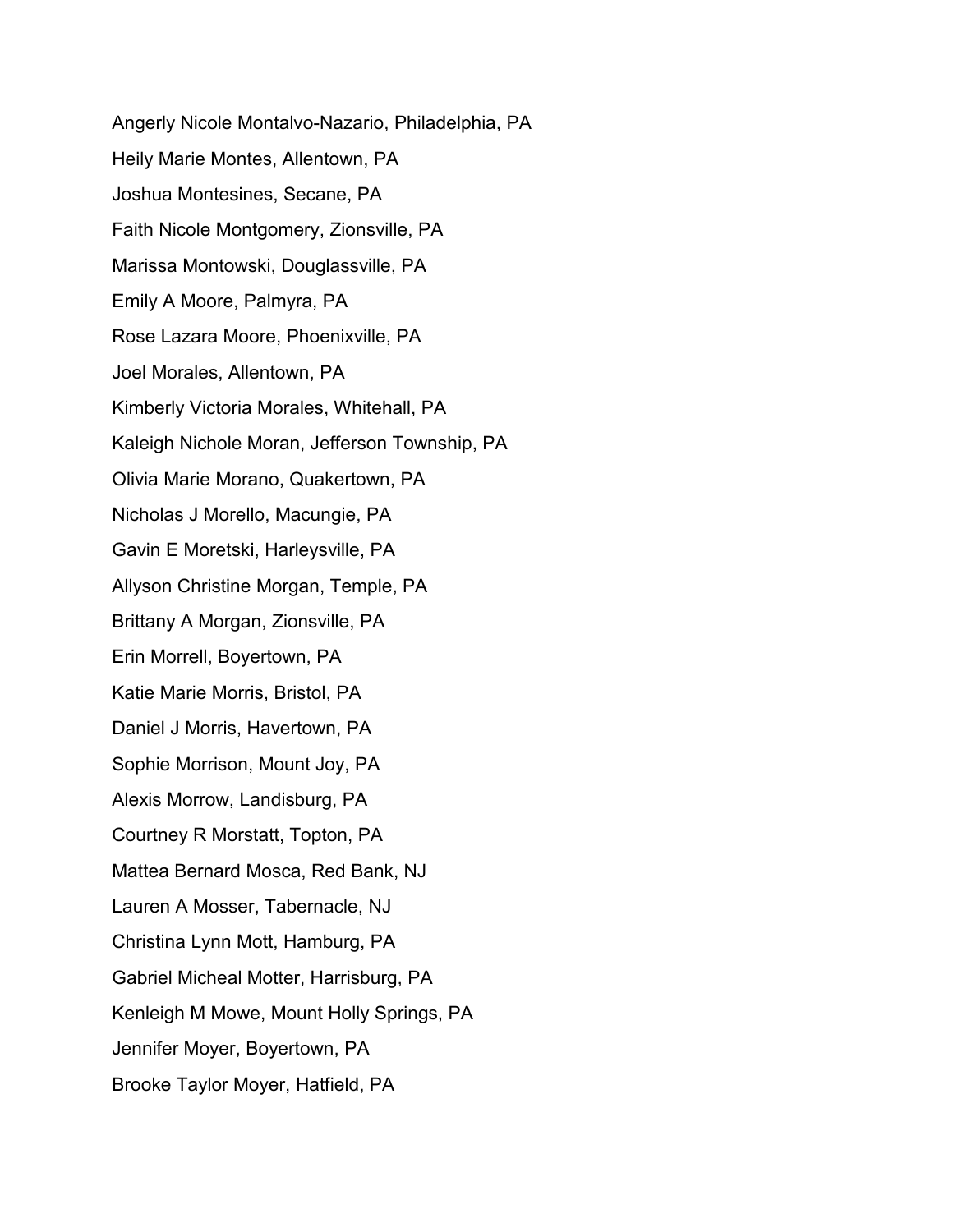Angerly Nicole Montalvo-Nazario, Philadelphia, PA

Heily Marie Montes, Allentown, PA

Joshua Montesines, Secane, PA

Faith Nicole Montgomery, Zionsville, PA

Marissa Montowski, Douglassville, PA

Emily A Moore, Palmyra, PA

Rose Lazara Moore, Phoenixville, PA

Joel Morales, Allentown, PA

Kimberly Victoria Morales, Whitehall, PA

Kaleigh Nichole Moran, Jefferson Township, PA

Olivia Marie Morano, Quakertown, PA

Nicholas J Morello, Macungie, PA

Gavin E Moretski, Harleysville, PA

Allyson Christine Morgan, Temple, PA

Brittany A Morgan, Zionsville, PA

Erin Morrell, Boyertown, PA

Katie Marie Morris, Bristol, PA

Daniel J Morris, Havertown, PA

Sophie Morrison, Mount Joy, PA

Alexis Morrow, Landisburg, PA

Courtney R Morstatt, Topton, PA

Mattea Bernard Mosca, Red Bank, NJ

Lauren A Mosser, Tabernacle, NJ

Christina Lynn Mott, Hamburg, PA

Gabriel Micheal Motter, Harrisburg, PA

Kenleigh M Mowe, Mount Holly Springs, PA

Jennifer Moyer, Boyertown, PA

Brooke Taylor Moyer, Hatfield, PA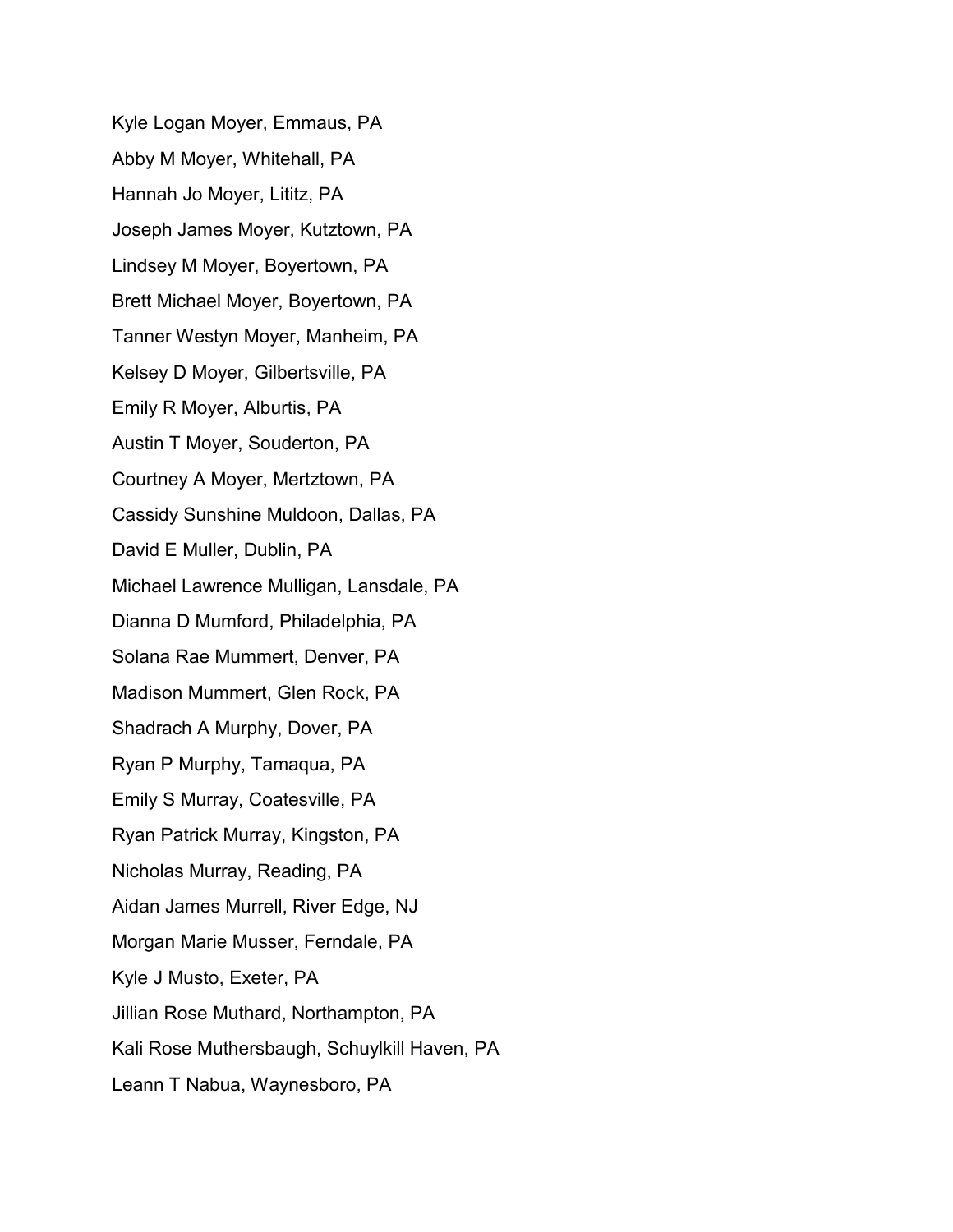Kyle Logan Moyer, Emmaus, PA

Abby M Moyer, Whitehall, PA

Hannah Jo Moyer, Lititz, PA

Joseph James Moyer, Kutztown, PA

Lindsey M Moyer, Boyertown, PA

Brett Michael Moyer, Boyertown, PA

Tanner Westyn Moyer, Manheim, PA

Kelsey D Moyer, Gilbertsville, PA

Emily R Moyer, Alburtis, PA

Austin T Moyer, Souderton, PA

Courtney A Moyer, Mertztown, PA

Cassidy Sunshine Muldoon, Dallas, PA

David E Muller, Dublin, PA

Michael Lawrence Mulligan, Lansdale, PA

Dianna D Mumford, Philadelphia, PA

Solana Rae Mummert, Denver, PA

Madison Mummert, Glen Rock, PA

Shadrach A Murphy, Dover, PA

Ryan P Murphy, Tamaqua, PA

Emily S Murray, Coatesville, PA

Ryan Patrick Murray, Kingston, PA

Nicholas Murray, Reading, PA

Aidan James Murrell, River Edge, NJ

Morgan Marie Musser, Ferndale, PA

Kyle J Musto, Exeter, PA

Jillian Rose Muthard, Northampton, PA

Kali Rose Muthersbaugh, Schuylkill Haven, PA

Leann T Nabua, Waynesboro, PA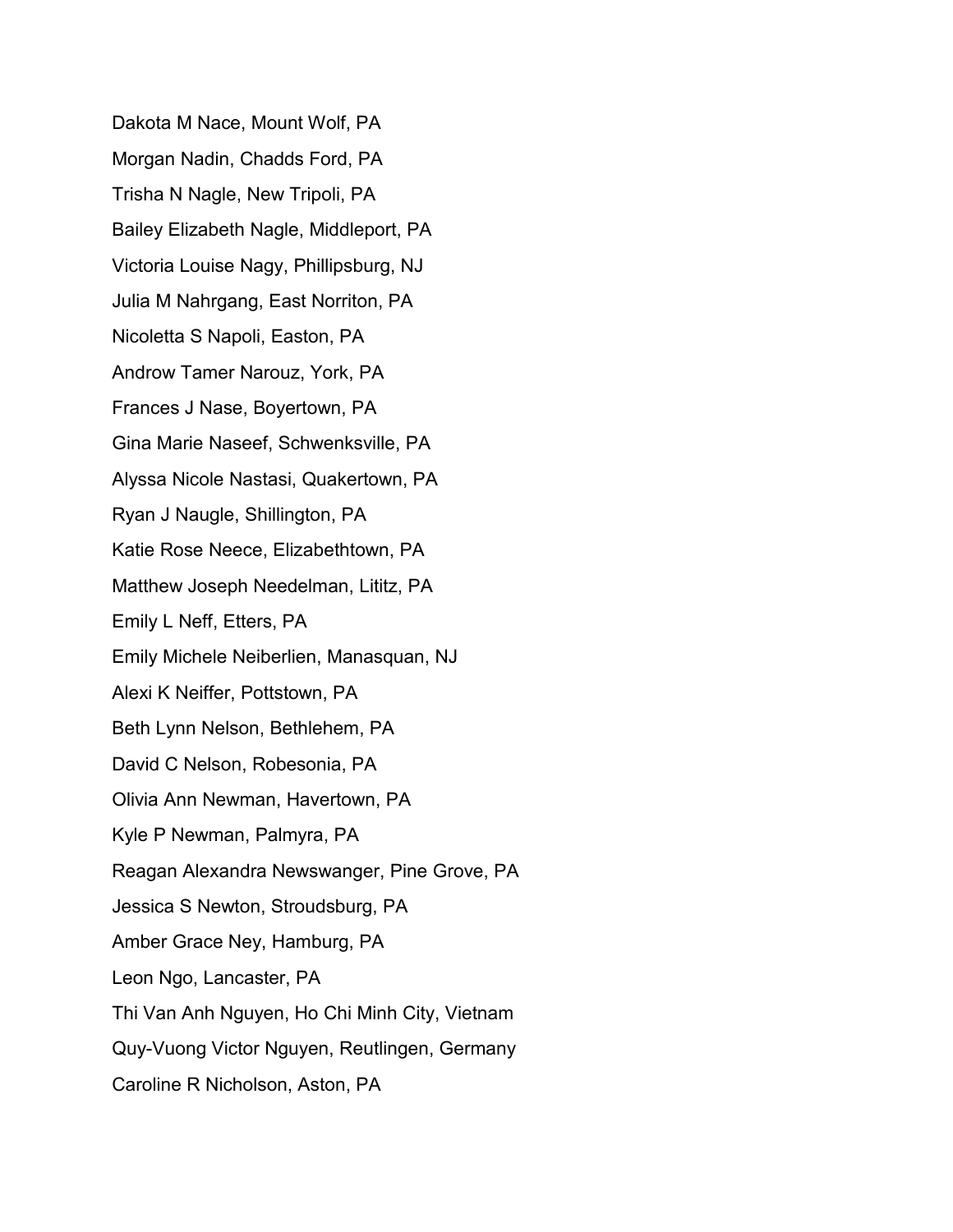Dakota M Nace, Mount Wolf, PA

Morgan Nadin, Chadds Ford, PA

Trisha N Nagle, New Tripoli, PA

Bailey Elizabeth Nagle, Middleport, PA

Victoria Louise Nagy, Phillipsburg, NJ

Julia M Nahrgang, East Norriton, PA

Nicoletta S Napoli, Easton, PA

Androw Tamer Narouz, York, PA

Frances J Nase, Boyertown, PA

Gina Marie Naseef, Schwenksville, PA

Alyssa Nicole Nastasi, Quakertown, PA

Ryan J Naugle, Shillington, PA

Katie Rose Neece, Elizabethtown, PA

Matthew Joseph Needelman, Lititz, PA

Emily L Neff, Etters, PA

Emily Michele Neiberlien, Manasquan, NJ

Alexi K Neiffer, Pottstown, PA

Beth Lynn Nelson, Bethlehem, PA

David C Nelson, Robesonia, PA

Olivia Ann Newman, Havertown, PA

Kyle P Newman, Palmyra, PA

Reagan Alexandra Newswanger, Pine Grove, PA

Jessica S Newton, Stroudsburg, PA

Amber Grace Ney, Hamburg, PA

Leon Ngo, Lancaster, PA

Thi Van Anh Nguyen, Ho Chi Minh City, Vietnam

Quy-Vuong Victor Nguyen, Reutlingen, Germany

Caroline R Nicholson, Aston, PA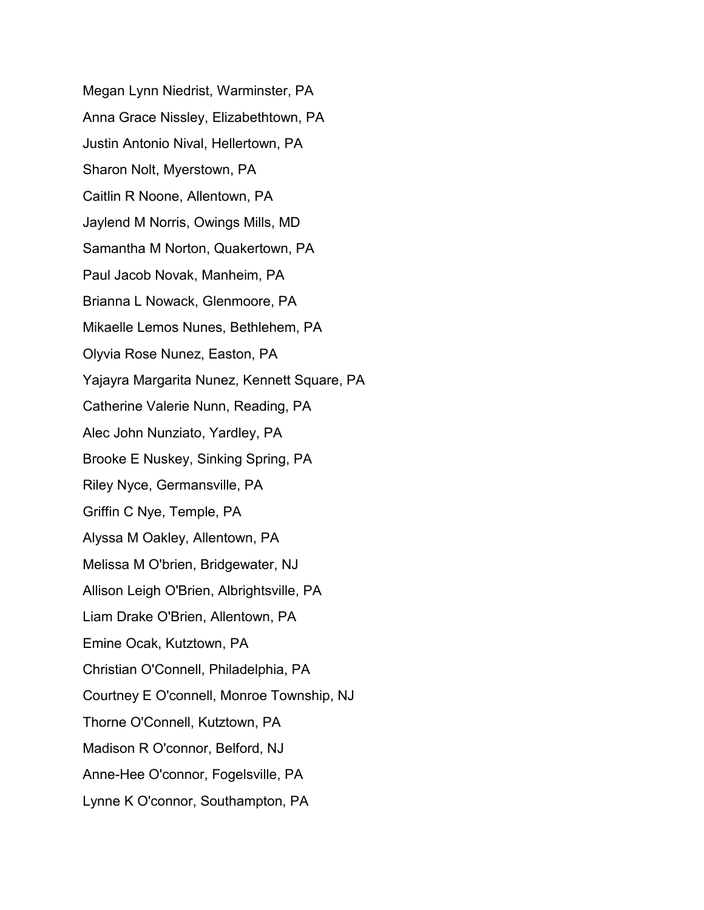Megan Lynn Niedrist, Warminster, PA

Anna Grace Nissley, Elizabethtown, PA

Justin Antonio Nival, Hellertown, PA

Sharon Nolt, Myerstown, PA

Caitlin R Noone, Allentown, PA

Jaylend M Norris, Owings Mills, MD

Samantha M Norton, Quakertown, PA

Paul Jacob Novak, Manheim, PA

Brianna L Nowack, Glenmoore, PA

Mikaelle Lemos Nunes, Bethlehem, PA

Olyvia Rose Nunez, Easton, PA

Yajayra Margarita Nunez, Kennett Square, PA

Catherine Valerie Nunn, Reading, PA

Alec John Nunziato, Yardley, PA

Brooke E Nuskey, Sinking Spring, PA

Riley Nyce, Germansville, PA

Griffin C Nye, Temple, PA

Alyssa M Oakley, Allentown, PA

Melissa M O'brien, Bridgewater, NJ

Allison Leigh O'Brien, Albrightsville, PA

Liam Drake O'Brien, Allentown, PA

Emine Ocak, Kutztown, PA

Christian O'Connell, Philadelphia, PA

Courtney E O'connell, Monroe Township, NJ

Thorne O'Connell, Kutztown, PA

Madison R O'connor, Belford, NJ

Anne-Hee O'connor, Fogelsville, PA

Lynne K O'connor, Southampton, PA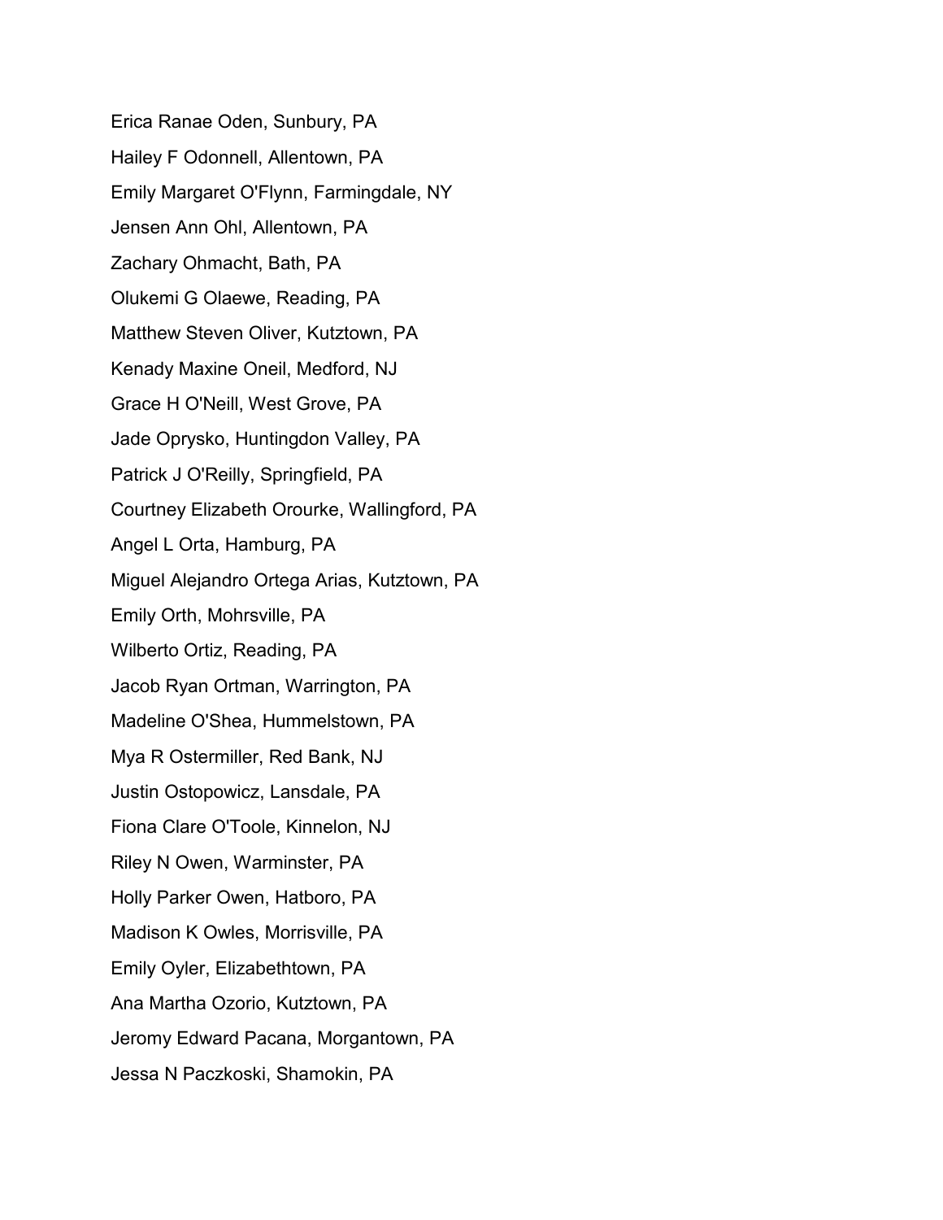Erica Ranae Oden, Sunbury, PA

Hailey F Odonnell, Allentown, PA

Emily Margaret O'Flynn, Farmingdale, NY

Jensen Ann Ohl, Allentown, PA

Zachary Ohmacht, Bath, PA

Olukemi G Olaewe, Reading, PA

Matthew Steven Oliver, Kutztown, PA

Kenady Maxine Oneil, Medford, NJ

Grace H O'Neill, West Grove, PA

Jade Oprysko, Huntingdon Valley, PA

Patrick J O'Reilly, Springfield, PA

Courtney Elizabeth Orourke, Wallingford, PA

Angel L Orta, Hamburg, PA

Miguel Alejandro Ortega Arias, Kutztown, PA

Emily Orth, Mohrsville, PA

Wilberto Ortiz, Reading, PA

Jacob Ryan Ortman, Warrington, PA

Madeline O'Shea, Hummelstown, PA

Mya R Ostermiller, Red Bank, NJ

Justin Ostopowicz, Lansdale, PA

Fiona Clare O'Toole, Kinnelon, NJ

Riley N Owen, Warminster, PA

Holly Parker Owen, Hatboro, PA

Madison K Owles, Morrisville, PA

Emily Oyler, Elizabethtown, PA

Ana Martha Ozorio, Kutztown, PA

Jeromy Edward Pacana, Morgantown, PA

Jessa N Paczkoski, Shamokin, PA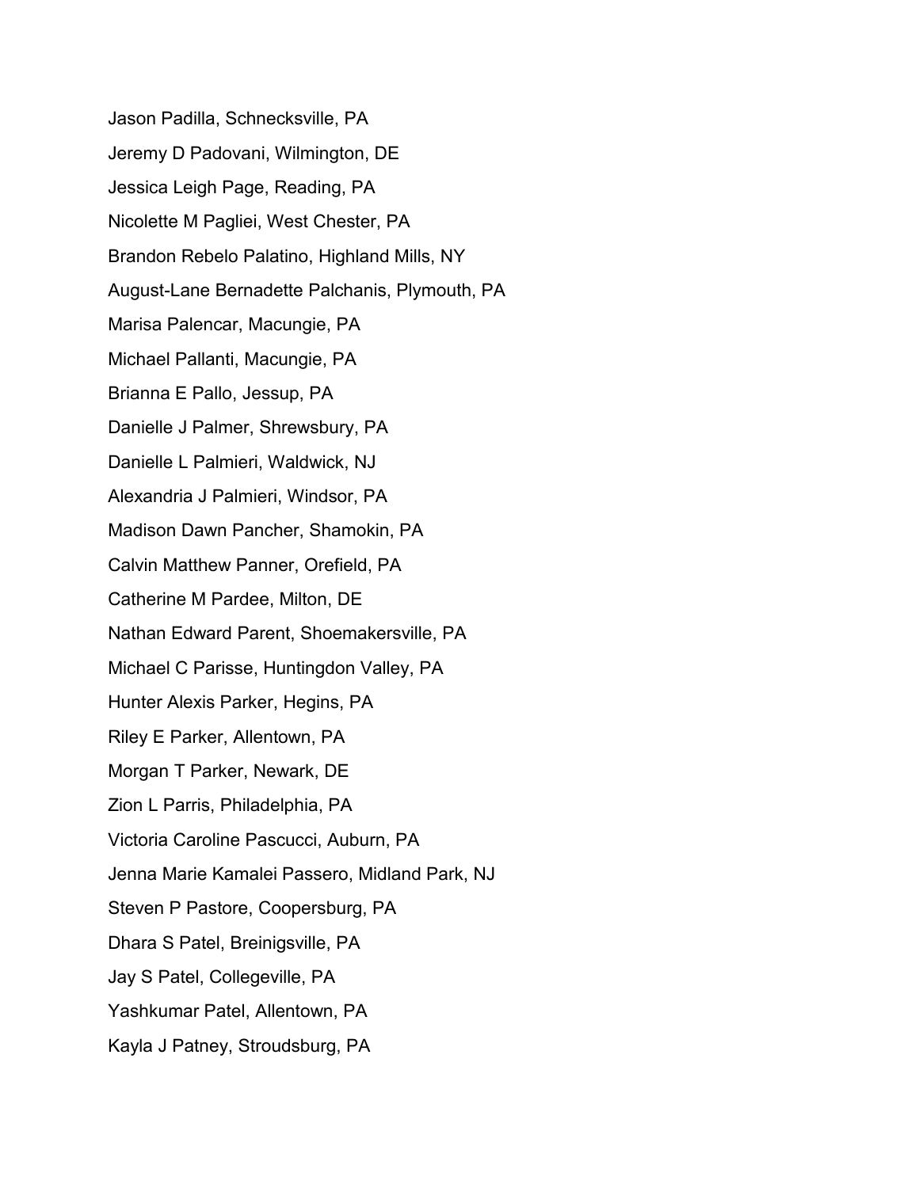Jason Padilla, Schnecksville, PA

Jeremy D Padovani, Wilmington, DE

Jessica Leigh Page, Reading, PA

Nicolette M Pagliei, West Chester, PA

Brandon Rebelo Palatino, Highland Mills, NY

August-Lane Bernadette Palchanis, Plymouth, PA

Marisa Palencar, Macungie, PA

Michael Pallanti, Macungie, PA

Brianna E Pallo, Jessup, PA

Danielle J Palmer, Shrewsbury, PA

Danielle L Palmieri, Waldwick, NJ

Alexandria J Palmieri, Windsor, PA

Madison Dawn Pancher, Shamokin, PA

Calvin Matthew Panner, Orefield, PA

Catherine M Pardee, Milton, DE

Nathan Edward Parent, Shoemakersville, PA

Michael C Parisse, Huntingdon Valley, PA

Hunter Alexis Parker, Hegins, PA

Riley E Parker, Allentown, PA

Morgan T Parker, Newark, DE

Zion L Parris, Philadelphia, PA

Victoria Caroline Pascucci, Auburn, PA

Jenna Marie Kamalei Passero, Midland Park, NJ

Steven P Pastore, Coopersburg, PA

Dhara S Patel, Breinigsville, PA

Jay S Patel, Collegeville, PA

Yashkumar Patel, Allentown, PA

Kayla J Patney, Stroudsburg, PA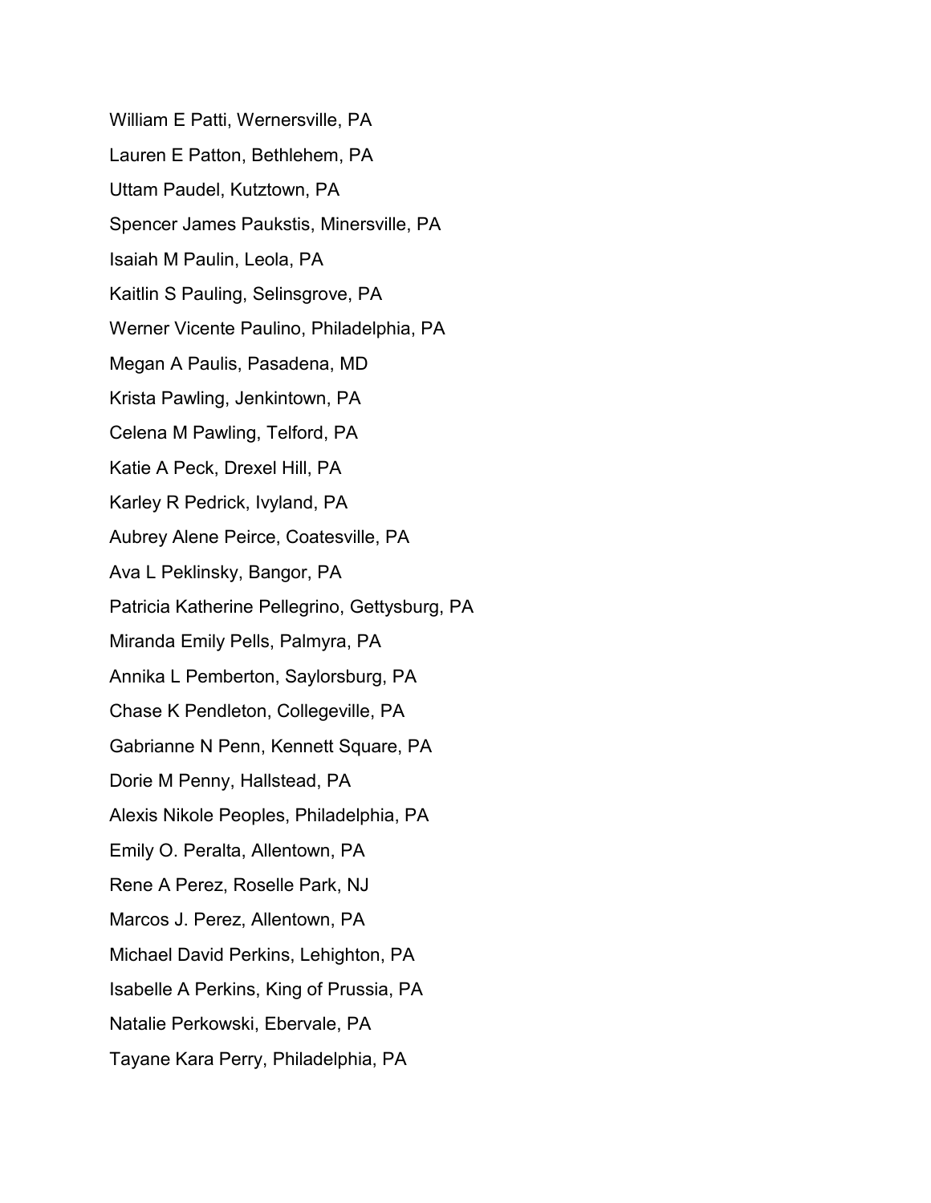William E Patti, Wernersville, PA

Lauren E Patton, Bethlehem, PA

Uttam Paudel, Kutztown, PA

Spencer James Paukstis, Minersville, PA

Isaiah M Paulin, Leola, PA

Kaitlin S Pauling, Selinsgrove, PA

Werner Vicente Paulino, Philadelphia, PA

Megan A Paulis, Pasadena, MD

Krista Pawling, Jenkintown, PA

Celena M Pawling, Telford, PA

Katie A Peck, Drexel Hill, PA

Karley R Pedrick, Ivyland, PA

Aubrey Alene Peirce, Coatesville, PA

Ava L Peklinsky, Bangor, PA

Patricia Katherine Pellegrino, Gettysburg, PA

Miranda Emily Pells, Palmyra, PA

Annika L Pemberton, Saylorsburg, PA

Chase K Pendleton, Collegeville, PA

Gabrianne N Penn, Kennett Square, PA

Dorie M Penny, Hallstead, PA

Alexis Nikole Peoples, Philadelphia, PA

Emily O. Peralta, Allentown, PA

Rene A Perez, Roselle Park, NJ

Marcos J. Perez, Allentown, PA

Michael David Perkins, Lehighton, PA

Isabelle A Perkins, King of Prussia, PA

Natalie Perkowski, Ebervale, PA

Tayane Kara Perry, Philadelphia, PA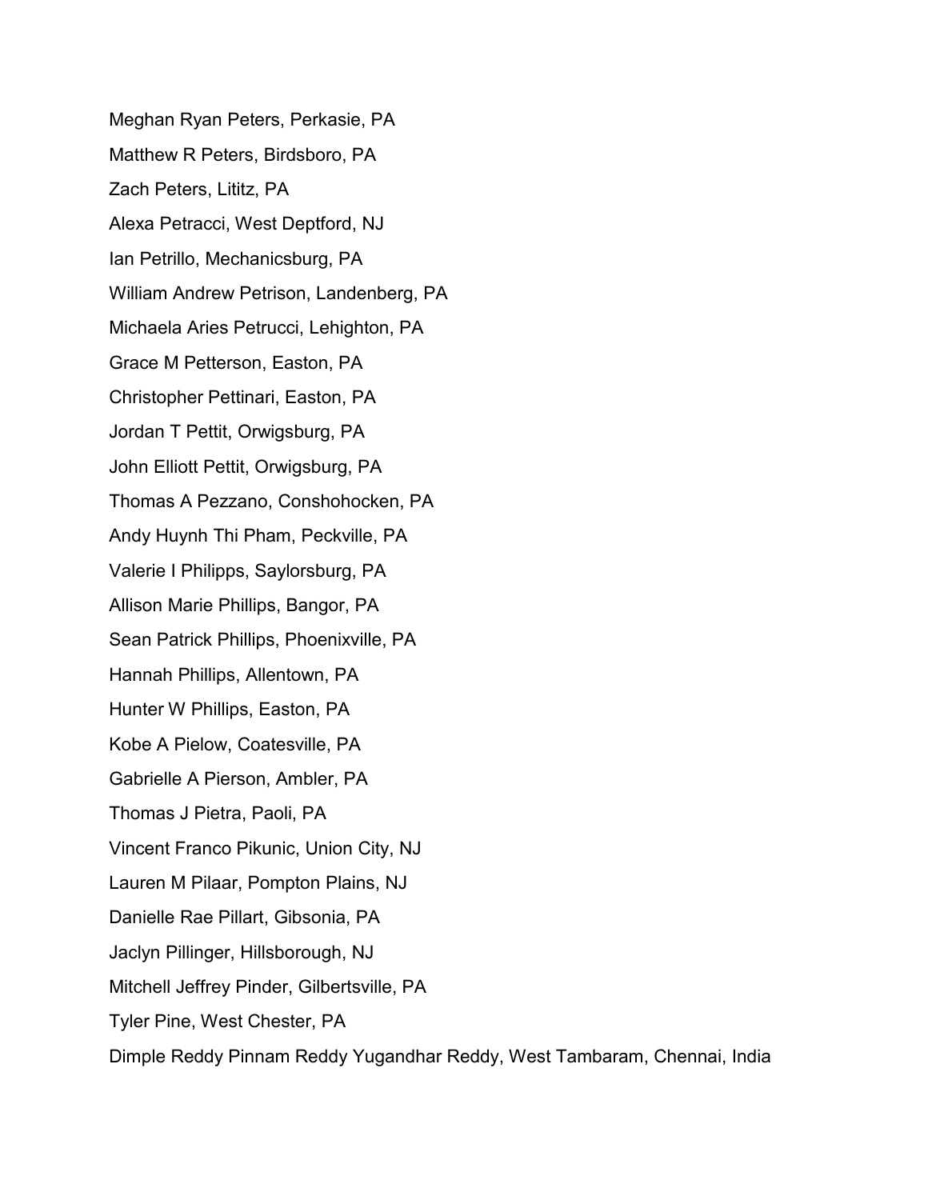Meghan Ryan Peters, Perkasie, PA

Matthew R Peters, Birdsboro, PA

Zach Peters, Lititz, PA

Alexa Petracci, West Deptford, NJ

Ian Petrillo, Mechanicsburg, PA

William Andrew Petrison, Landenberg, PA

Michaela Aries Petrucci, Lehighton, PA

Grace M Petterson, Easton, PA

Christopher Pettinari, Easton, PA

Jordan T Pettit, Orwigsburg, PA

John Elliott Pettit, Orwigsburg, PA

Thomas A Pezzano, Conshohocken, PA

Andy Huynh Thi Pham, Peckville, PA

Valerie I Philipps, Saylorsburg, PA

Allison Marie Phillips, Bangor, PA

Sean Patrick Phillips, Phoenixville, PA

Hannah Phillips, Allentown, PA

Hunter W Phillips, Easton, PA

Kobe A Pielow, Coatesville, PA

Gabrielle A Pierson, Ambler, PA

Thomas J Pietra, Paoli, PA

Vincent Franco Pikunic, Union City, NJ

Lauren M Pilaar, Pompton Plains, NJ

Danielle Rae Pillart, Gibsonia, PA

Jaclyn Pillinger, Hillsborough, NJ

Mitchell Jeffrey Pinder, Gilbertsville, PA

Tyler Pine, West Chester, PA

Dimple Reddy Pinnam Reddy Yugandhar Reddy, West Tambaram, Chennai, India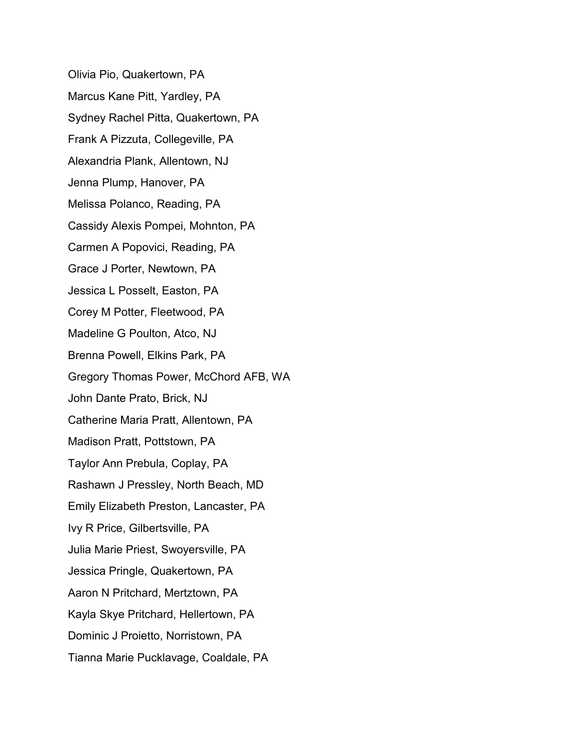Olivia Pio, Quakertown, PA

Marcus Kane Pitt, Yardley, PA

Sydney Rachel Pitta, Quakertown, PA

Frank A Pizzuta, Collegeville, PA

Alexandria Plank, Allentown, NJ

Jenna Plump, Hanover, PA

Melissa Polanco, Reading, PA

Cassidy Alexis Pompei, Mohnton, PA

Carmen A Popovici, Reading, PA

Grace J Porter, Newtown, PA

Jessica L Posselt, Easton, PA

Corey M Potter, Fleetwood, PA

Madeline G Poulton, Atco, NJ

Brenna Powell, Elkins Park, PA

Gregory Thomas Power, McChord AFB, WA

John Dante Prato, Brick, NJ

Catherine Maria Pratt, Allentown, PA

Madison Pratt, Pottstown, PA

Taylor Ann Prebula, Coplay, PA

Rashawn J Pressley, North Beach, MD

Emily Elizabeth Preston, Lancaster, PA

Ivy R Price, Gilbertsville, PA

Julia Marie Priest, Swoyersville, PA

Jessica Pringle, Quakertown, PA

Aaron N Pritchard, Mertztown, PA

Kayla Skye Pritchard, Hellertown, PA

Dominic J Proietto, Norristown, PA

Tianna Marie Pucklavage, Coaldale, PA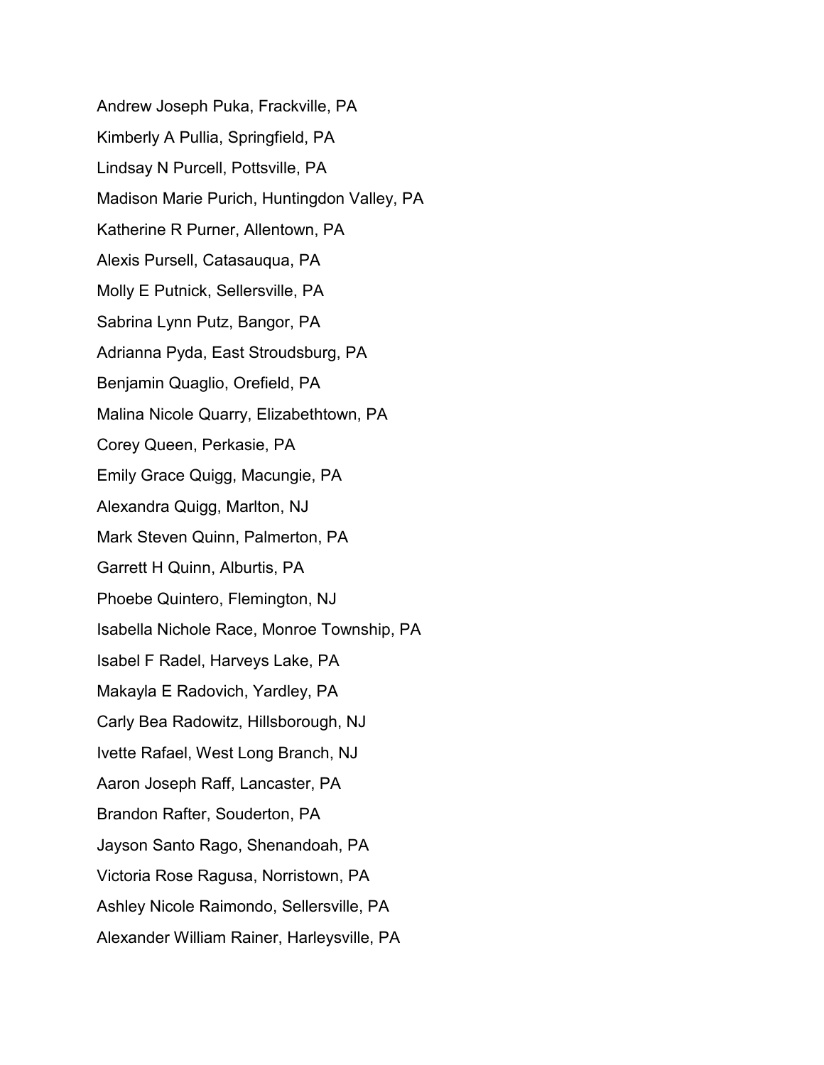Andrew Joseph Puka, Frackville, PA

Kimberly A Pullia, Springfield, PA

Lindsay N Purcell, Pottsville, PA

Madison Marie Purich, Huntingdon Valley, PA

Katherine R Purner, Allentown, PA

Alexis Pursell, Catasauqua, PA

Molly E Putnick, Sellersville, PA

Sabrina Lynn Putz, Bangor, PA

Adrianna Pyda, East Stroudsburg, PA

Benjamin Quaglio, Orefield, PA

Malina Nicole Quarry, Elizabethtown, PA

Corey Queen, Perkasie, PA

Emily Grace Quigg, Macungie, PA

Alexandra Quigg, Marlton, NJ

Mark Steven Quinn, Palmerton, PA

Garrett H Quinn, Alburtis, PA

Phoebe Quintero, Flemington, NJ

Isabella Nichole Race, Monroe Township, PA

Isabel F Radel, Harveys Lake, PA

Makayla E Radovich, Yardley, PA

Carly Bea Radowitz, Hillsborough, NJ

Ivette Rafael, West Long Branch, NJ

Aaron Joseph Raff, Lancaster, PA

Brandon Rafter, Souderton, PA

Jayson Santo Rago, Shenandoah, PA

Victoria Rose Ragusa, Norristown, PA

Ashley Nicole Raimondo, Sellersville, PA

Alexander William Rainer, Harleysville, PA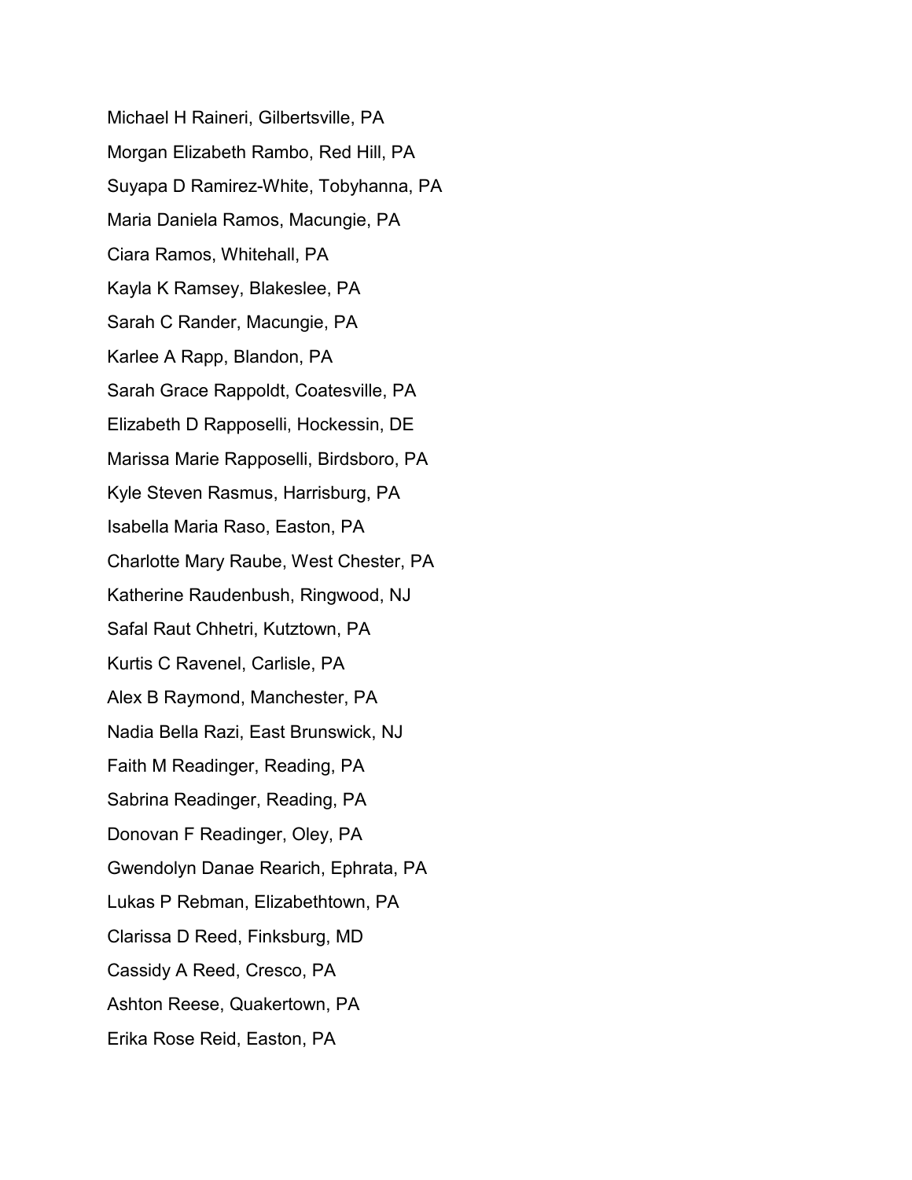Michael H Raineri, Gilbertsville, PA

Morgan Elizabeth Rambo, Red Hill, PA

Suyapa D Ramirez-White, Tobyhanna, PA

Maria Daniela Ramos, Macungie, PA

Ciara Ramos, Whitehall, PA

Kayla K Ramsey, Blakeslee, PA

Sarah C Rander, Macungie, PA

Karlee A Rapp, Blandon, PA

Sarah Grace Rappoldt, Coatesville, PA

Elizabeth D Rapposelli, Hockessin, DE

Marissa Marie Rapposelli, Birdsboro, PA

Kyle Steven Rasmus, Harrisburg, PA

Isabella Maria Raso, Easton, PA

Charlotte Mary Raube, West Chester, PA

Katherine Raudenbush, Ringwood, NJ

Safal Raut Chhetri, Kutztown, PA

Kurtis C Ravenel, Carlisle, PA

Alex B Raymond, Manchester, PA

Nadia Bella Razi, East Brunswick, NJ

Faith M Readinger, Reading, PA

Sabrina Readinger, Reading, PA

Donovan F Readinger, Oley, PA

Gwendolyn Danae Rearich, Ephrata, PA

Lukas P Rebman, Elizabethtown, PA

Clarissa D Reed, Finksburg, MD

Cassidy A Reed, Cresco, PA

Ashton Reese, Quakertown, PA

Erika Rose Reid, Easton, PA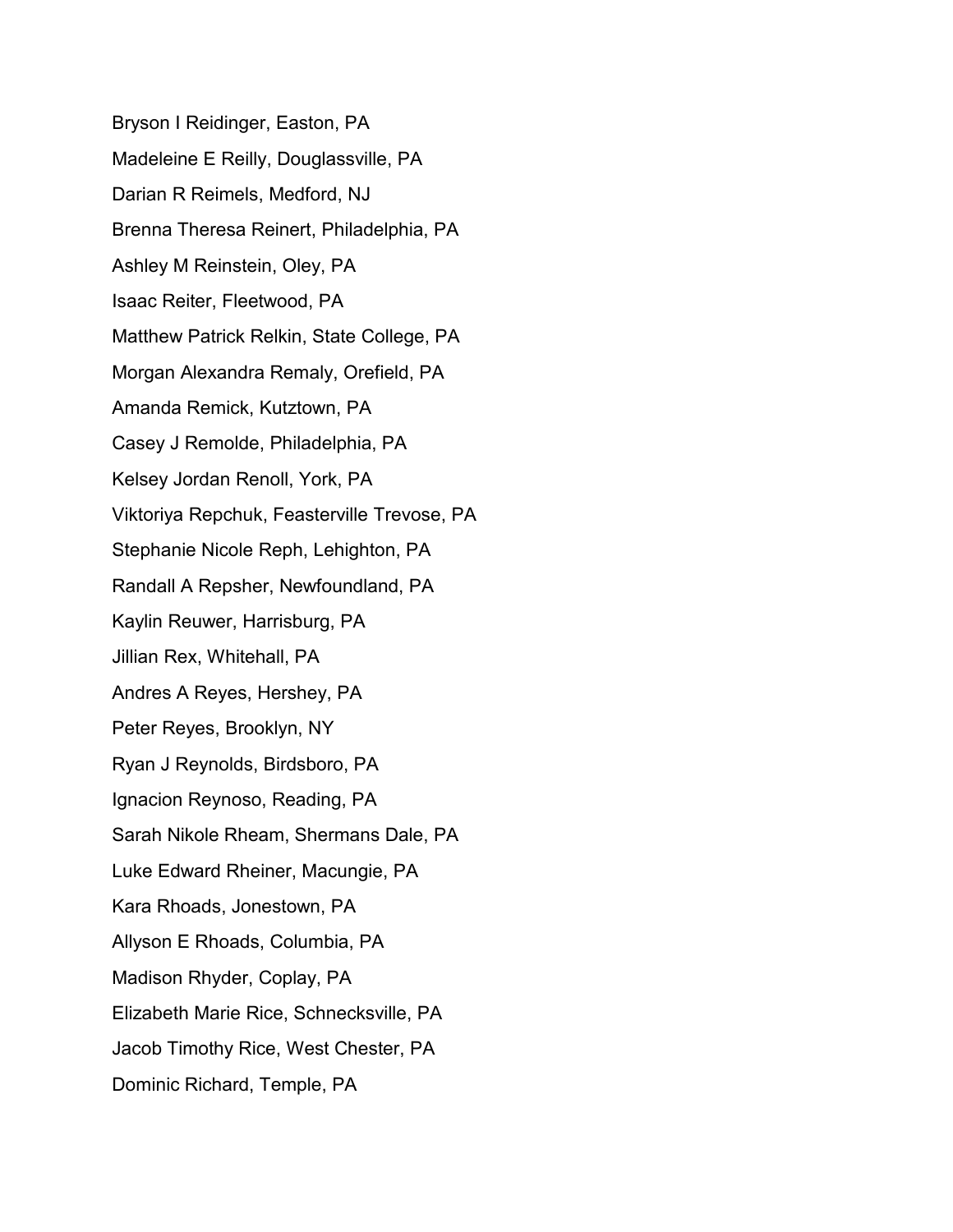Bryson I Reidinger, Easton, PA

Madeleine E Reilly, Douglassville, PA

Darian R Reimels, Medford, NJ

Brenna Theresa Reinert, Philadelphia, PA

Ashley M Reinstein, Oley, PA

Isaac Reiter, Fleetwood, PA

Matthew Patrick Relkin, State College, PA

Morgan Alexandra Remaly, Orefield, PA

Amanda Remick, Kutztown, PA

Casey J Remolde, Philadelphia, PA

Kelsey Jordan Renoll, York, PA

Viktoriya Repchuk, Feasterville Trevose, PA

Stephanie Nicole Reph, Lehighton, PA

Randall A Repsher, Newfoundland, PA

Kaylin Reuwer, Harrisburg, PA

Jillian Rex, Whitehall, PA

Andres A Reyes, Hershey, PA

Peter Reyes, Brooklyn, NY

Ryan J Reynolds, Birdsboro, PA

Ignacion Reynoso, Reading, PA

Sarah Nikole Rheam, Shermans Dale, PA

Luke Edward Rheiner, Macungie, PA

Kara Rhoads, Jonestown, PA

Allyson E Rhoads, Columbia, PA

Madison Rhyder, Coplay, PA

Elizabeth Marie Rice, Schnecksville, PA

Jacob Timothy Rice, West Chester, PA

Dominic Richard, Temple, PA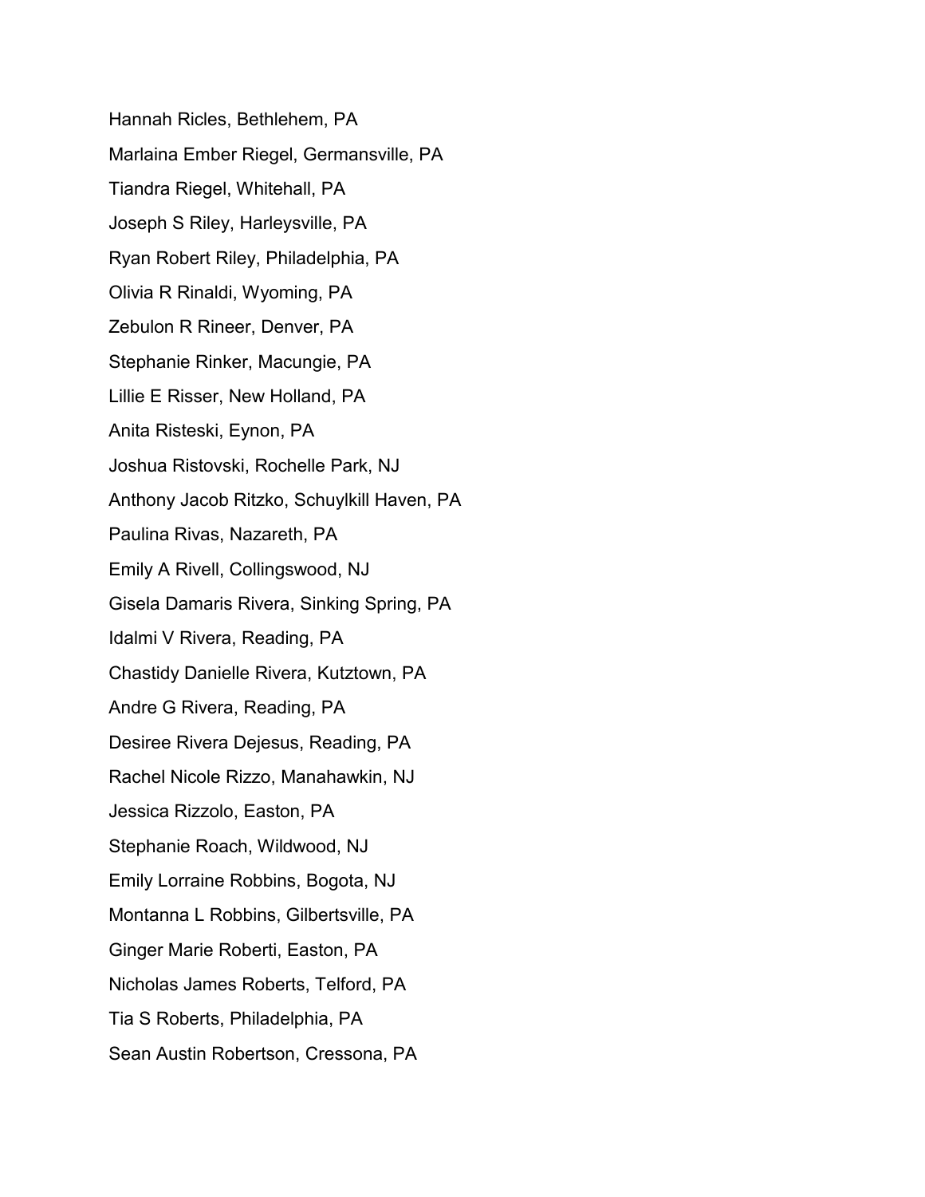Hannah Ricles, Bethlehem, PA

Marlaina Ember Riegel, Germansville, PA

Tiandra Riegel, Whitehall, PA

Joseph S Riley, Harleysville, PA

Ryan Robert Riley, Philadelphia, PA

Olivia R Rinaldi, Wyoming, PA

Zebulon R Rineer, Denver, PA

Stephanie Rinker, Macungie, PA

Lillie E Risser, New Holland, PA

Anita Risteski, Eynon, PA

Joshua Ristovski, Rochelle Park, NJ

Anthony Jacob Ritzko, Schuylkill Haven, PA

Paulina Rivas, Nazareth, PA

Emily A Rivell, Collingswood, NJ

Gisela Damaris Rivera, Sinking Spring, PA

Idalmi V Rivera, Reading, PA

Chastidy Danielle Rivera, Kutztown, PA

Andre G Rivera, Reading, PA

Desiree Rivera Dejesus, Reading, PA

Rachel Nicole Rizzo, Manahawkin, NJ

Jessica Rizzolo, Easton, PA

Stephanie Roach, Wildwood, NJ

Emily Lorraine Robbins, Bogota, NJ

Montanna L Robbins, Gilbertsville, PA

Ginger Marie Roberti, Easton, PA

Nicholas James Roberts, Telford, PA

Tia S Roberts, Philadelphia, PA

Sean Austin Robertson, Cressona, PA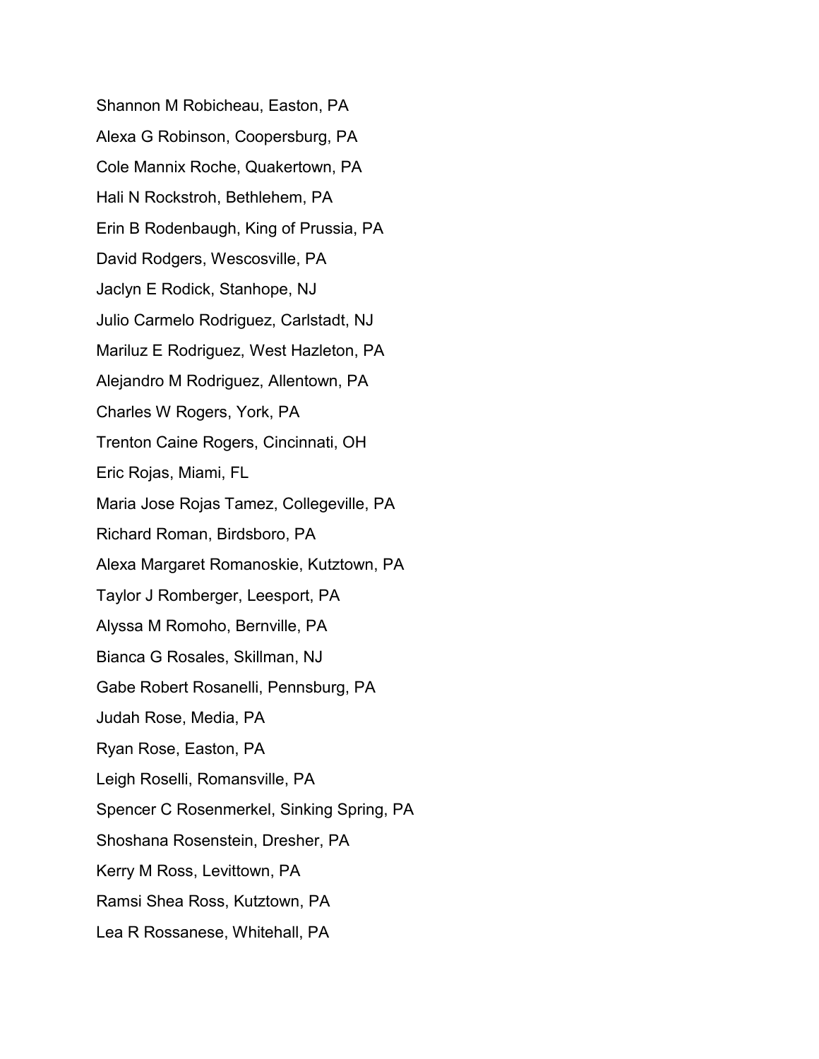Shannon M Robicheau, Easton, PA

Alexa G Robinson, Coopersburg, PA

Cole Mannix Roche, Quakertown, PA

Hali N Rockstroh, Bethlehem, PA

Erin B Rodenbaugh, King of Prussia, PA

David Rodgers, Wescosville, PA

Jaclyn E Rodick, Stanhope, NJ

Julio Carmelo Rodriguez, Carlstadt, NJ

Mariluz E Rodriguez, West Hazleton, PA

Alejandro M Rodriguez, Allentown, PA

Charles W Rogers, York, PA

Trenton Caine Rogers, Cincinnati, OH

Eric Rojas, Miami, FL

Maria Jose Rojas Tamez, Collegeville, PA

Richard Roman, Birdsboro, PA

Alexa Margaret Romanoskie, Kutztown, PA

Taylor J Romberger, Leesport, PA

Alyssa M Romoho, Bernville, PA

Bianca G Rosales, Skillman, NJ

Gabe Robert Rosanelli, Pennsburg, PA

Judah Rose, Media, PA

Ryan Rose, Easton, PA

Leigh Roselli, Romansville, PA

Spencer C Rosenmerkel, Sinking Spring, PA

Shoshana Rosenstein, Dresher, PA

Kerry M Ross, Levittown, PA

Ramsi Shea Ross, Kutztown, PA

Lea R Rossanese, Whitehall, PA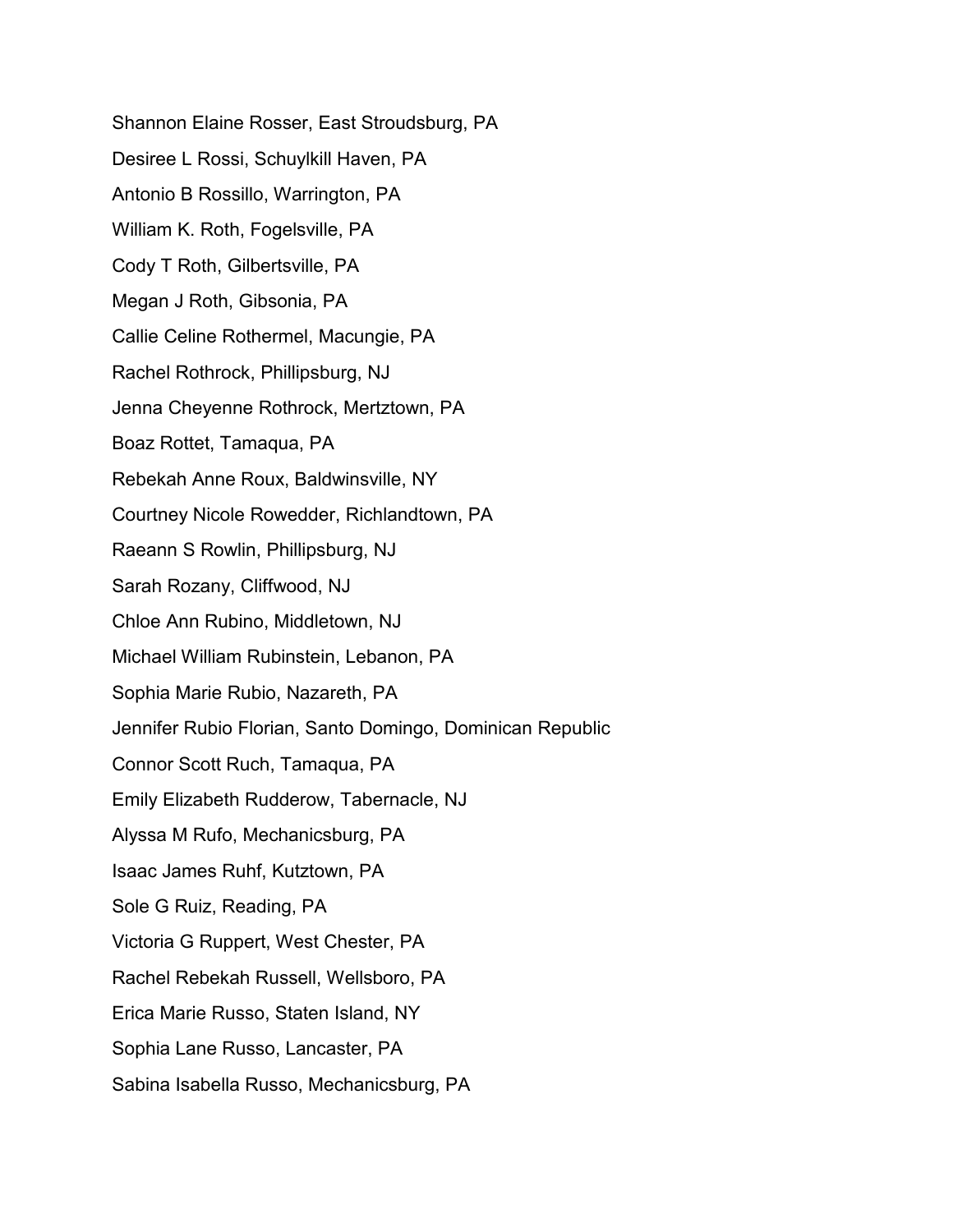Shannon Elaine Rosser, East Stroudsburg, PA

Desiree L Rossi, Schuylkill Haven, PA

Antonio B Rossillo, Warrington, PA

William K. Roth, Fogelsville, PA

Cody T Roth, Gilbertsville, PA

Megan J Roth, Gibsonia, PA

Callie Celine Rothermel, Macungie, PA

Rachel Rothrock, Phillipsburg, NJ

Jenna Cheyenne Rothrock, Mertztown, PA

Boaz Rottet, Tamaqua, PA

Rebekah Anne Roux, Baldwinsville, NY

Courtney Nicole Rowedder, Richlandtown, PA

Raeann S Rowlin, Phillipsburg, NJ

Sarah Rozany, Cliffwood, NJ

Chloe Ann Rubino, Middletown, NJ

Michael William Rubinstein, Lebanon, PA

Sophia Marie Rubio, Nazareth, PA

Jennifer Rubio Florian, Santo Domingo, Dominican Republic

Connor Scott Ruch, Tamaqua, PA

Emily Elizabeth Rudderow, Tabernacle, NJ

Alyssa M Rufo, Mechanicsburg, PA

Isaac James Ruhf, Kutztown, PA

Sole G Ruiz, Reading, PA

Victoria G Ruppert, West Chester, PA

Rachel Rebekah Russell, Wellsboro, PA

Erica Marie Russo, Staten Island, NY

Sophia Lane Russo, Lancaster, PA

Sabina Isabella Russo, Mechanicsburg, PA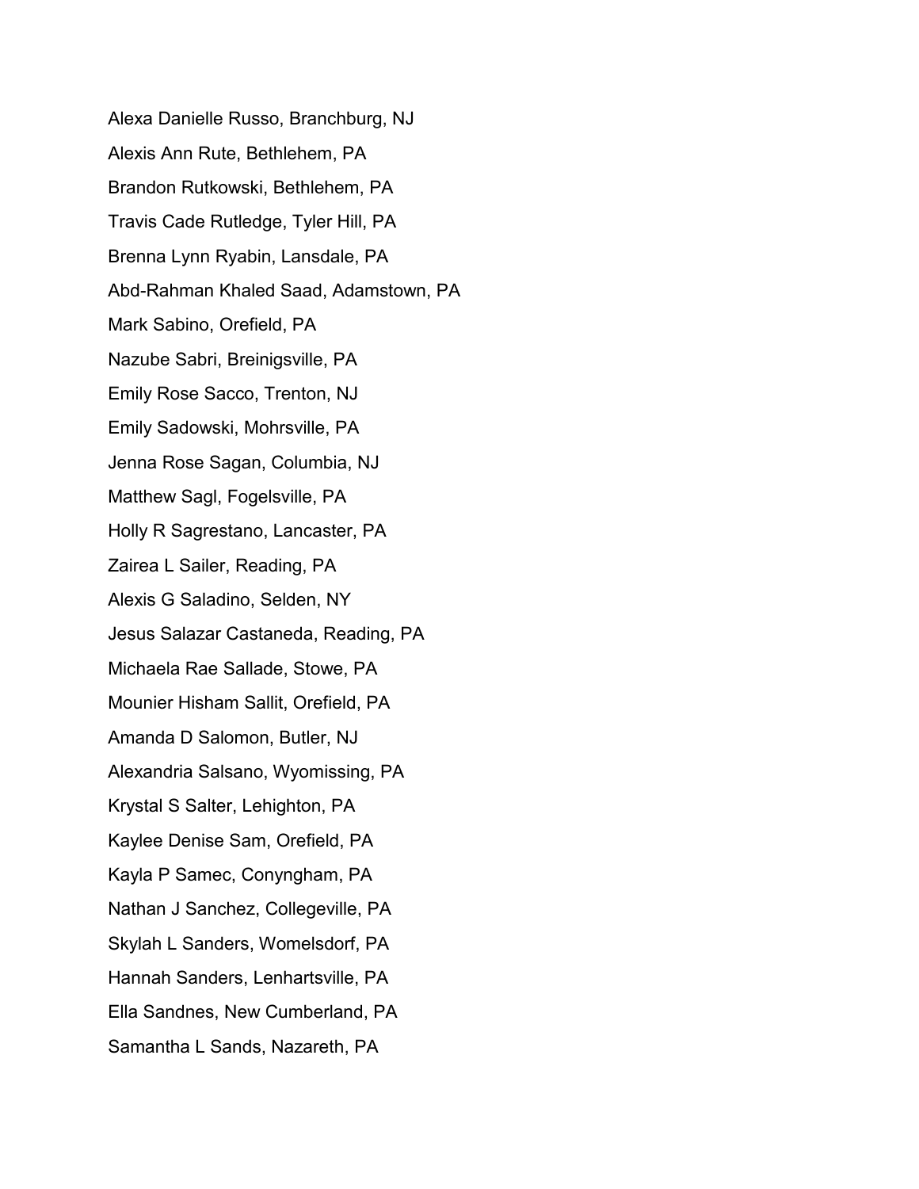Alexa Danielle Russo, Branchburg, NJ

Alexis Ann Rute, Bethlehem, PA

Brandon Rutkowski, Bethlehem, PA

Travis Cade Rutledge, Tyler Hill, PA

Brenna Lynn Ryabin, Lansdale, PA

Abd-Rahman Khaled Saad, Adamstown, PA

Mark Sabino, Orefield, PA

Nazube Sabri, Breinigsville, PA

Emily Rose Sacco, Trenton, NJ

Emily Sadowski, Mohrsville, PA

Jenna Rose Sagan, Columbia, NJ

Matthew Sagl, Fogelsville, PA

Holly R Sagrestano, Lancaster, PA

Zairea L Sailer, Reading, PA

Alexis G Saladino, Selden, NY

Jesus Salazar Castaneda, Reading, PA

Michaela Rae Sallade, Stowe, PA

Mounier Hisham Sallit, Orefield, PA

Amanda D Salomon, Butler, NJ

Alexandria Salsano, Wyomissing, PA

Krystal S Salter, Lehighton, PA

Kaylee Denise Sam, Orefield, PA

Kayla P Samec, Conyngham, PA

Nathan J Sanchez, Collegeville, PA

Skylah L Sanders, Womelsdorf, PA

Hannah Sanders, Lenhartsville, PA

Ella Sandnes, New Cumberland, PA

Samantha L Sands, Nazareth, PA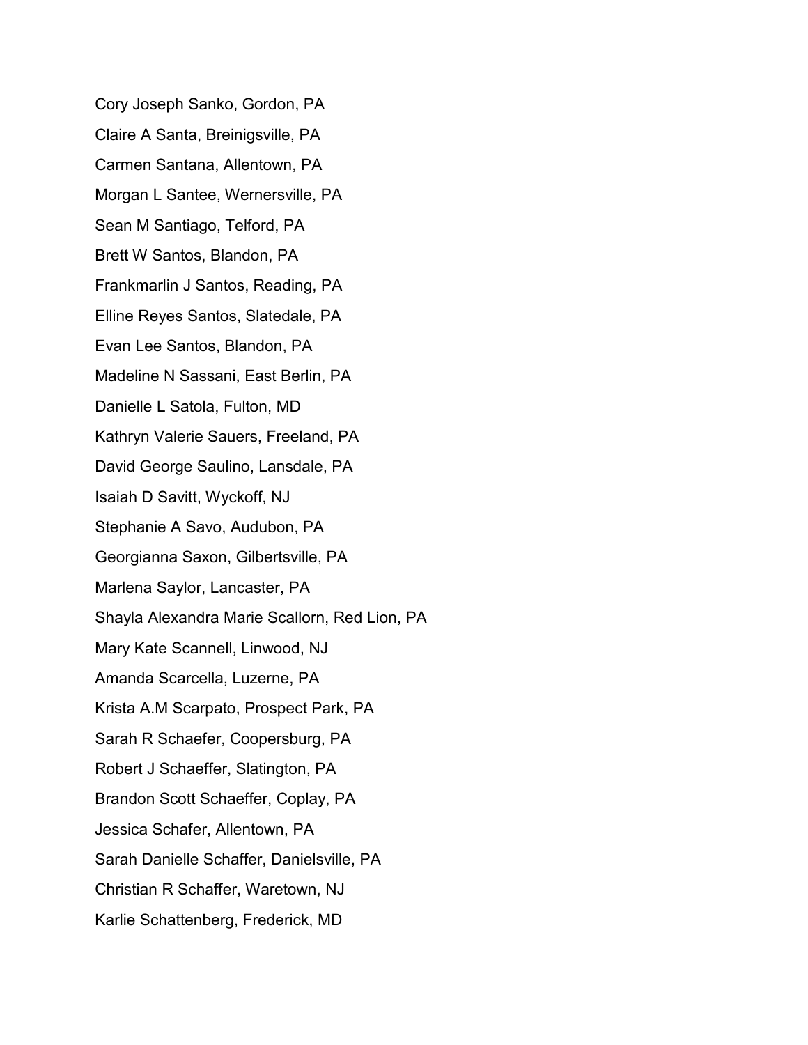Cory Joseph Sanko, Gordon, PA

Claire A Santa, Breinigsville, PA

Carmen Santana, Allentown, PA

Morgan L Santee, Wernersville, PA

Sean M Santiago, Telford, PA

Brett W Santos, Blandon, PA

Frankmarlin J Santos, Reading, PA

Elline Reyes Santos, Slatedale, PA

Evan Lee Santos, Blandon, PA

Madeline N Sassani, East Berlin, PA

Danielle L Satola, Fulton, MD

Kathryn Valerie Sauers, Freeland, PA

David George Saulino, Lansdale, PA

Isaiah D Savitt, Wyckoff, NJ

Stephanie A Savo, Audubon, PA

Georgianna Saxon, Gilbertsville, PA

Marlena Saylor, Lancaster, PA

Shayla Alexandra Marie Scallorn, Red Lion, PA

Mary Kate Scannell, Linwood, NJ

Amanda Scarcella, Luzerne, PA

Krista A.M Scarpato, Prospect Park, PA

Sarah R Schaefer, Coopersburg, PA

Robert J Schaeffer, Slatington, PA

Brandon Scott Schaeffer, Coplay, PA

Jessica Schafer, Allentown, PA

Sarah Danielle Schaffer, Danielsville, PA

Christian R Schaffer, Waretown, NJ

Karlie Schattenberg, Frederick, MD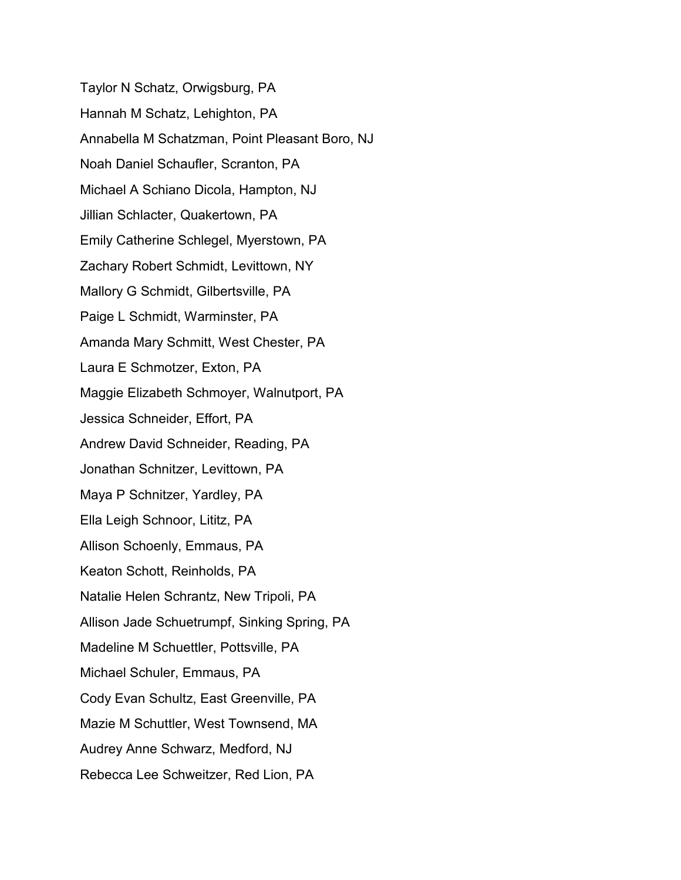Taylor N Schatz, Orwigsburg, PA

Hannah M Schatz, Lehighton, PA

Annabella M Schatzman, Point Pleasant Boro, NJ

Noah Daniel Schaufler, Scranton, PA

Michael A Schiano Dicola, Hampton, NJ

Jillian Schlacter, Quakertown, PA

Emily Catherine Schlegel, Myerstown, PA

Zachary Robert Schmidt, Levittown, NY

Mallory G Schmidt, Gilbertsville, PA

Paige L Schmidt, Warminster, PA

Amanda Mary Schmitt, West Chester, PA

Laura E Schmotzer, Exton, PA

Maggie Elizabeth Schmoyer, Walnutport, PA

Jessica Schneider, Effort, PA

Andrew David Schneider, Reading, PA

Jonathan Schnitzer, Levittown, PA

Maya P Schnitzer, Yardley, PA

Ella Leigh Schnoor, Lititz, PA

Allison Schoenly, Emmaus, PA

Keaton Schott, Reinholds, PA

Natalie Helen Schrantz, New Tripoli, PA

Allison Jade Schuetrumpf, Sinking Spring, PA

Madeline M Schuettler, Pottsville, PA

Michael Schuler, Emmaus, PA

Cody Evan Schultz, East Greenville, PA

Mazie M Schuttler, West Townsend, MA

Audrey Anne Schwarz, Medford, NJ

Rebecca Lee Schweitzer, Red Lion, PA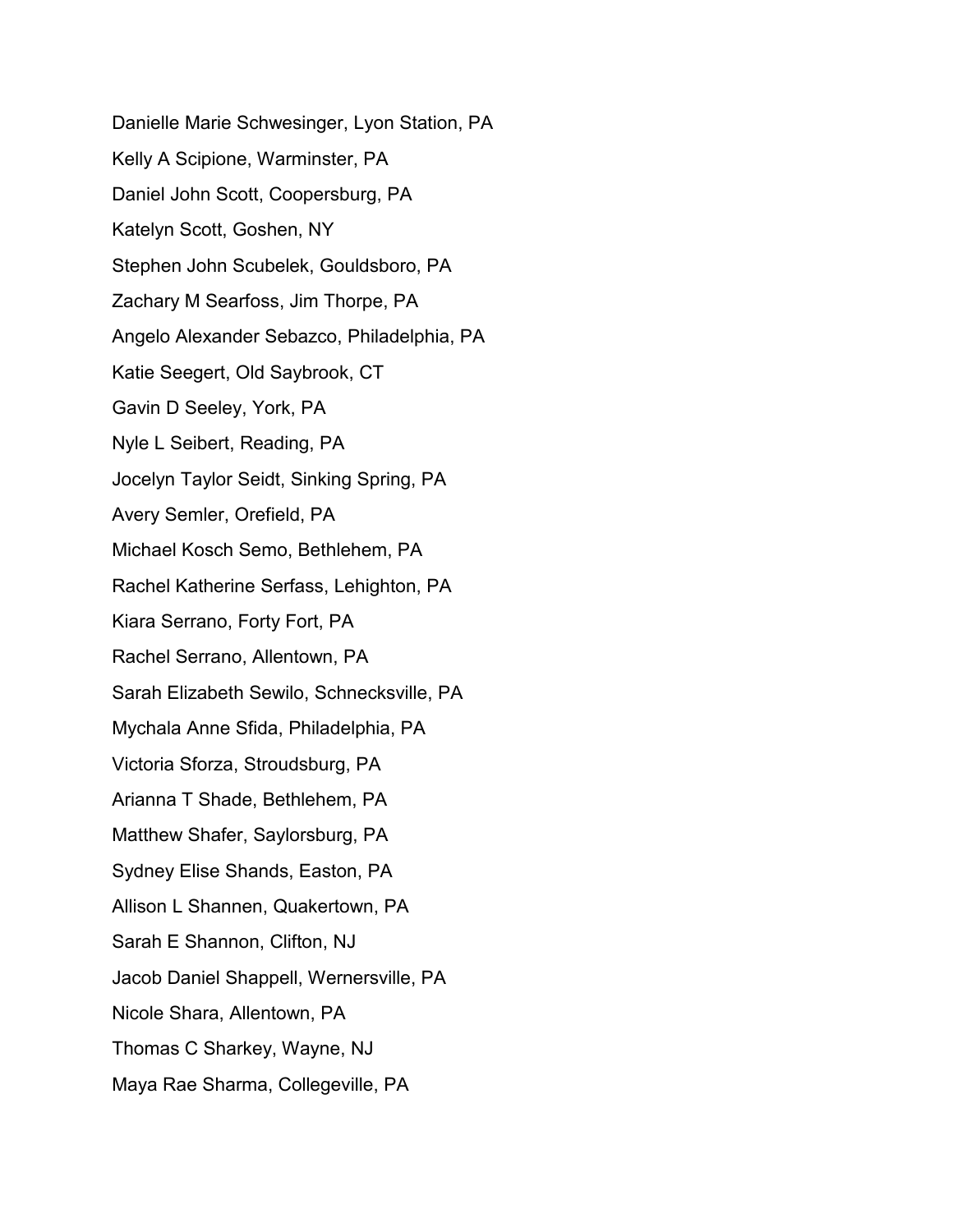Danielle Marie Schwesinger, Lyon Station, PA

Kelly A Scipione, Warminster, PA

Daniel John Scott, Coopersburg, PA

Katelyn Scott, Goshen, NY

Stephen John Scubelek, Gouldsboro, PA

Zachary M Searfoss, Jim Thorpe, PA

Angelo Alexander Sebazco, Philadelphia, PA

Katie Seegert, Old Saybrook, CT

Gavin D Seeley, York, PA

Nyle L Seibert, Reading, PA

Jocelyn Taylor Seidt, Sinking Spring, PA

Avery Semler, Orefield, PA

Michael Kosch Semo, Bethlehem, PA

Rachel Katherine Serfass, Lehighton, PA

Kiara Serrano, Forty Fort, PA

Rachel Serrano, Allentown, PA

Sarah Elizabeth Sewilo, Schnecksville, PA

Mychala Anne Sfida, Philadelphia, PA

Victoria Sforza, Stroudsburg, PA

Arianna T Shade, Bethlehem, PA

Matthew Shafer, Saylorsburg, PA

Sydney Elise Shands, Easton, PA

Allison L Shannen, Quakertown, PA

Sarah E Shannon, Clifton, NJ

Jacob Daniel Shappell, Wernersville, PA

Nicole Shara, Allentown, PA

Thomas C Sharkey, Wayne, NJ

Maya Rae Sharma, Collegeville, PA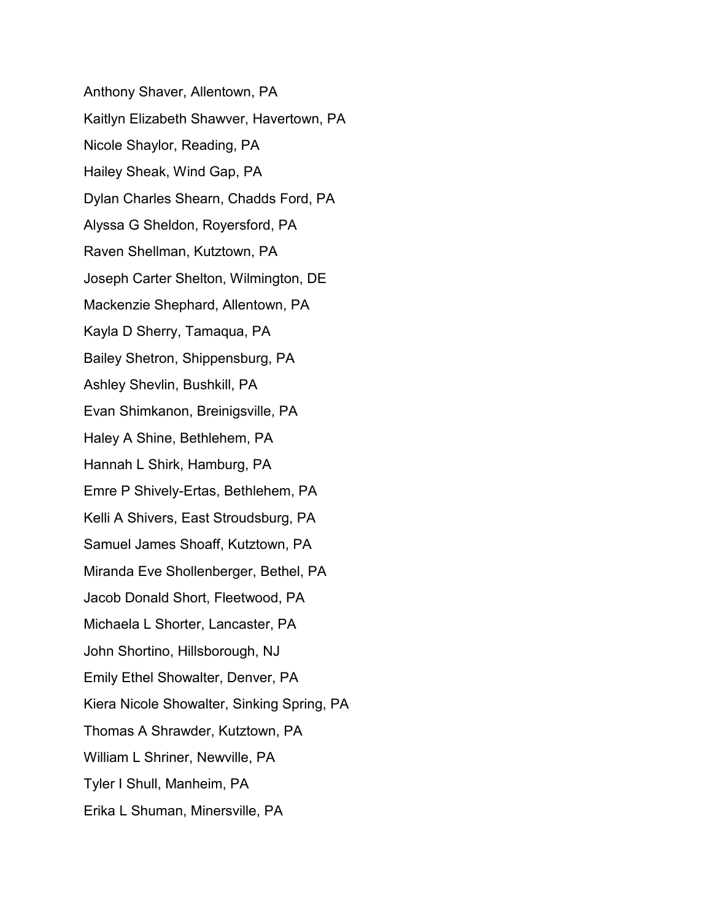Anthony Shaver, Allentown, PA

Kaitlyn Elizabeth Shawver, Havertown, PA

Nicole Shaylor, Reading, PA

Hailey Sheak, Wind Gap, PA

Dylan Charles Shearn, Chadds Ford, PA

Alyssa G Sheldon, Royersford, PA

Raven Shellman, Kutztown, PA

Joseph Carter Shelton, Wilmington, DE

Mackenzie Shephard, Allentown, PA

Kayla D Sherry, Tamaqua, PA

Bailey Shetron, Shippensburg, PA

Ashley Shevlin, Bushkill, PA

Evan Shimkanon, Breinigsville, PA

Haley A Shine, Bethlehem, PA

Hannah L Shirk, Hamburg, PA

Emre P Shively-Ertas, Bethlehem, PA

Kelli A Shivers, East Stroudsburg, PA

Samuel James Shoaff, Kutztown, PA

Miranda Eve Shollenberger, Bethel, PA

Jacob Donald Short, Fleetwood, PA

Michaela L Shorter, Lancaster, PA

John Shortino, Hillsborough, NJ

Emily Ethel Showalter, Denver, PA

Kiera Nicole Showalter, Sinking Spring, PA

Thomas A Shrawder, Kutztown, PA

William L Shriner, Newville, PA

Tyler I Shull, Manheim, PA

Erika L Shuman, Minersville, PA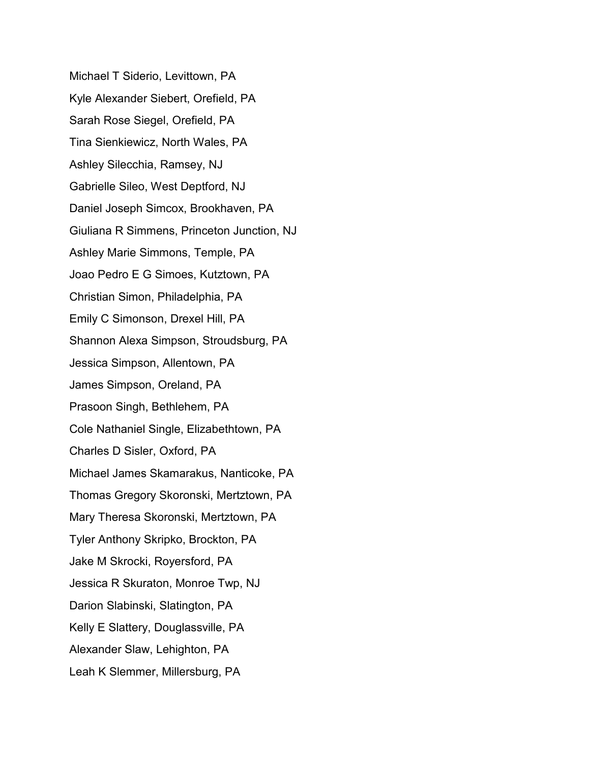Michael T Siderio, Levittown, PA

Kyle Alexander Siebert, Orefield, PA

Sarah Rose Siegel, Orefield, PA

Tina Sienkiewicz, North Wales, PA

Ashley Silecchia, Ramsey, NJ

Gabrielle Sileo, West Deptford, NJ

Daniel Joseph Simcox, Brookhaven, PA

Giuliana R Simmens, Princeton Junction, NJ

Ashley Marie Simmons, Temple, PA

Joao Pedro E G Simoes, Kutztown, PA

Christian Simon, Philadelphia, PA

Emily C Simonson, Drexel Hill, PA

Shannon Alexa Simpson, Stroudsburg, PA

Jessica Simpson, Allentown, PA

James Simpson, Oreland, PA

Prasoon Singh, Bethlehem, PA

Cole Nathaniel Single, Elizabethtown, PA

Charles D Sisler, Oxford, PA

Michael James Skamarakus, Nanticoke, PA

Thomas Gregory Skoronski, Mertztown, PA

Mary Theresa Skoronski, Mertztown, PA

Tyler Anthony Skripko, Brockton, PA

Jake M Skrocki, Royersford, PA

Jessica R Skuraton, Monroe Twp, NJ

Darion Slabinski, Slatington, PA

Kelly E Slattery, Douglassville, PA

Alexander Slaw, Lehighton, PA

Leah K Slemmer, Millersburg, PA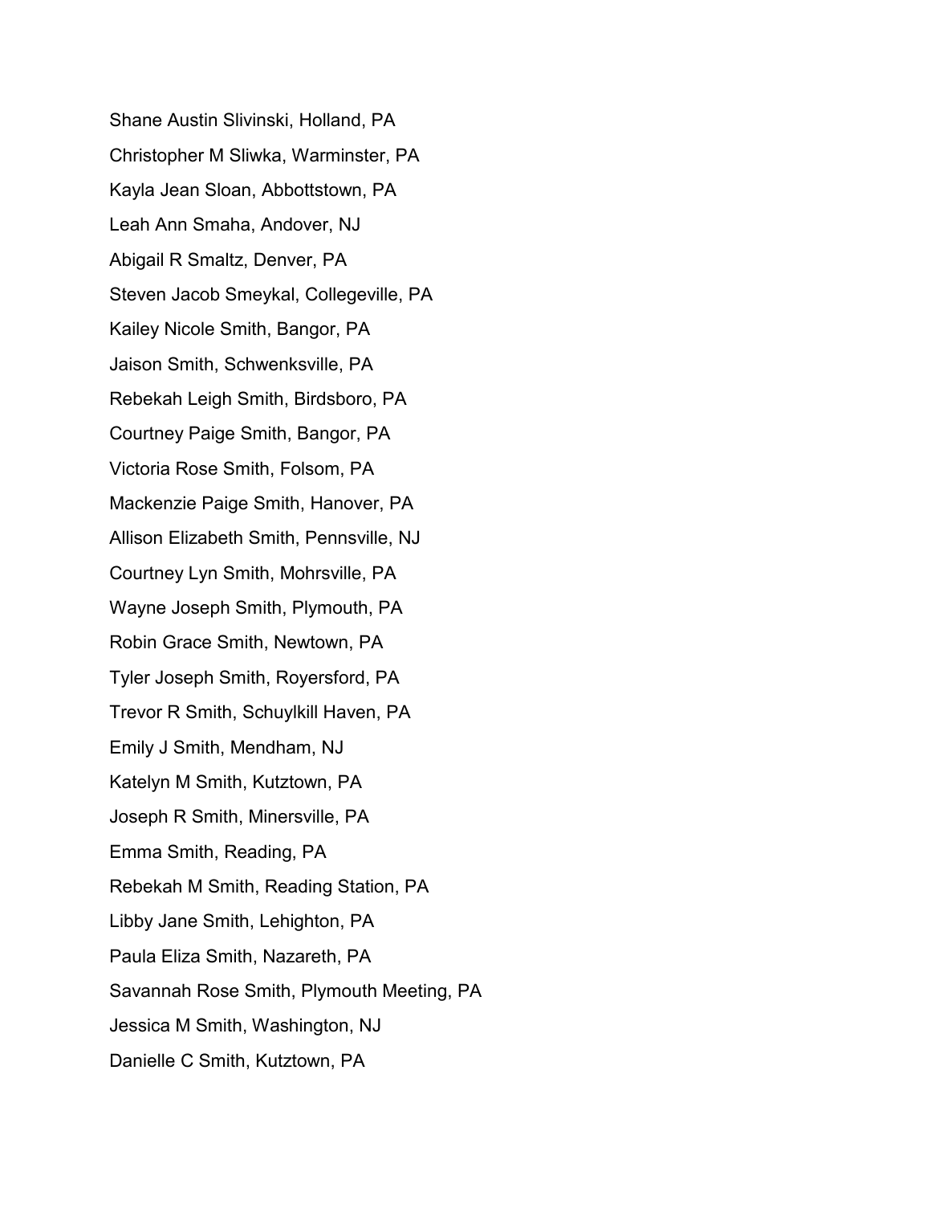Shane Austin Slivinski, Holland, PA

Christopher M Sliwka, Warminster, PA

Kayla Jean Sloan, Abbottstown, PA

Leah Ann Smaha, Andover, NJ

Abigail R Smaltz, Denver, PA

Steven Jacob Smeykal, Collegeville, PA

Kailey Nicole Smith, Bangor, PA

Jaison Smith, Schwenksville, PA

Rebekah Leigh Smith, Birdsboro, PA

Courtney Paige Smith, Bangor, PA

Victoria Rose Smith, Folsom, PA

Mackenzie Paige Smith, Hanover, PA

Allison Elizabeth Smith, Pennsville, NJ

Courtney Lyn Smith, Mohrsville, PA

Wayne Joseph Smith, Plymouth, PA

Robin Grace Smith, Newtown, PA

Tyler Joseph Smith, Royersford, PA

Trevor R Smith, Schuylkill Haven, PA

Emily J Smith, Mendham, NJ

Katelyn M Smith, Kutztown, PA

Joseph R Smith, Minersville, PA

Emma Smith, Reading, PA

Rebekah M Smith, Reading Station, PA

Libby Jane Smith, Lehighton, PA

Paula Eliza Smith, Nazareth, PA

Savannah Rose Smith, Plymouth Meeting, PA

Jessica M Smith, Washington, NJ

Danielle C Smith, Kutztown, PA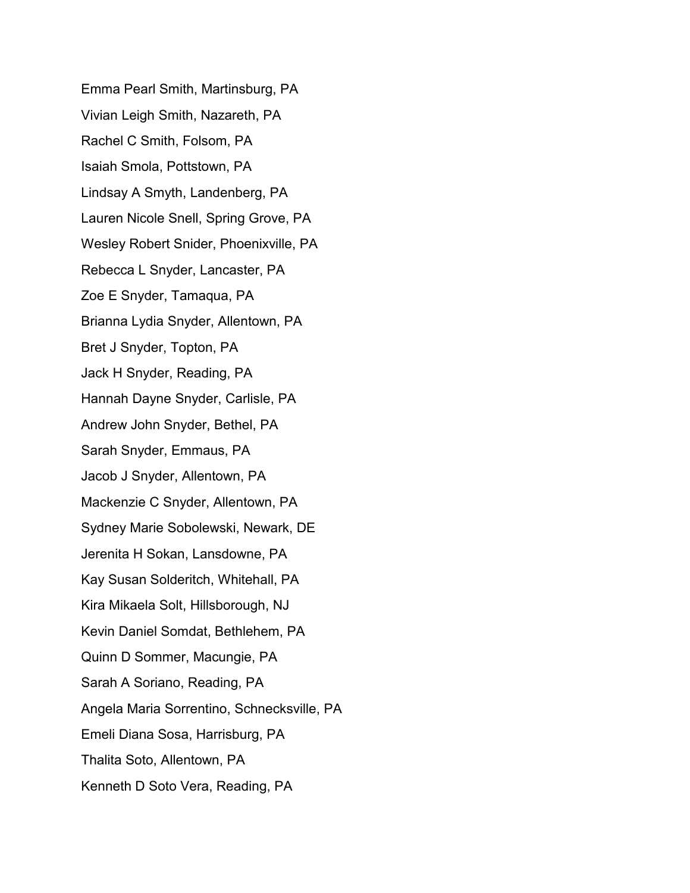Emma Pearl Smith, Martinsburg, PA

Vivian Leigh Smith, Nazareth, PA

Rachel C Smith, Folsom, PA

Isaiah Smola, Pottstown, PA

Lindsay A Smyth, Landenberg, PA

Lauren Nicole Snell, Spring Grove, PA

Wesley Robert Snider, Phoenixville, PA

Rebecca L Snyder, Lancaster, PA

Zoe E Snyder, Tamaqua, PA

Brianna Lydia Snyder, Allentown, PA

Bret J Snyder, Topton, PA

Jack H Snyder, Reading, PA

Hannah Dayne Snyder, Carlisle, PA

Andrew John Snyder, Bethel, PA

Sarah Snyder, Emmaus, PA

Jacob J Snyder, Allentown, PA

Mackenzie C Snyder, Allentown, PA

Sydney Marie Sobolewski, Newark, DE

Jerenita H Sokan, Lansdowne, PA

Kay Susan Solderitch, Whitehall, PA

Kira Mikaela Solt, Hillsborough, NJ

Kevin Daniel Somdat, Bethlehem, PA

Quinn D Sommer, Macungie, PA

Sarah A Soriano, Reading, PA

Angela Maria Sorrentino, Schnecksville, PA

Emeli Diana Sosa, Harrisburg, PA

Thalita Soto, Allentown, PA

Kenneth D Soto Vera, Reading, PA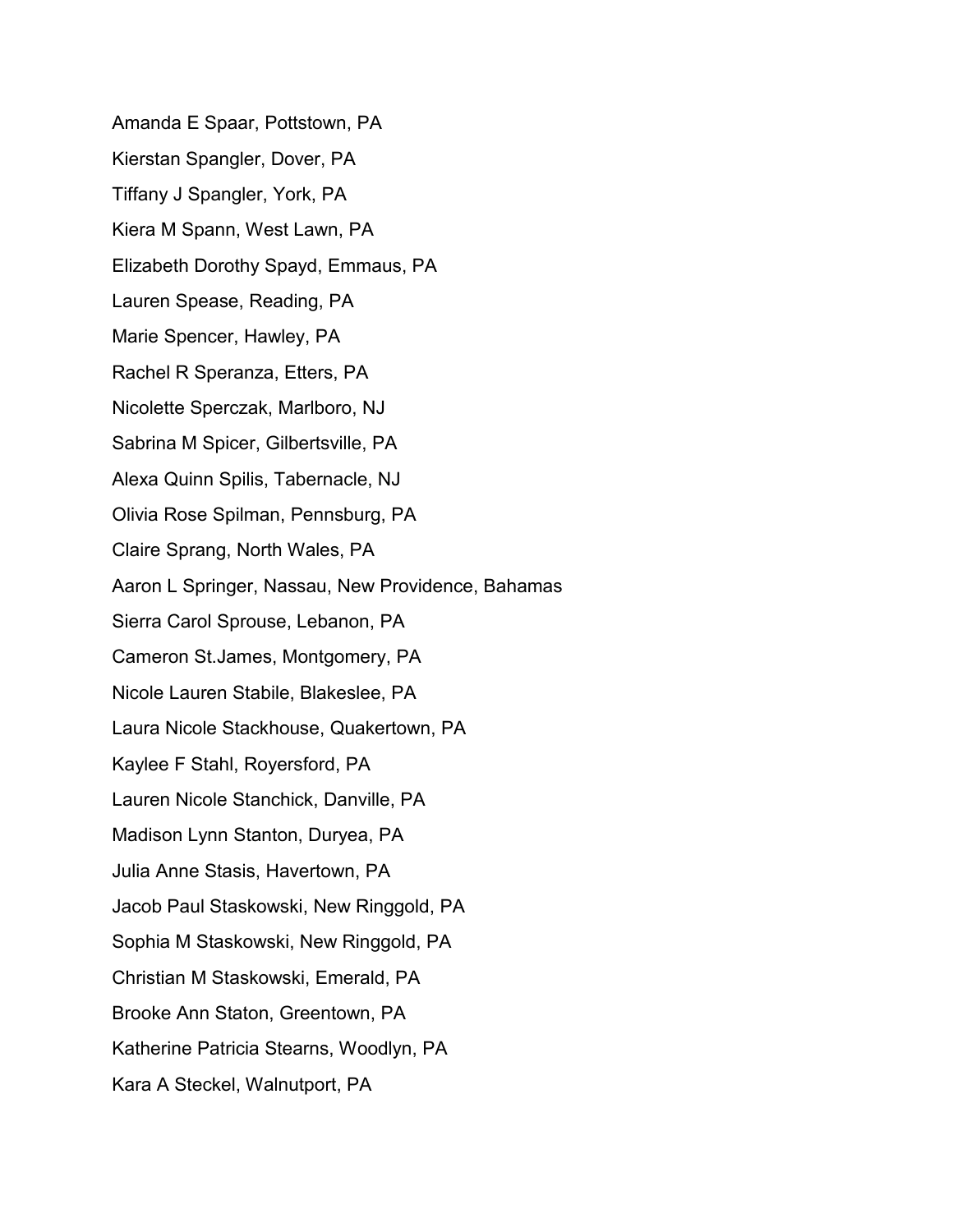Amanda E Spaar, Pottstown, PA

Kierstan Spangler, Dover, PA

Tiffany J Spangler, York, PA

Kiera M Spann, West Lawn, PA

Elizabeth Dorothy Spayd, Emmaus, PA

Lauren Spease, Reading, PA

Marie Spencer, Hawley, PA

Rachel R Speranza, Etters, PA

Nicolette Sperczak, Marlboro, NJ

Sabrina M Spicer, Gilbertsville, PA

Alexa Quinn Spilis, Tabernacle, NJ

Olivia Rose Spilman, Pennsburg, PA

Claire Sprang, North Wales, PA

Aaron L Springer, Nassau, New Providence, Bahamas

Sierra Carol Sprouse, Lebanon, PA

Cameron St.James, Montgomery, PA

Nicole Lauren Stabile, Blakeslee, PA

Laura Nicole Stackhouse, Quakertown, PA

Kaylee F Stahl, Royersford, PA

Lauren Nicole Stanchick, Danville, PA

Madison Lynn Stanton, Duryea, PA

Julia Anne Stasis, Havertown, PA

Jacob Paul Staskowski, New Ringgold, PA

Sophia M Staskowski, New Ringgold, PA

Christian M Staskowski, Emerald, PA

Brooke Ann Staton, Greentown, PA

Katherine Patricia Stearns, Woodlyn, PA

Kara A Steckel, Walnutport, PA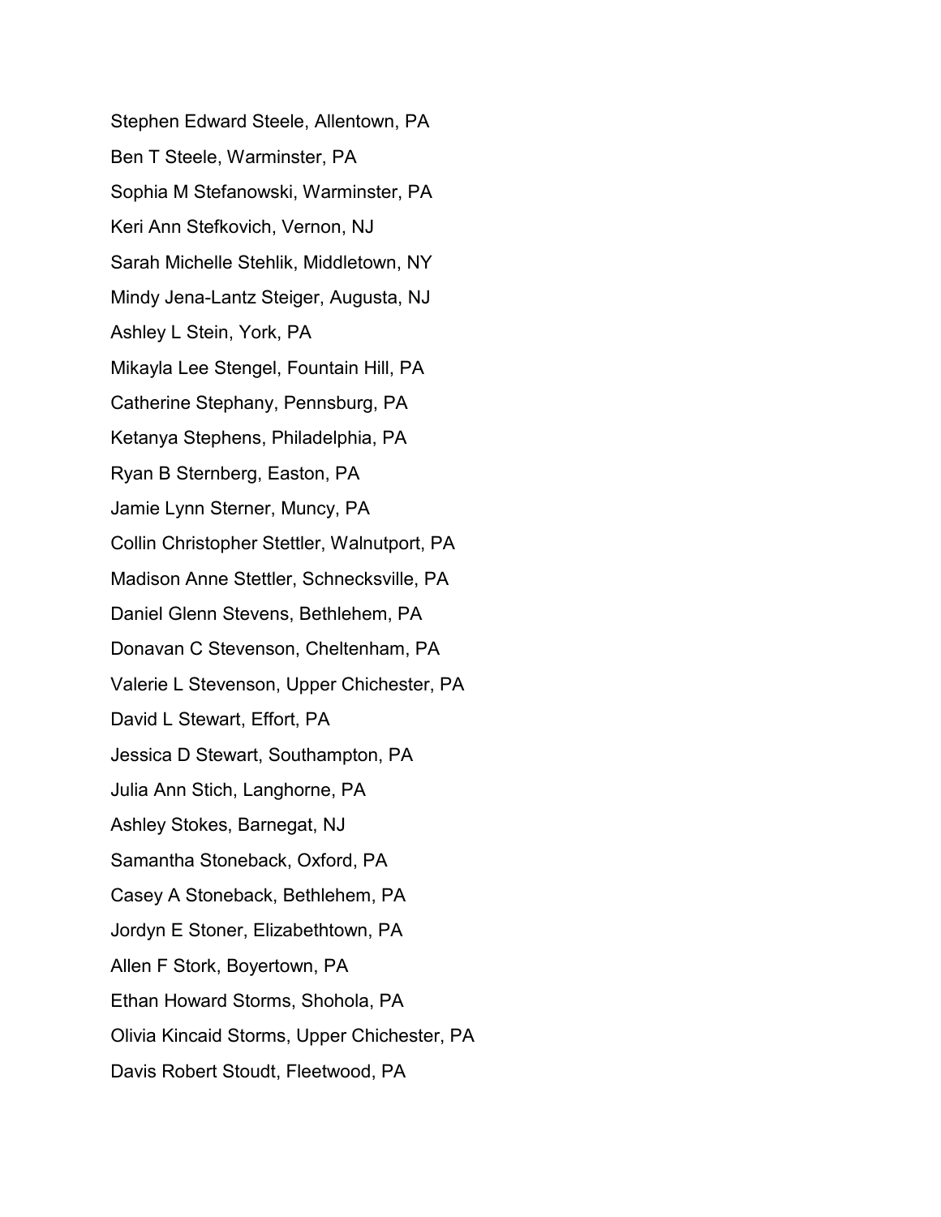Stephen Edward Steele, Allentown, PA

Ben T Steele, Warminster, PA

Sophia M Stefanowski, Warminster, PA

Keri Ann Stefkovich, Vernon, NJ

Sarah Michelle Stehlik, Middletown, NY

Mindy Jena-Lantz Steiger, Augusta, NJ

Ashley L Stein, York, PA

Mikayla Lee Stengel, Fountain Hill, PA

Catherine Stephany, Pennsburg, PA

Ketanya Stephens, Philadelphia, PA

Ryan B Sternberg, Easton, PA

Jamie Lynn Sterner, Muncy, PA

Collin Christopher Stettler, Walnutport, PA

Madison Anne Stettler, Schnecksville, PA

Daniel Glenn Stevens, Bethlehem, PA

Donavan C Stevenson, Cheltenham, PA

Valerie L Stevenson, Upper Chichester, PA

David L Stewart, Effort, PA

Jessica D Stewart, Southampton, PA

Julia Ann Stich, Langhorne, PA

Ashley Stokes, Barnegat, NJ

Samantha Stoneback, Oxford, PA

Casey A Stoneback, Bethlehem, PA

Jordyn E Stoner, Elizabethtown, PA

Allen F Stork, Boyertown, PA

Ethan Howard Storms, Shohola, PA

Olivia Kincaid Storms, Upper Chichester, PA

Davis Robert Stoudt, Fleetwood, PA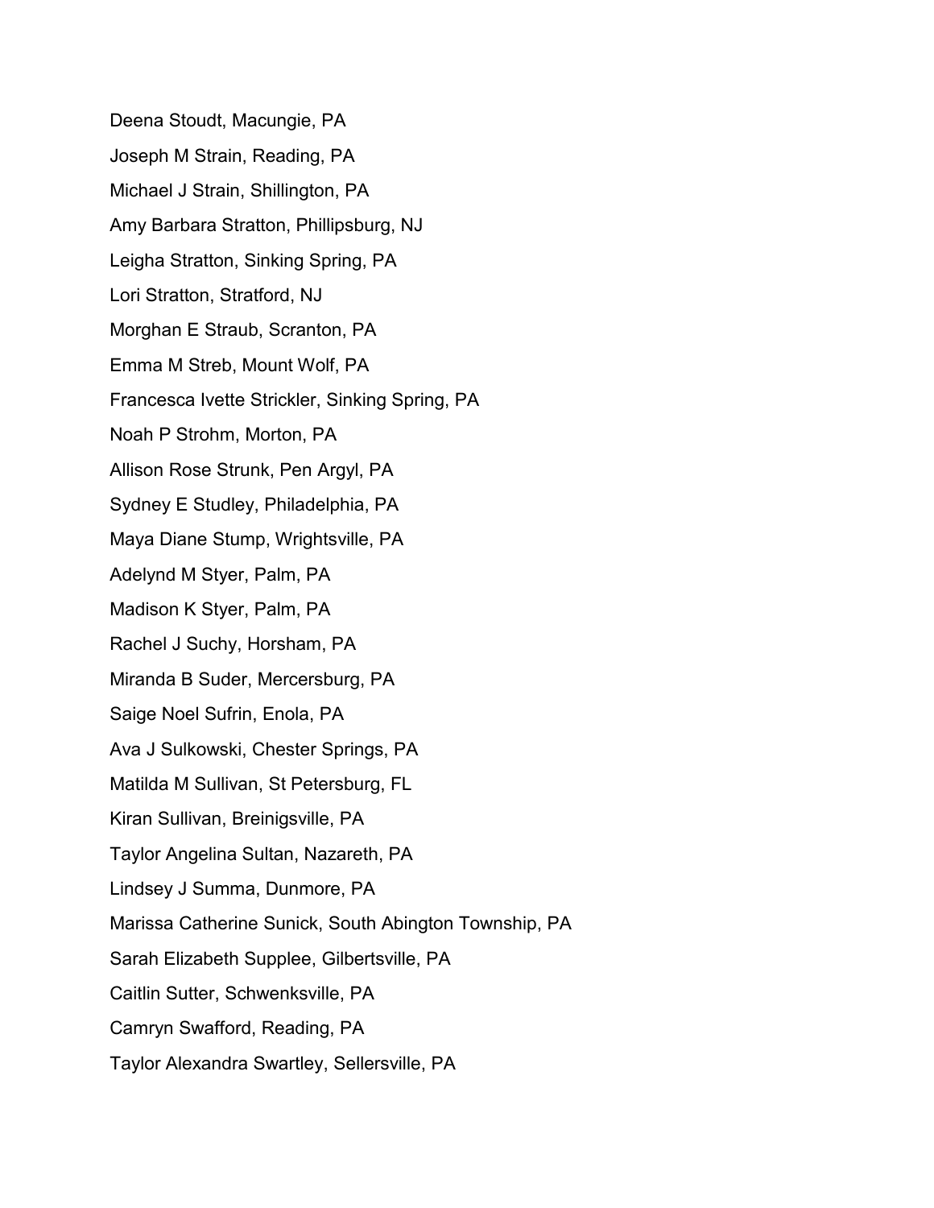Deena Stoudt, Macungie, PA

Joseph M Strain, Reading, PA

Michael J Strain, Shillington, PA

Amy Barbara Stratton, Phillipsburg, NJ

Leigha Stratton, Sinking Spring, PA

Lori Stratton, Stratford, NJ

Morghan E Straub, Scranton, PA

Emma M Streb, Mount Wolf, PA

Francesca Ivette Strickler, Sinking Spring, PA

Noah P Strohm, Morton, PA

Allison Rose Strunk, Pen Argyl, PA

Sydney E Studley, Philadelphia, PA

Maya Diane Stump, Wrightsville, PA

Adelynd M Styer, Palm, PA

Madison K Styer, Palm, PA

Rachel J Suchy, Horsham, PA

Miranda B Suder, Mercersburg, PA

Saige Noel Sufrin, Enola, PA

Ava J Sulkowski, Chester Springs, PA

Matilda M Sullivan, St Petersburg, FL

Kiran Sullivan, Breinigsville, PA

Taylor Angelina Sultan, Nazareth, PA

Lindsey J Summa, Dunmore, PA

Marissa Catherine Sunick, South Abington Township, PA

Sarah Elizabeth Supplee, Gilbertsville, PA

Caitlin Sutter, Schwenksville, PA

Camryn Swafford, Reading, PA

Taylor Alexandra Swartley, Sellersville, PA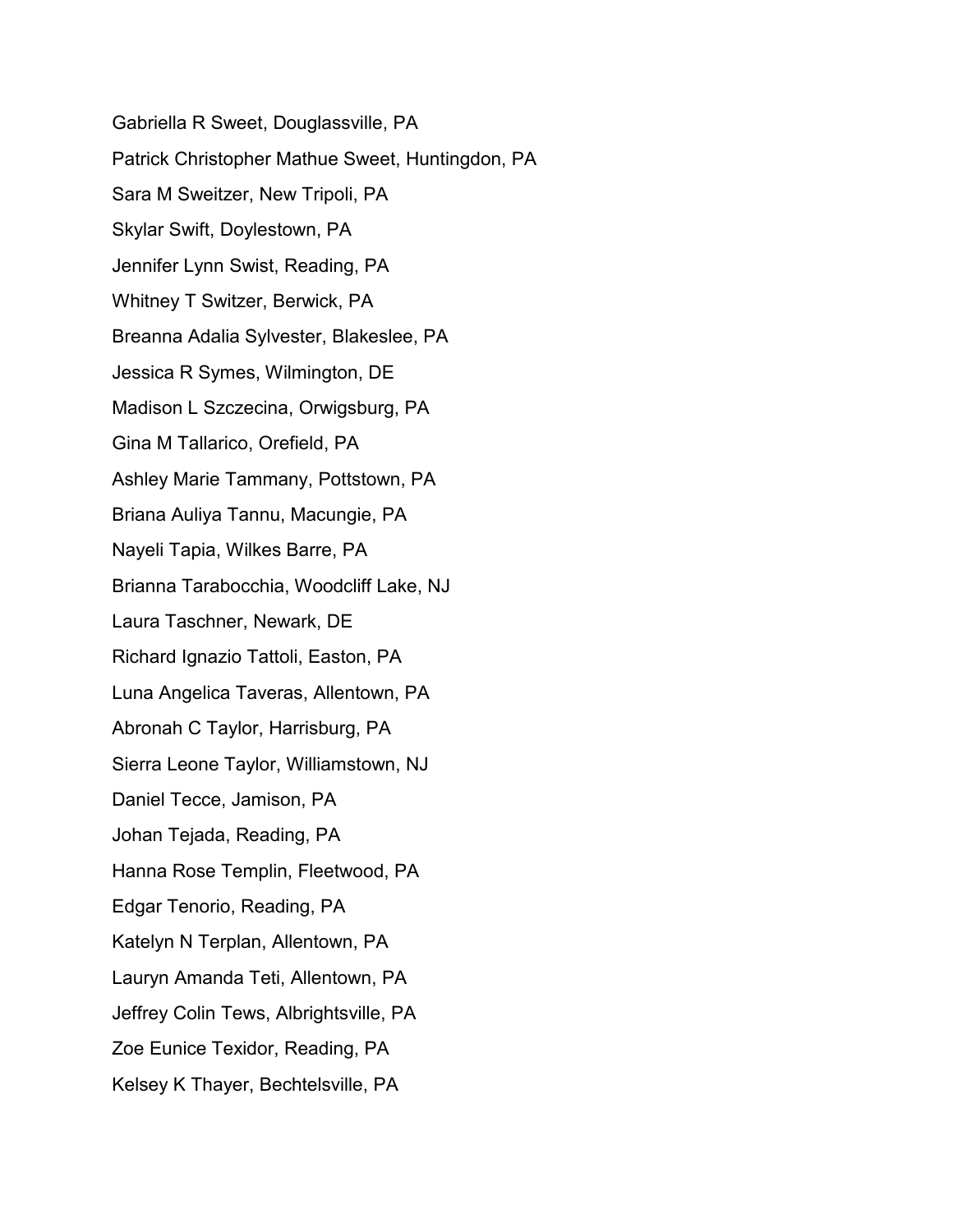Gabriella R Sweet, Douglassville, PA

Patrick Christopher Mathue Sweet, Huntingdon, PA

Sara M Sweitzer, New Tripoli, PA

Skylar Swift, Doylestown, PA

Jennifer Lynn Swist, Reading, PA

Whitney T Switzer, Berwick, PA

Breanna Adalia Sylvester, Blakeslee, PA

Jessica R Symes, Wilmington, DE

Madison L Szczecina, Orwigsburg, PA

Gina M Tallarico, Orefield, PA

Ashley Marie Tammany, Pottstown, PA

Briana Auliya Tannu, Macungie, PA

Nayeli Tapia, Wilkes Barre, PA

Brianna Tarabocchia, Woodcliff Lake, NJ

Laura Taschner, Newark, DE

Richard Ignazio Tattoli, Easton, PA

Luna Angelica Taveras, Allentown, PA

Abronah C Taylor, Harrisburg, PA

Sierra Leone Taylor, Williamstown, NJ

Daniel Tecce, Jamison, PA

Johan Tejada, Reading, PA

Hanna Rose Templin, Fleetwood, PA

Edgar Tenorio, Reading, PA

Katelyn N Terplan, Allentown, PA

Lauryn Amanda Teti, Allentown, PA

Jeffrey Colin Tews, Albrightsville, PA

Zoe Eunice Texidor, Reading, PA

Kelsey K Thayer, Bechtelsville, PA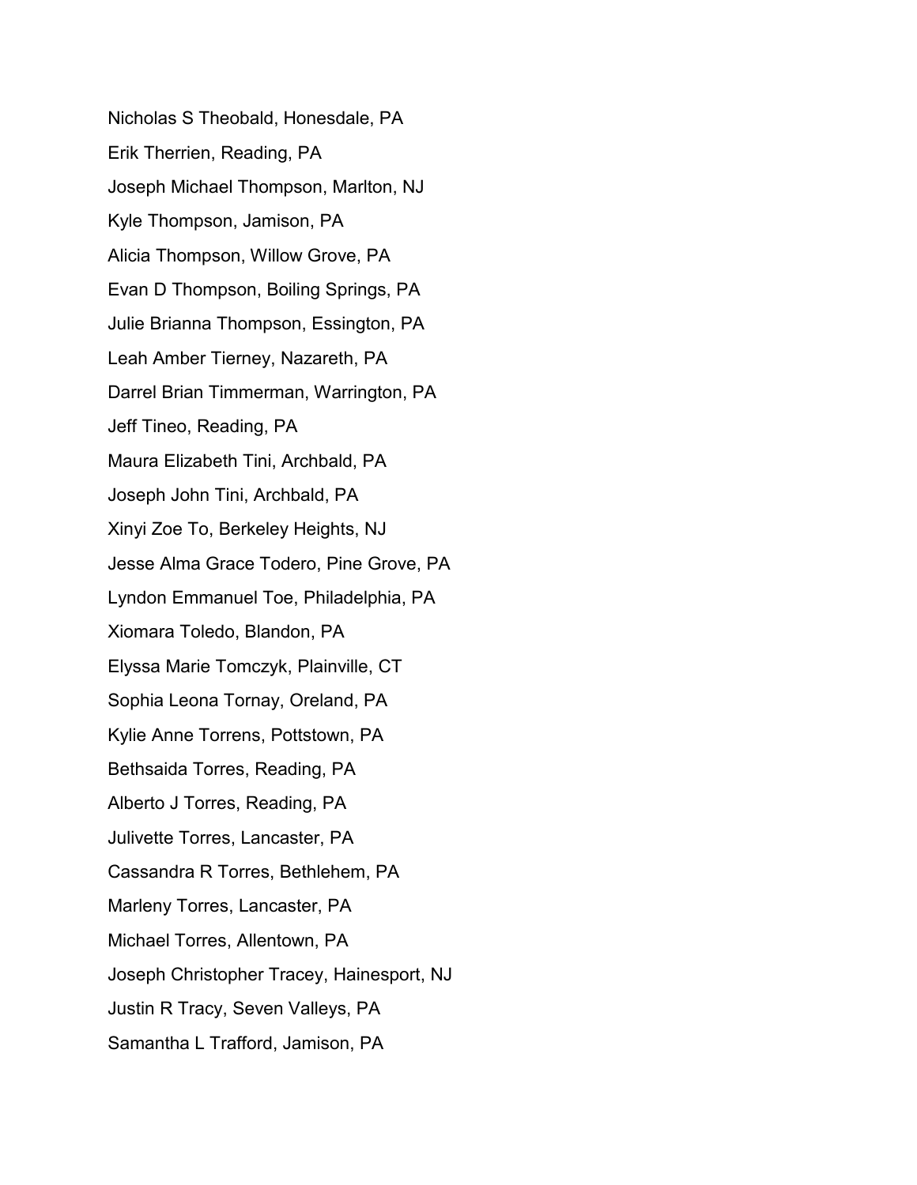Nicholas S Theobald, Honesdale, PA

Erik Therrien, Reading, PA

Joseph Michael Thompson, Marlton, NJ

Kyle Thompson, Jamison, PA

Alicia Thompson, Willow Grove, PA

Evan D Thompson, Boiling Springs, PA

Julie Brianna Thompson, Essington, PA

Leah Amber Tierney, Nazareth, PA

Darrel Brian Timmerman, Warrington, PA

Jeff Tineo, Reading, PA

Maura Elizabeth Tini, Archbald, PA

Joseph John Tini, Archbald, PA

Xinyi Zoe To, Berkeley Heights, NJ

Jesse Alma Grace Todero, Pine Grove, PA

Lyndon Emmanuel Toe, Philadelphia, PA

Xiomara Toledo, Blandon, PA

Elyssa Marie Tomczyk, Plainville, CT

Sophia Leona Tornay, Oreland, PA

Kylie Anne Torrens, Pottstown, PA

Bethsaida Torres, Reading, PA

Alberto J Torres, Reading, PA

Julivette Torres, Lancaster, PA

Cassandra R Torres, Bethlehem, PA

Marleny Torres, Lancaster, PA

Michael Torres, Allentown, PA

Joseph Christopher Tracey, Hainesport, NJ

Justin R Tracy, Seven Valleys, PA

Samantha L Trafford, Jamison, PA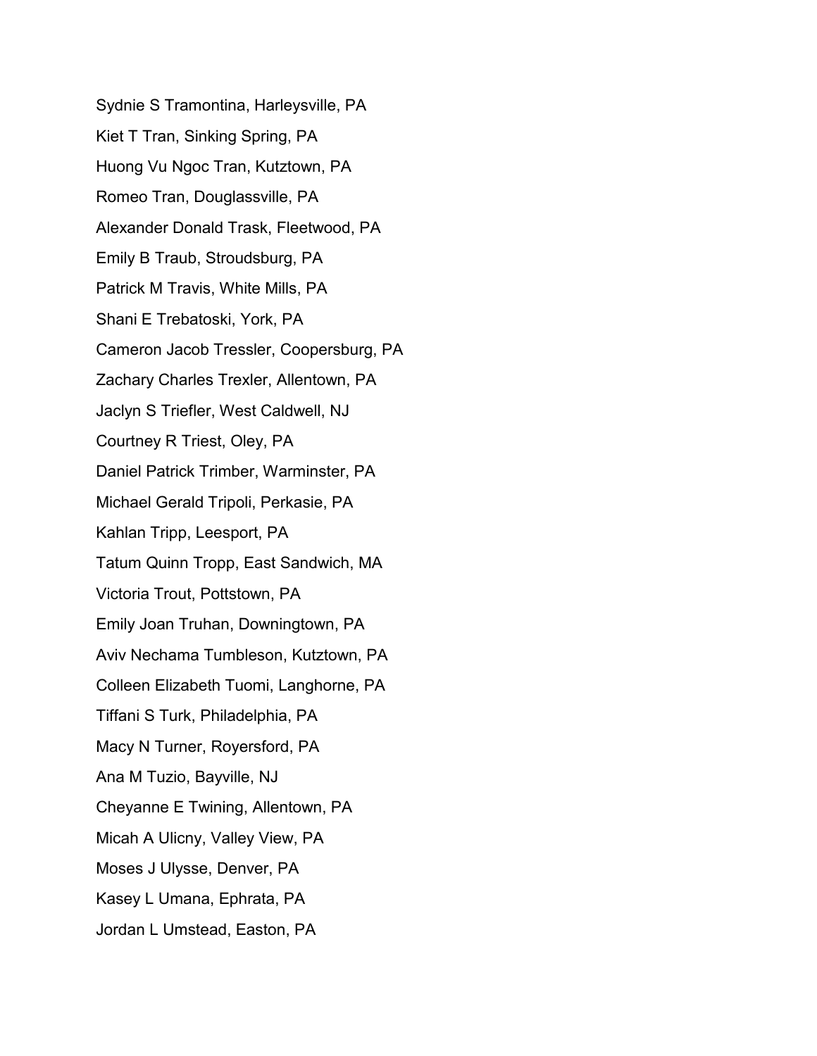Sydnie S Tramontina, Harleysville, PA

Kiet T Tran, Sinking Spring, PA

Huong Vu Ngoc Tran, Kutztown, PA

Romeo Tran, Douglassville, PA

Alexander Donald Trask, Fleetwood, PA

Emily B Traub, Stroudsburg, PA

Patrick M Travis, White Mills, PA

Shani E Trebatoski, York, PA

Cameron Jacob Tressler, Coopersburg, PA

Zachary Charles Trexler, Allentown, PA

Jaclyn S Triefler, West Caldwell, NJ

Courtney R Triest, Oley, PA

Daniel Patrick Trimber, Warminster, PA

Michael Gerald Tripoli, Perkasie, PA

Kahlan Tripp, Leesport, PA

Tatum Quinn Tropp, East Sandwich, MA

Victoria Trout, Pottstown, PA

Emily Joan Truhan, Downingtown, PA

Aviv Nechama Tumbleson, Kutztown, PA

Colleen Elizabeth Tuomi, Langhorne, PA

Tiffani S Turk, Philadelphia, PA

Macy N Turner, Royersford, PA

Ana M Tuzio, Bayville, NJ

Cheyanne E Twining, Allentown, PA

Micah A Ulicny, Valley View, PA

Moses J Ulysse, Denver, PA

Kasey L Umana, Ephrata, PA

Jordan L Umstead, Easton, PA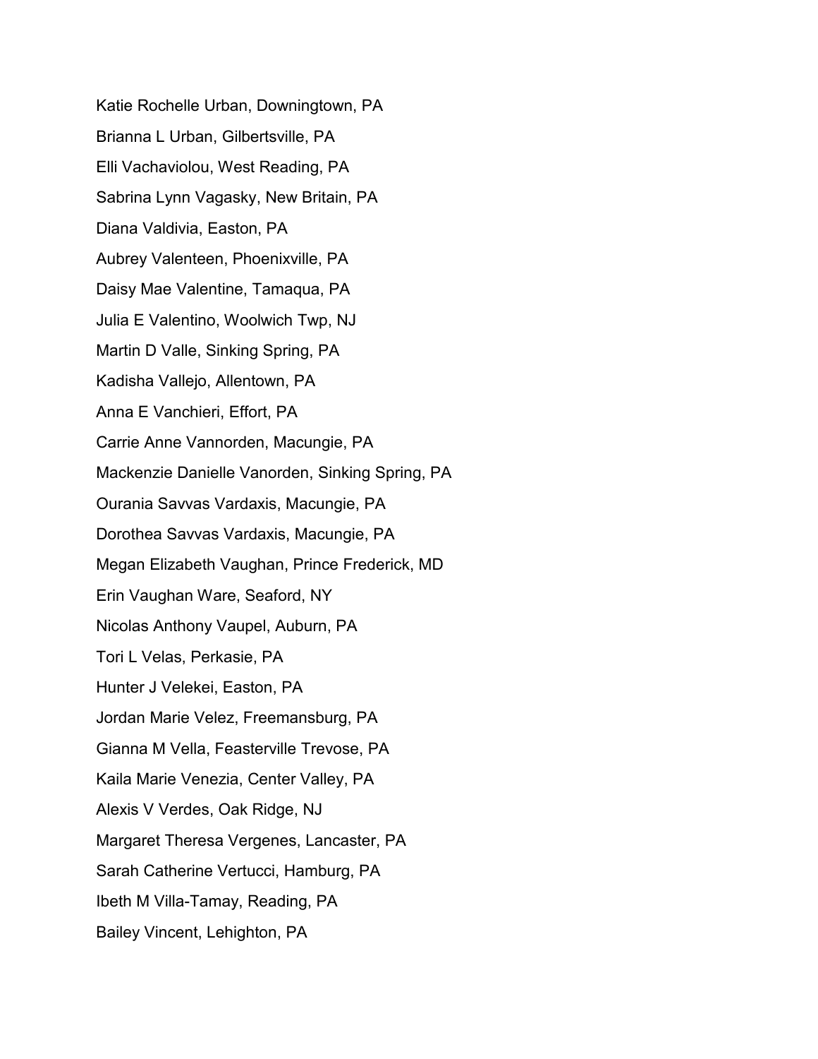Katie Rochelle Urban, Downingtown, PA

Brianna L Urban, Gilbertsville, PA

Elli Vachaviolou, West Reading, PA

Sabrina Lynn Vagasky, New Britain, PA

Diana Valdivia, Easton, PA

Aubrey Valenteen, Phoenixville, PA

Daisy Mae Valentine, Tamaqua, PA

Julia E Valentino, Woolwich Twp, NJ

Martin D Valle, Sinking Spring, PA

Kadisha Vallejo, Allentown, PA

Anna E Vanchieri, Effort, PA

Carrie Anne Vannorden, Macungie, PA

Mackenzie Danielle Vanorden, Sinking Spring, PA

Ourania Savvas Vardaxis, Macungie, PA

Dorothea Savvas Vardaxis, Macungie, PA

Megan Elizabeth Vaughan, Prince Frederick, MD

Erin Vaughan Ware, Seaford, NY

Nicolas Anthony Vaupel, Auburn, PA

Tori L Velas, Perkasie, PA

Hunter J Velekei, Easton, PA

Jordan Marie Velez, Freemansburg, PA

Gianna M Vella, Feasterville Trevose, PA

Kaila Marie Venezia, Center Valley, PA

Alexis V Verdes, Oak Ridge, NJ

Margaret Theresa Vergenes, Lancaster, PA

Sarah Catherine Vertucci, Hamburg, PA

Ibeth M Villa-Tamay, Reading, PA

Bailey Vincent, Lehighton, PA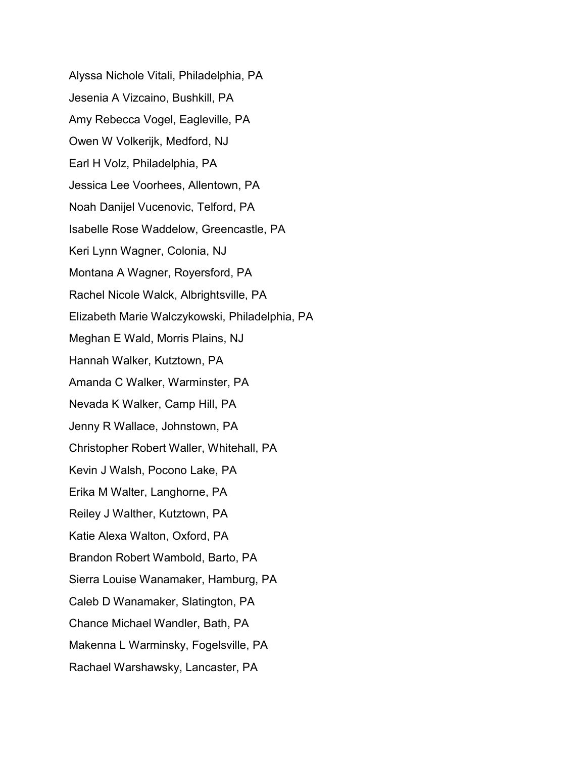Alyssa Nichole Vitali, Philadelphia, PA

Jesenia A Vizcaino, Bushkill, PA

Amy Rebecca Vogel, Eagleville, PA

Owen W Volkerijk, Medford, NJ

Earl H Volz, Philadelphia, PA

Jessica Lee Voorhees, Allentown, PA

Noah Danijel Vucenovic, Telford, PA

Isabelle Rose Waddelow, Greencastle, PA

Keri Lynn Wagner, Colonia, NJ

Montana A Wagner, Royersford, PA

Rachel Nicole Walck, Albrightsville, PA

Elizabeth Marie Walczykowski, Philadelphia, PA

Meghan E Wald, Morris Plains, NJ

Hannah Walker, Kutztown, PA

Amanda C Walker, Warminster, PA

Nevada K Walker, Camp Hill, PA

Jenny R Wallace, Johnstown, PA

Christopher Robert Waller, Whitehall, PA

Kevin J Walsh, Pocono Lake, PA

Erika M Walter, Langhorne, PA

Reiley J Walther, Kutztown, PA

Katie Alexa Walton, Oxford, PA

Brandon Robert Wambold, Barto, PA

Sierra Louise Wanamaker, Hamburg, PA

Caleb D Wanamaker, Slatington, PA

Chance Michael Wandler, Bath, PA

Makenna L Warminsky, Fogelsville, PA

Rachael Warshawsky, Lancaster, PA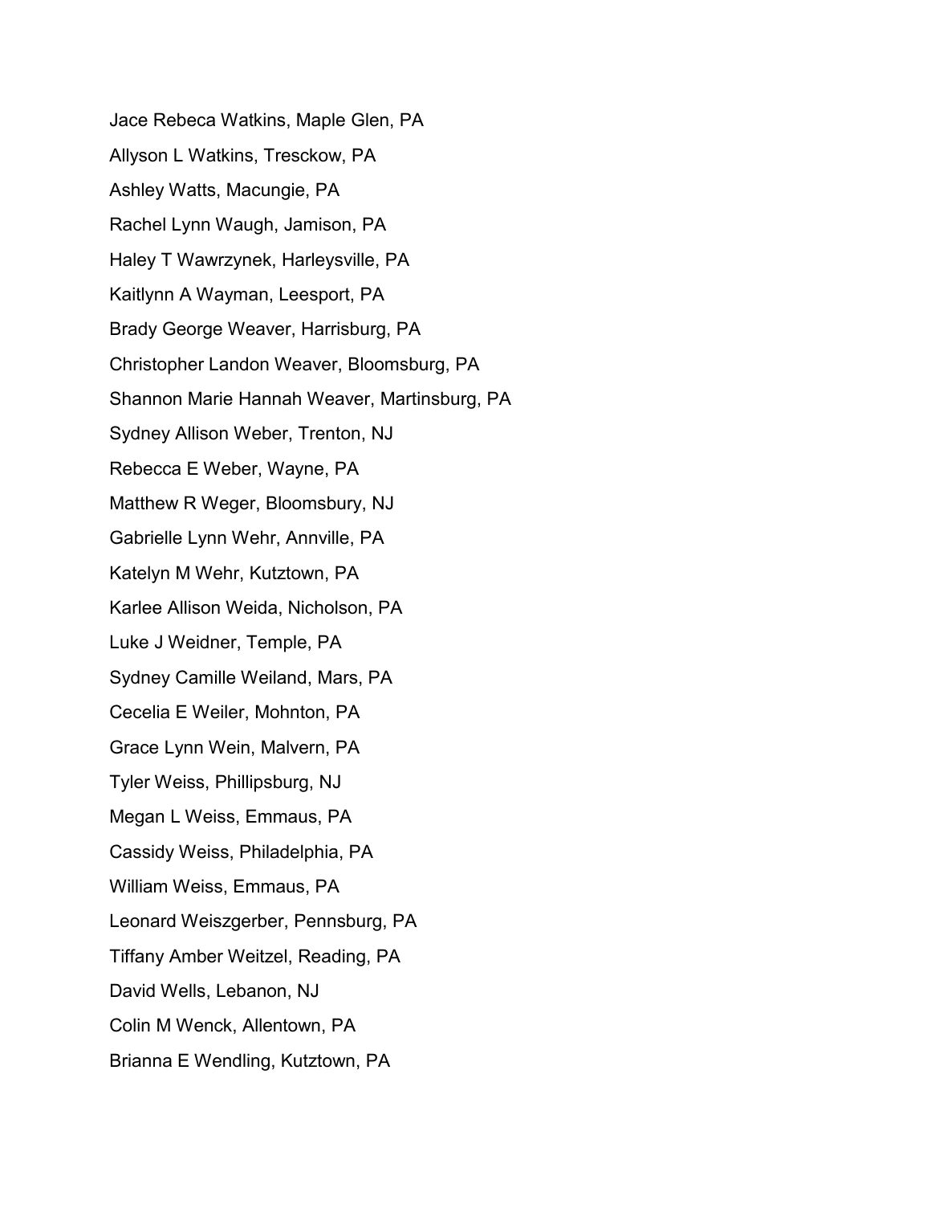Jace Rebeca Watkins, Maple Glen, PA

Allyson L Watkins, Tresckow, PA

Ashley Watts, Macungie, PA

Rachel Lynn Waugh, Jamison, PA

Haley T Wawrzynek, Harleysville, PA

Kaitlynn A Wayman, Leesport, PA

Brady George Weaver, Harrisburg, PA

Christopher Landon Weaver, Bloomsburg, PA

Shannon Marie Hannah Weaver, Martinsburg, PA

Sydney Allison Weber, Trenton, NJ

Rebecca E Weber, Wayne, PA

Matthew R Weger, Bloomsbury, NJ

Gabrielle Lynn Wehr, Annville, PA

Katelyn M Wehr, Kutztown, PA

Karlee Allison Weida, Nicholson, PA

Luke J Weidner, Temple, PA

Sydney Camille Weiland, Mars, PA

Cecelia E Weiler, Mohnton, PA

Grace Lynn Wein, Malvern, PA

Tyler Weiss, Phillipsburg, NJ

Megan L Weiss, Emmaus, PA

Cassidy Weiss, Philadelphia, PA

William Weiss, Emmaus, PA

Leonard Weiszgerber, Pennsburg, PA

Tiffany Amber Weitzel, Reading, PA

David Wells, Lebanon, NJ

Colin M Wenck, Allentown, PA

Brianna E Wendling, Kutztown, PA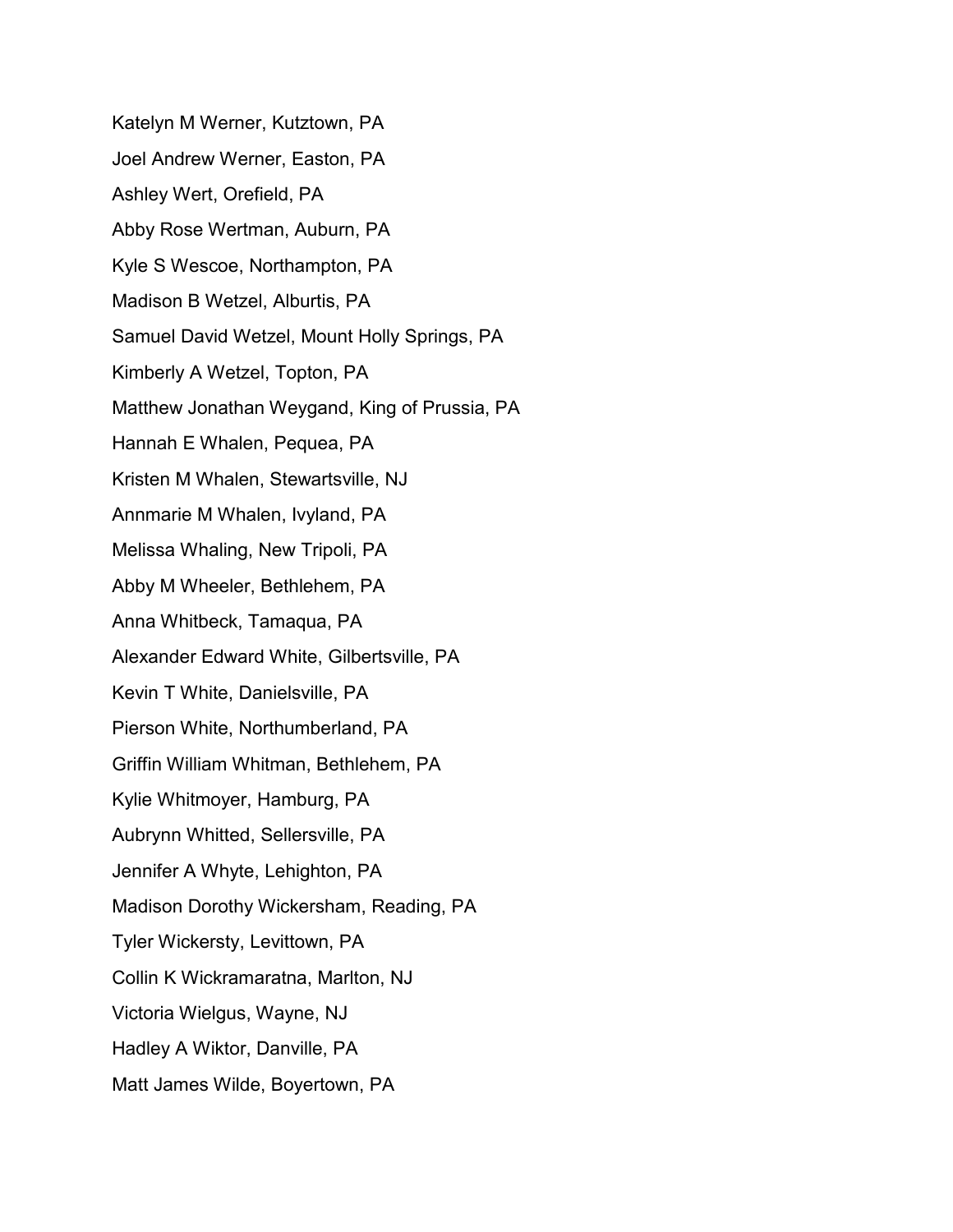Katelyn M Werner, Kutztown, PA

Joel Andrew Werner, Easton, PA

Ashley Wert, Orefield, PA

Abby Rose Wertman, Auburn, PA

Kyle S Wescoe, Northampton, PA

Madison B Wetzel, Alburtis, PA

Samuel David Wetzel, Mount Holly Springs, PA

Kimberly A Wetzel, Topton, PA

Matthew Jonathan Weygand, King of Prussia, PA

Hannah E Whalen, Pequea, PA

Kristen M Whalen, Stewartsville, NJ

Annmarie M Whalen, Ivyland, PA

Melissa Whaling, New Tripoli, PA

Abby M Wheeler, Bethlehem, PA

Anna Whitbeck, Tamaqua, PA

Alexander Edward White, Gilbertsville, PA

Kevin T White, Danielsville, PA

Pierson White, Northumberland, PA

Griffin William Whitman, Bethlehem, PA

Kylie Whitmoyer, Hamburg, PA

Aubrynn Whitted, Sellersville, PA

Jennifer A Whyte, Lehighton, PA

Madison Dorothy Wickersham, Reading, PA

Tyler Wickersty, Levittown, PA

Collin K Wickramaratna, Marlton, NJ

Victoria Wielgus, Wayne, NJ

Hadley A Wiktor, Danville, PA

Matt James Wilde, Boyertown, PA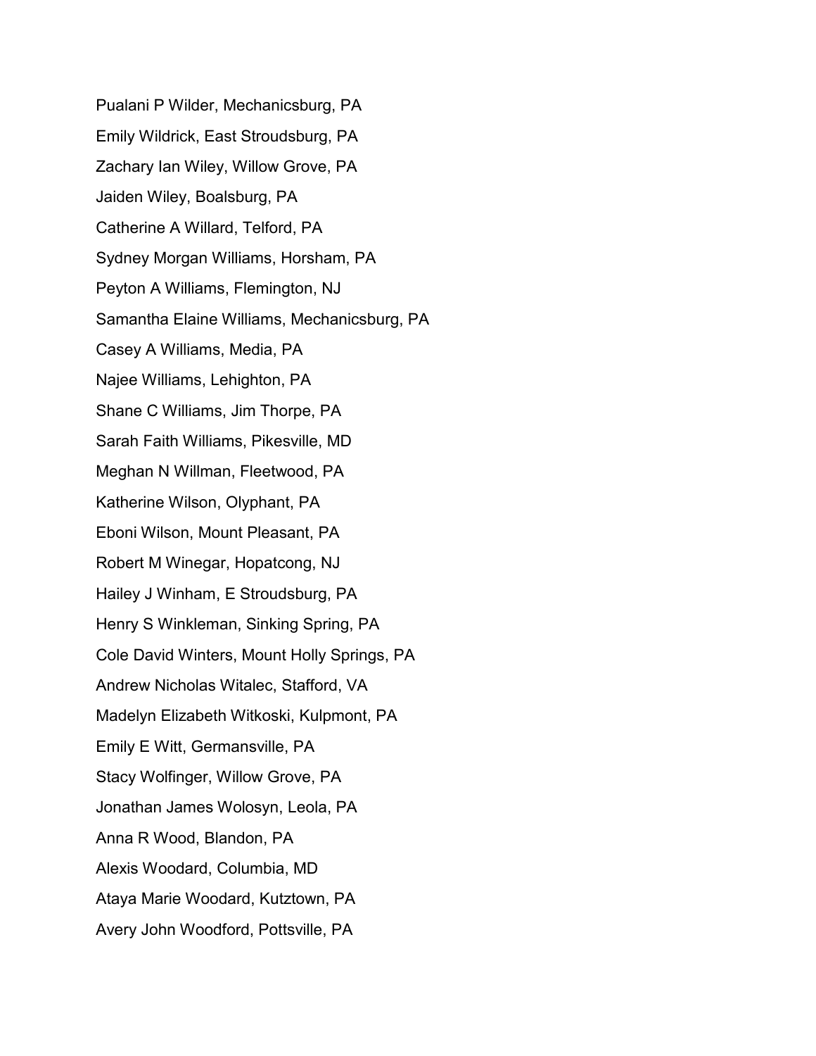Pualani P Wilder, Mechanicsburg, PA

Emily Wildrick, East Stroudsburg, PA

Zachary Ian Wiley, Willow Grove, PA

Jaiden Wiley, Boalsburg, PA

Catherine A Willard, Telford, PA

Sydney Morgan Williams, Horsham, PA

Peyton A Williams, Flemington, NJ

Samantha Elaine Williams, Mechanicsburg, PA

Casey A Williams, Media, PA

Najee Williams, Lehighton, PA

Shane C Williams, Jim Thorpe, PA

Sarah Faith Williams, Pikesville, MD

Meghan N Willman, Fleetwood, PA

Katherine Wilson, Olyphant, PA

Eboni Wilson, Mount Pleasant, PA

Robert M Winegar, Hopatcong, NJ

Hailey J Winham, E Stroudsburg, PA

Henry S Winkleman, Sinking Spring, PA

Cole David Winters, Mount Holly Springs, PA

Andrew Nicholas Witalec, Stafford, VA

Madelyn Elizabeth Witkoski, Kulpmont, PA

Emily E Witt, Germansville, PA

Stacy Wolfinger, Willow Grove, PA

Jonathan James Wolosyn, Leola, PA

Anna R Wood, Blandon, PA

Alexis Woodard, Columbia, MD

Ataya Marie Woodard, Kutztown, PA

Avery John Woodford, Pottsville, PA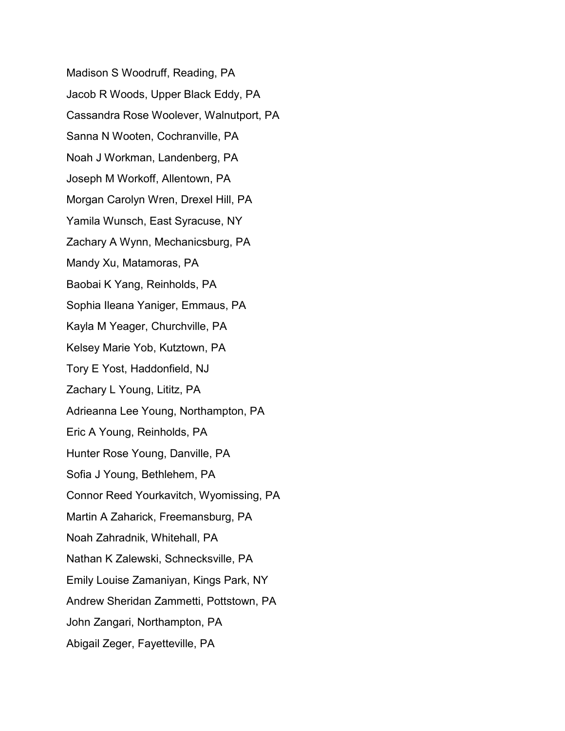Madison S Woodruff, Reading, PA

Jacob R Woods, Upper Black Eddy, PA

Cassandra Rose Woolever, Walnutport, PA

Sanna N Wooten, Cochranville, PA

Noah J Workman, Landenberg, PA

Joseph M Workoff, Allentown, PA

Morgan Carolyn Wren, Drexel Hill, PA

Yamila Wunsch, East Syracuse, NY

Zachary A Wynn, Mechanicsburg, PA

Mandy Xu, Matamoras, PA

Baobai K Yang, Reinholds, PA

Sophia Ileana Yaniger, Emmaus, PA

Kayla M Yeager, Churchville, PA

Kelsey Marie Yob, Kutztown, PA

Tory E Yost, Haddonfield, NJ

Zachary L Young, Lititz, PA

Adrieanna Lee Young, Northampton, PA

Eric A Young, Reinholds, PA

Hunter Rose Young, Danville, PA

Sofia J Young, Bethlehem, PA

Connor Reed Yourkavitch, Wyomissing, PA

Martin A Zaharick, Freemansburg, PA

Noah Zahradnik, Whitehall, PA

Nathan K Zalewski, Schnecksville, PA

Emily Louise Zamaniyan, Kings Park, NY

Andrew Sheridan Zammetti, Pottstown, PA

John Zangari, Northampton, PA

Abigail Zeger, Fayetteville, PA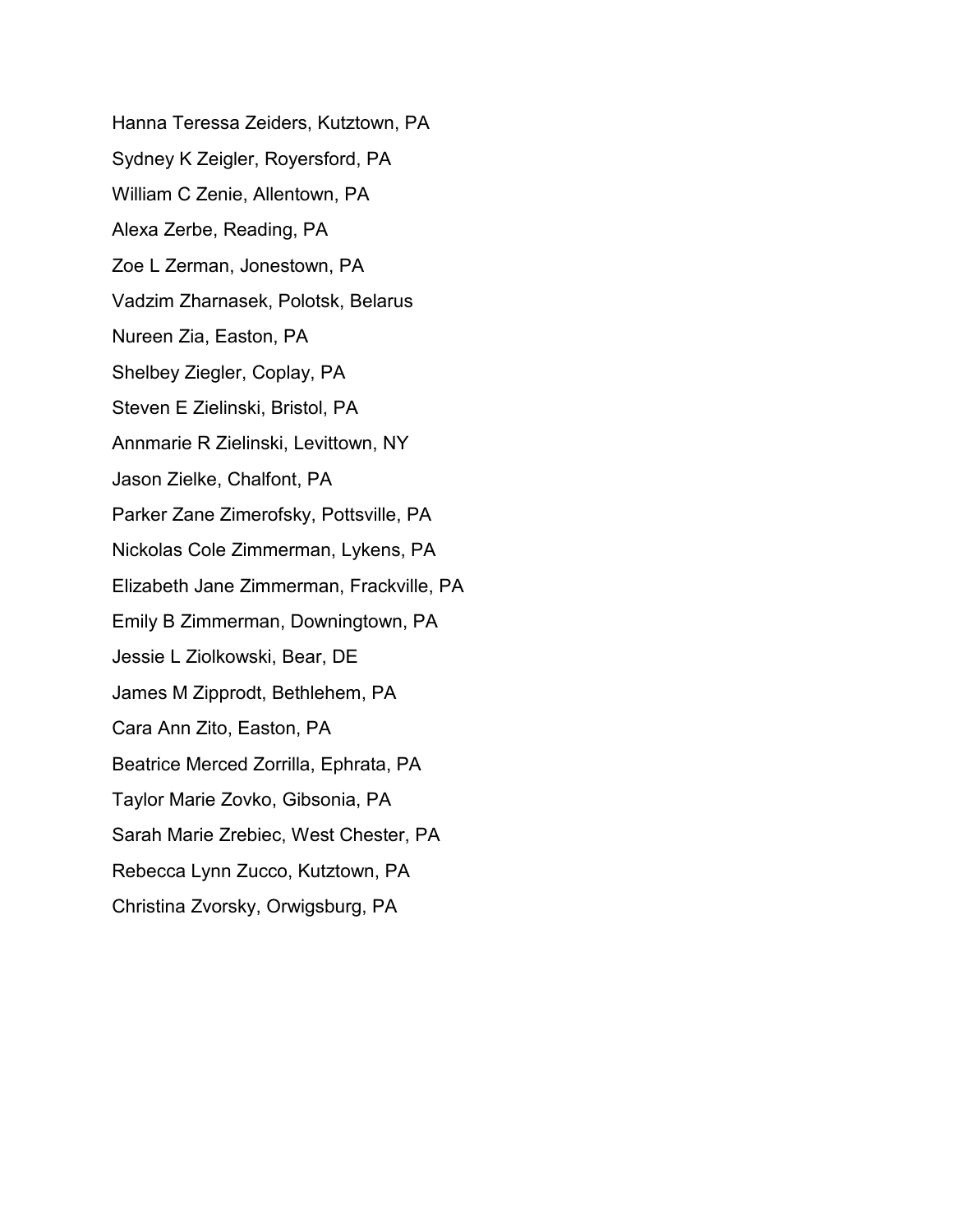Hanna Teressa Zeiders, Kutztown, PA

Sydney K Zeigler, Royersford, PA

William C Zenie, Allentown, PA

Alexa Zerbe, Reading, PA

Zoe L Zerman, Jonestown, PA

Vadzim Zharnasek, Polotsk, Belarus

Nureen Zia, Easton, PA

Shelbey Ziegler, Coplay, PA

Steven E Zielinski, Bristol, PA

Annmarie R Zielinski, Levittown, NY

Jason Zielke, Chalfont, PA

Parker Zane Zimerofsky, Pottsville, PA

Nickolas Cole Zimmerman, Lykens, PA

Elizabeth Jane Zimmerman, Frackville, PA

Emily B Zimmerman, Downingtown, PA

Jessie L Ziolkowski, Bear, DE

James M Zipprodt, Bethlehem, PA

Cara Ann Zito, Easton, PA

Beatrice Merced Zorrilla, Ephrata, PA

Taylor Marie Zovko, Gibsonia, PA

Sarah Marie Zrebiec, West Chester, PA

Rebecca Lynn Zucco, Kutztown, PA

Christina Zvorsky, Orwigsburg, PA